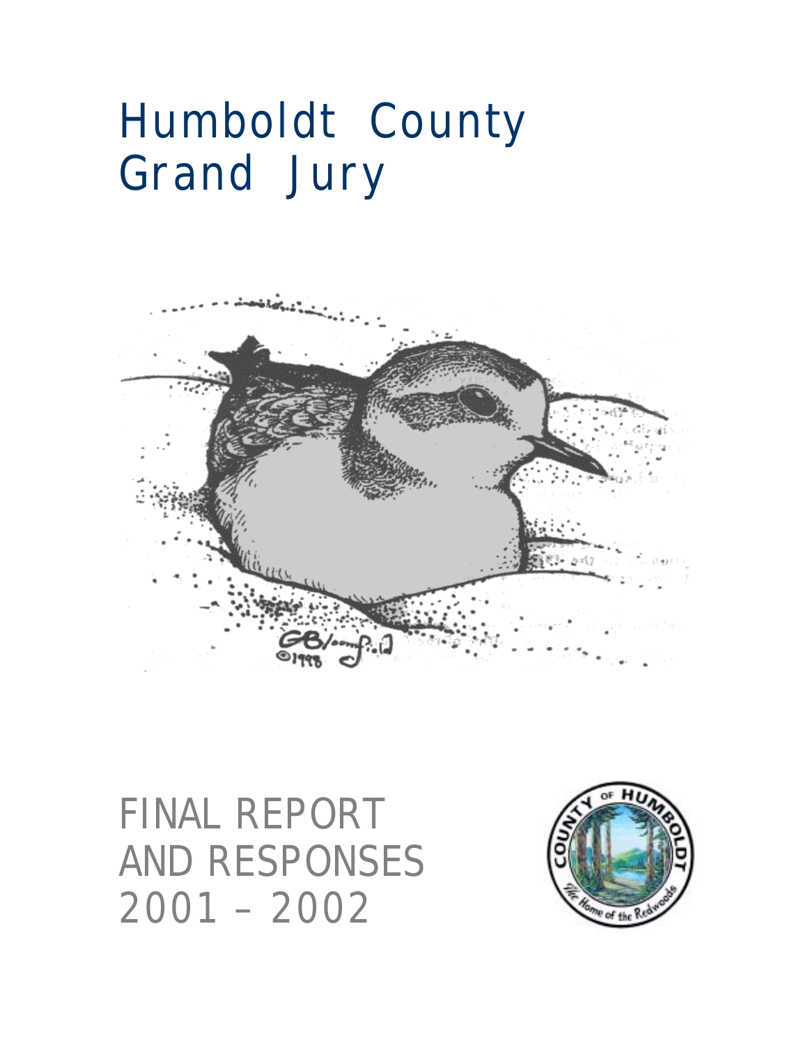# Humboldt County Grand Jury

FINAL REPORT AND RESPONSES 2001 – 2002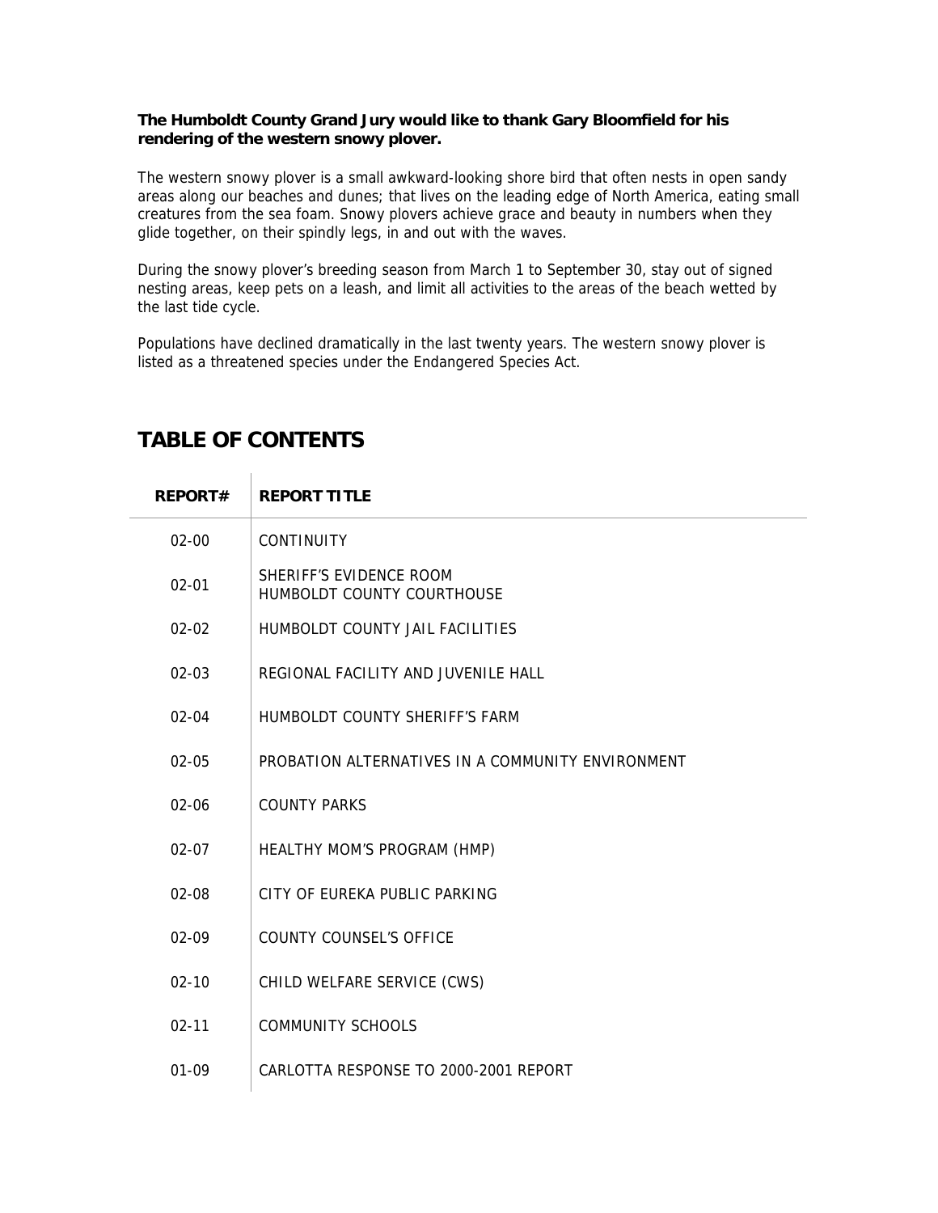**The Humboldt County Grand Jury would like to thank Gary Bloomfield for his rendering of the western snowy plover.**

The western snowy plover is a small awkward-looking shore bird that often nests in open sandy areas along our beaches and dunes; that lives on the leading edge of North America, eating small creatures from the sea foam. Snowy plovers achieve grace and beauty in numbers when they glide together, on their spindly legs, in and out with the waves.

During the snowy plover's breeding season from March 1 to September 30, stay out of signed nesting areas, keep pets on a leash, and limit all activities to the areas of the beach wetted by the last tide cycle.

Populations have declined dramatically in the last twenty years. The western snowy plover is listed as a threatened species under the Endangered Species Act.

# TABLE OF CONTENTS

| REPORT# | REPORT TITLE |
|---|---|
| 02-00 | CONTINUITY |
| 02-01 | SHERIFF'S EVIDENCE ROOM<br>HUMBOLDT COUNTY COURTHOUSE |
| 02-02 | HUMBOLDT COUNTY JAIL FACILITIES |
| 02-03 | REGIONAL FACILITY AND JUVENILE HALL |
| 02-04 | HUMBOLDT COUNTY SHERIFF'S FARM |
| 02-05 | PROBATION ALTERNATIVES IN A COMMUNITY ENVIRONMENT |
| 02-06 | COUNTY PARKS |
| 02-07 | HEALTHY MOM'S PROGRAM (HMP) |
| 02-08 | CITY OF EUREKA PUBLIC PARKING |
| 02-09 | COUNTY COUNSEL'S OFFICE |
| 02-10 | CHILD WELFARE SERVICE (CWS) |
| 02-11 | COMMUNITY SCHOOLS |
| 01-09 | CARLOTTA RESPONSE TO 2000-2001 REPORT |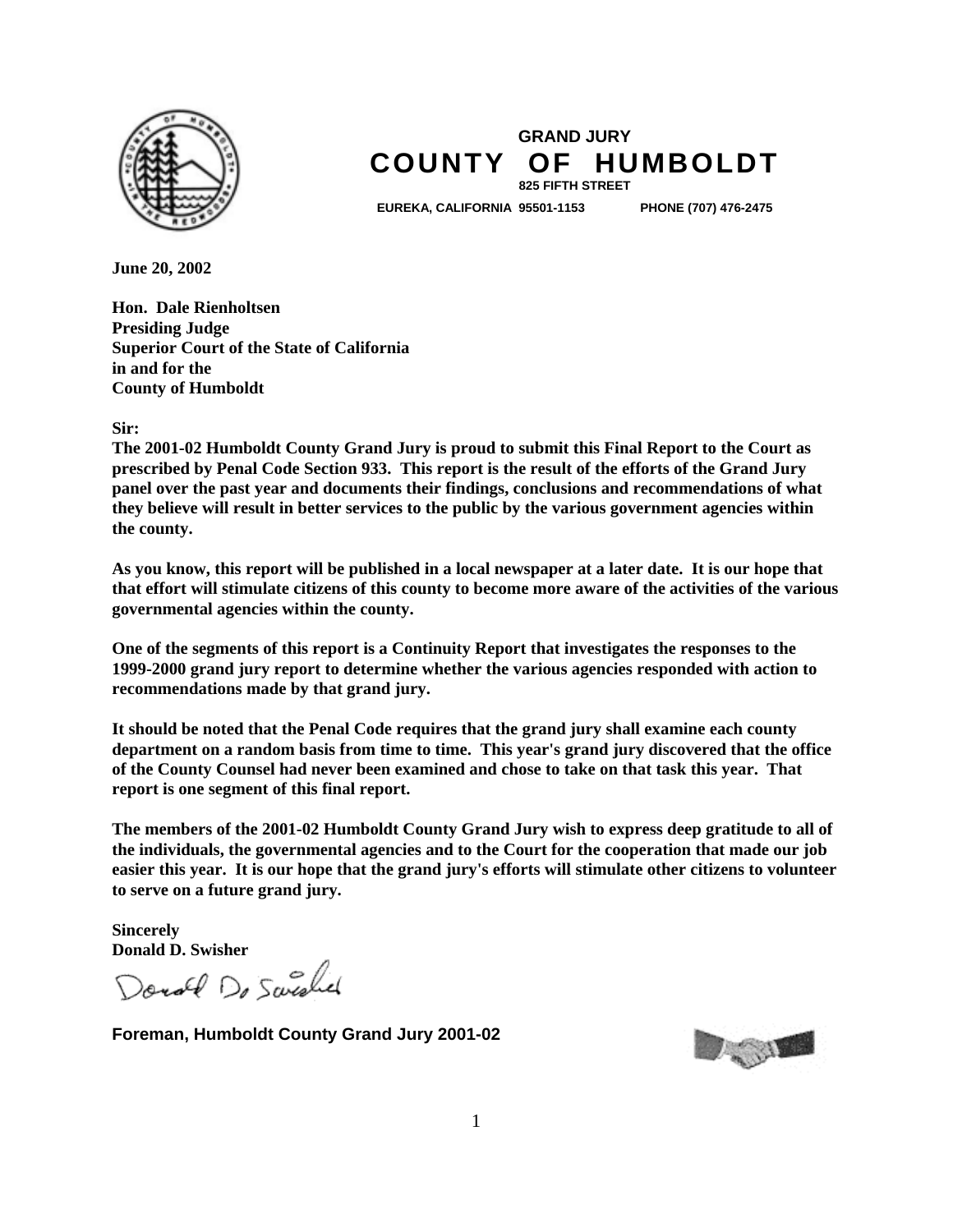**GRAND JURY**

# COUNTY OF HUMBOLDT

**825 FIFTH STREET**

**EUREKA, CALIFORNIA 95501-1153 PHONE (707) 476-2475**

**June 20, 2002**

**Hon. Dale Rienholtsen**
**Presiding Judge**
**Superior Court of the State of California**
**in and for the**
**County of Humboldt**

**Sir:**

**The 2001-02 Humboldt County Grand Jury is proud to submit this Final Report to the Court as prescribed by Penal Code Section 933. This report is the result of the efforts of the Grand Jury panel over the past year and documents their findings, conclusions and recommendations of what they believe will result in better services to the public by the various government agencies within the county.**

**As you know, this report will be published in a local newspaper at a later date. It is our hope that that effort will stimulate citizens of this county to become more aware of the activities of the various governmental agencies within the county.**

**One of the segments of this report is a Continuity Report that investigates the responses to the 1999-2000 grand jury report to determine whether the various agencies responded with action to recommendations made by that grand jury.**

**It should be noted that the Penal Code requires that the grand jury shall examine each county department on a random basis from time to time. This year's grand jury discovered that the office of the County Counsel had never been examined and chose to take on that task this year. That report is one segment of this final report.**

**The members of the 2001-02 Humboldt County Grand Jury wish to express deep gratitude to all of the individuals, the governmental agencies and to the Court for the cooperation that made our job easier this year. It is our hope that the grand jury's efforts will stimulate other citizens to volunteer to serve on a future grand jury.**

**Sincerely**
**Donald D. Swisher**

**Foreman, Humboldt County Grand Jury 2001-02**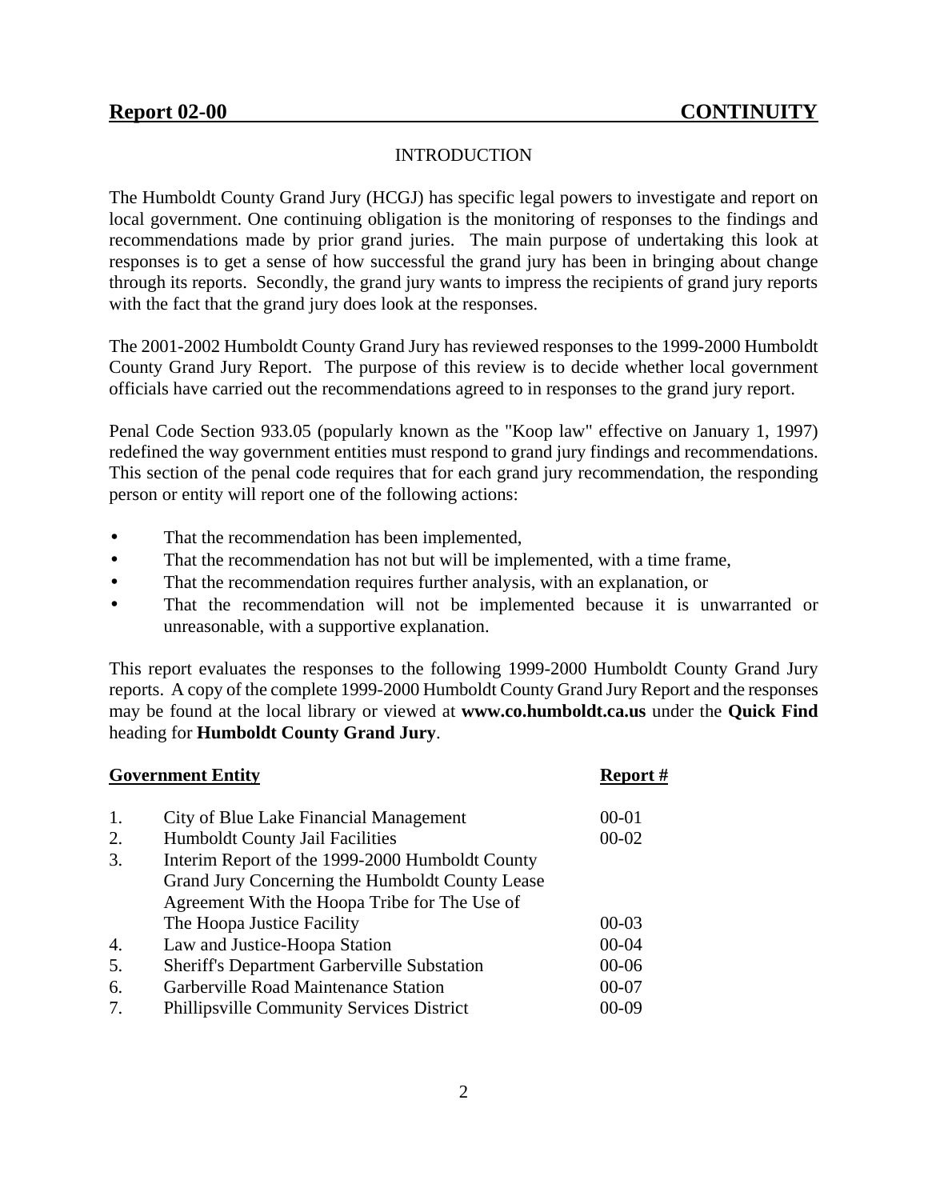## Report 02-00 CONTINUITY

### INTRODUCTION

The Humboldt County Grand Jury (HCGJ) has specific legal powers to investigate and report on local government. One continuing obligation is the monitoring of responses to the findings and recommendations made by prior grand juries. The main purpose of undertaking this look at responses is to get a sense of how successful the grand jury has been in bringing about change through its reports. Secondly, the grand jury wants to impress the recipients of grand jury reports with the fact that the grand jury does look at the responses.

The 2001-2002 Humboldt County Grand Jury has reviewed responses to the 1999-2000 Humboldt County Grand Jury Report. The purpose of this review is to decide whether local government officials have carried out the recommendations agreed to in responses to the grand jury report.

Penal Code Section 933.05 (popularly known as the "Koop law" effective on January 1, 1997) redefined the way government entities must respond to grand jury findings and recommendations. This section of the penal code requires that for each grand jury recommendation, the responding person or entity will report one of the following actions:

- That the recommendation has been implemented,
- That the recommendation has not but will be implemented, with a time frame,
- That the recommendation requires further analysis, with an explanation, or
- That the recommendation will not be implemented because it is unwarranted or unreasonable, with a supportive explanation.

This report evaluates the responses to the following 1999-2000 Humboldt County Grand Jury reports. A copy of the complete 1999-2000 Humboldt County Grand Jury Report and the responses may be found at the local library or viewed at **www.co.humboldt.ca.us** under the **Quick Find** heading for **Humboldt County Grand Jury**.

| | **Government Entity** | **Report #** |
|---|---|---|
| 1. | City of Blue Lake Financial Management | 00-01 |
| 2. | Humboldt County Jail Facilities | 00-02 |
| 3. | Interim Report of the 1999-2000 Humboldt County Grand Jury Concerning the Humboldt County Lease Agreement With the Hoopa Tribe for The Use of The Hoopa Justice Facility | 00-03 |
| 4. | Law and Justice-Hoopa Station | 00-04 |
| 5. | Sheriff's Department Garberville Substation | 00-06 |
| 6. | Garberville Road Maintenance Station | 00-07 |
| 7. | Phillipsville Community Services District | 00-09 |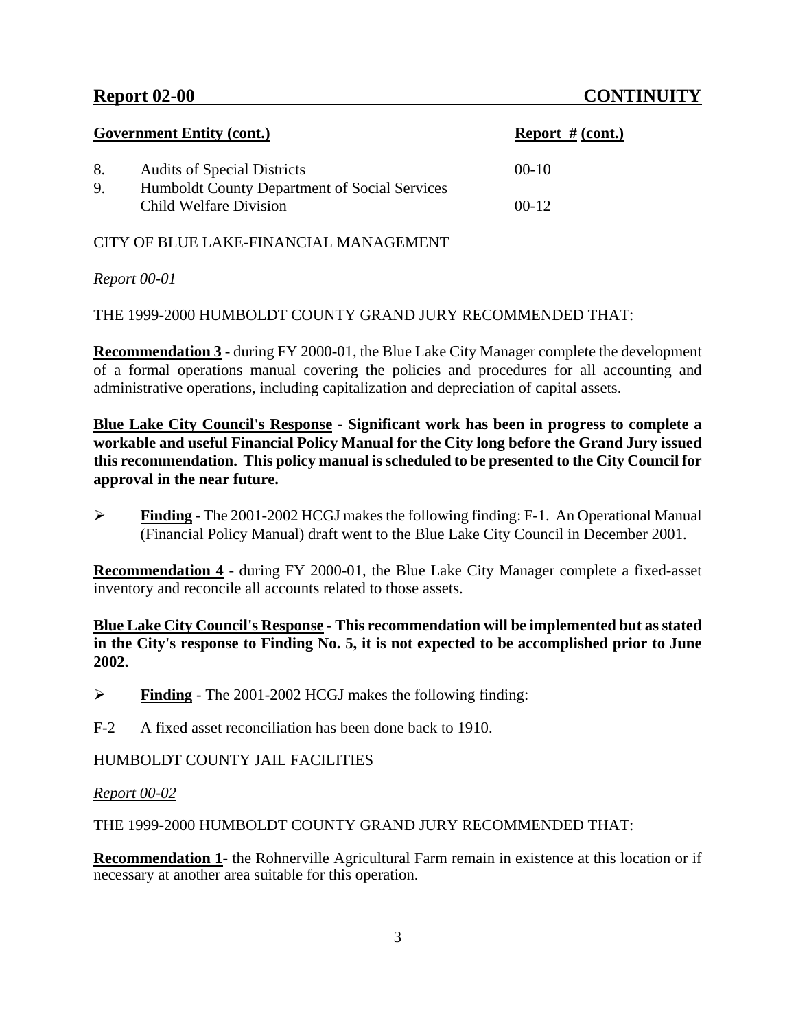**Report 02-00** **CONTINUITY**

| **Government Entity (cont.)** | **Report # (cont.)** |
|---|---|
| 8. Audits of Special Districts | 00-10 |
| 9. Humboldt County Department of Social Services Child Welfare Division | 00-12 |

CITY OF BLUE LAKE-FINANCIAL MANAGEMENT

*Report 00-01*

THE 1999-2000 HUMBOLDT COUNTY GRAND JURY RECOMMENDED THAT:

**Recommendation 3** - during FY 2000-01, the Blue Lake City Manager complete the development of a formal operations manual covering the policies and procedures for all accounting and administrative operations, including capitalization and depreciation of capital assets.

**Blue Lake City Council's Response - Significant work has been in progress to complete a workable and useful Financial Policy Manual for the City long before the Grand Jury issued this recommendation. This policy manual is scheduled to be presented to the City Council for approval in the near future.**

- **Finding** - The 2001-2002 HCGJ makes the following finding: F-1. An Operational Manual (Financial Policy Manual) draft went to the Blue Lake City Council in December 2001.

**Recommendation 4** - during FY 2000-01, the Blue Lake City Manager complete a fixed-asset inventory and reconcile all accounts related to those assets.

**Blue Lake City Council's Response - This recommendation will be implemented but as stated in the City's response to Finding No. 5, it is not expected to be accomplished prior to June 2002.**

- **Finding** - The 2001-2002 HCGJ makes the following finding:

F-2 A fixed asset reconciliation has been done back to 1910.

HUMBOLDT COUNTY JAIL FACILITIES

*Report 00-02*

THE 1999-2000 HUMBOLDT COUNTY GRAND JURY RECOMMENDED THAT:

**Recommendation 1**- the Rohnerville Agricultural Farm remain in existence at this location or if necessary at another area suitable for this operation.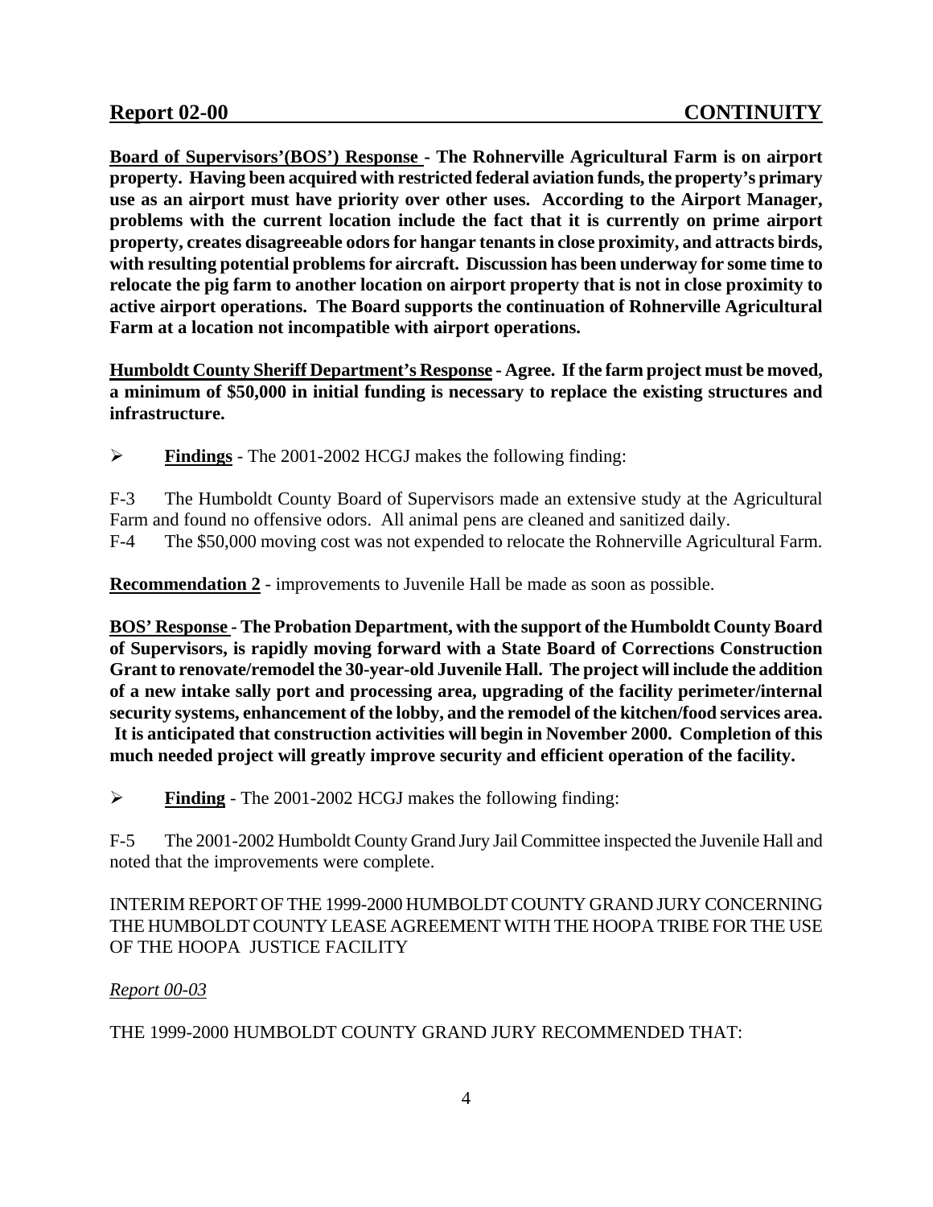**Board of Supervisors'(BOS') Response - The Rohnerville Agricultural Farm is on airport property. Having been acquired with restricted federal aviation funds, the property's primary use as an airport must have priority over other uses. According to the Airport Manager, problems with the current location include the fact that it is currently on prime airport property, creates disagreeable odors for hangar tenants in close proximity, and attracts birds, with resulting potential problems for aircraft. Discussion has been underway for some time to relocate the pig farm to another location on airport property that is not in close proximity to active airport operations. The Board supports the continuation of Rohnerville Agricultural Farm at a location not incompatible with airport operations.**

**Humboldt County Sheriff Department's Response - Agree. If the farm project must be moved, a minimum of $50,000 in initial funding is necessary to replace the existing structures and infrastructure.**

➢ **Findings** - The 2001-2002 HCGJ makes the following finding:

F-3 The Humboldt County Board of Supervisors made an extensive study at the Agricultural Farm and found no offensive odors. All animal pens are cleaned and sanitized daily.

F-4 The $50,000 moving cost was not expended to relocate the Rohnerville Agricultural Farm.

**Recommendation 2** - improvements to Juvenile Hall be made as soon as possible.

**BOS' Response - The Probation Department, with the support of the Humboldt County Board of Supervisors, is rapidly moving forward with a State Board of Corrections Construction Grant to renovate/remodel the 30-year-old Juvenile Hall. The project will include the addition of a new intake sally port and processing area, upgrading of the facility perimeter/internal security systems, enhancement of the lobby, and the remodel of the kitchen/food services area. It is anticipated that construction activities will begin in November 2000. Completion of this much needed project will greatly improve security and efficient operation of the facility.**

➢ **Finding** - The 2001-2002 HCGJ makes the following finding:

F-5 The 2001-2002 Humboldt County Grand Jury Jail Committee inspected the Juvenile Hall and noted that the improvements were complete.

INTERIM REPORT OF THE 1999-2000 HUMBOLDT COUNTY GRAND JURY CONCERNING THE HUMBOLDT COUNTY LEASE AGREEMENT WITH THE HOOPA TRIBE FOR THE USE OF THE HOOPA JUSTICE FACILITY

*Report 00-03*

THE 1999-2000 HUMBOLDT COUNTY GRAND JURY RECOMMENDED THAT: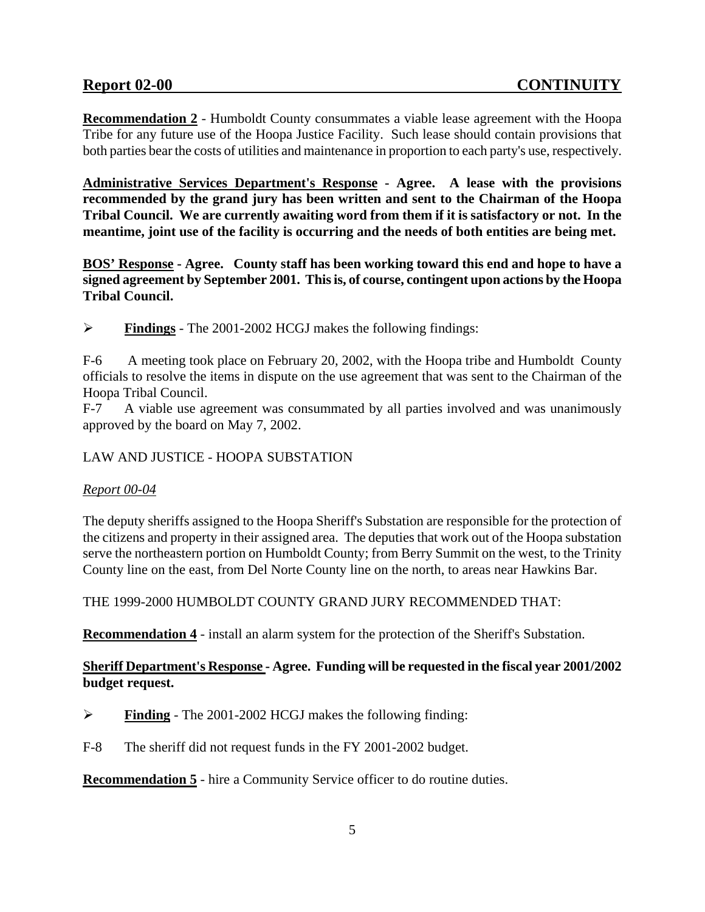**Recommendation 2** - Humboldt County consummates a viable lease agreement with the Hoopa Tribe for any future use of the Hoopa Justice Facility. Such lease should contain provisions that both parties bear the costs of utilities and maintenance in proportion to each party's use, respectively.

**Administrative Services Department's Response - Agree. A lease with the provisions recommended by the grand jury has been written and sent to the Chairman of the Hoopa Tribal Council. We are currently awaiting word from them if it is satisfactory or not. In the meantime, joint use of the facility is occurring and the needs of both entities are being met.**

**BOS' Response - Agree. County staff has been working toward this end and hope to have a signed agreement by September 2001. This is, of course, contingent upon actions by the Hoopa Tribal Council.**

- **Findings** - The 2001-2002 HCGJ makes the following findings:

F-6 A meeting took place on February 20, 2002, with the Hoopa tribe and Humboldt County officials to resolve the items in dispute on the use agreement that was sent to the Chairman of the Hoopa Tribal Council.

F-7 A viable use agreement was consummated by all parties involved and was unanimously approved by the board on May 7, 2002.

LAW AND JUSTICE - HOOPA SUBSTATION

*Report 00-04*

The deputy sheriffs assigned to the Hoopa Sheriff's Substation are responsible for the protection of the citizens and property in their assigned area. The deputies that work out of the Hoopa substation serve the northeastern portion on Humboldt County; from Berry Summit on the west, to the Trinity County line on the east, from Del Norte County line on the north, to areas near Hawkins Bar.

THE 1999-2000 HUMBOLDT COUNTY GRAND JURY RECOMMENDED THAT:

**Recommendation 4** - install an alarm system for the protection of the Sheriff's Substation.

**Sheriff Department's Response - Agree. Funding will be requested in the fiscal year 2001/2002 budget request.**

- **Finding** - The 2001-2002 HCGJ makes the following finding:

F-8 The sheriff did not request funds in the FY 2001-2002 budget.

**Recommendation 5** - hire a Community Service officer to do routine duties.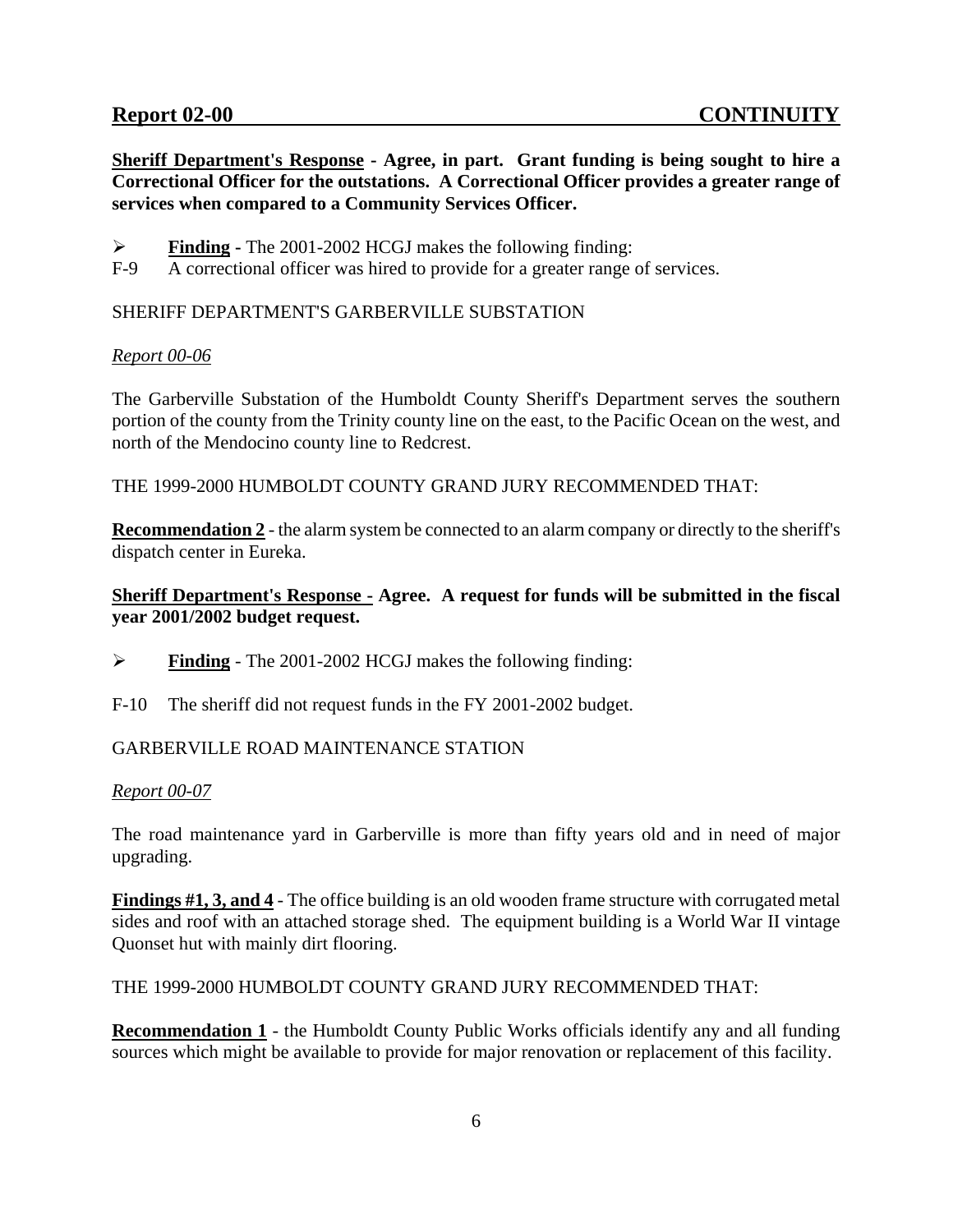**Sheriff Department's Response - Agree, in part. Grant funding is being sought to hire a Correctional Officer for the outstations. A Correctional Officer provides a greater range of services when compared to a Community Services Officer.**

➢ **Finding** - The 2001-2002 HCGJ makes the following finding:

F-9 A correctional officer was hired to provide for a greater range of services.

SHERIFF DEPARTMENT'S GARBERVILLE SUBSTATION

*Report 00-06*

The Garberville Substation of the Humboldt County Sheriff's Department serves the southern portion of the county from the Trinity county line on the east, to the Pacific Ocean on the west, and north of the Mendocino county line to Redcrest.

THE 1999-2000 HUMBOLDT COUNTY GRAND JURY RECOMMENDED THAT:

**Recommendation 2** - the alarm system be connected to an alarm company or directly to the sheriff's dispatch center in Eureka.

**Sheriff Department's Response - Agree. A request for funds will be submitted in the fiscal year 2001/2002 budget request.**

➢ **Finding** - The 2001-2002 HCGJ makes the following finding:

F-10 The sheriff did not request funds in the FY 2001-2002 budget.

GARBERVILLE ROAD MAINTENANCE STATION

*Report 00-07*

The road maintenance yard in Garberville is more than fifty years old and in need of major upgrading.

**Findings #1, 3, and 4** - The office building is an old wooden frame structure with corrugated metal sides and roof with an attached storage shed. The equipment building is a World War II vintage Quonset hut with mainly dirt flooring.

THE 1999-2000 HUMBOLDT COUNTY GRAND JURY RECOMMENDED THAT:

**Recommendation 1** - the Humboldt County Public Works officials identify any and all funding sources which might be available to provide for major renovation or replacement of this facility.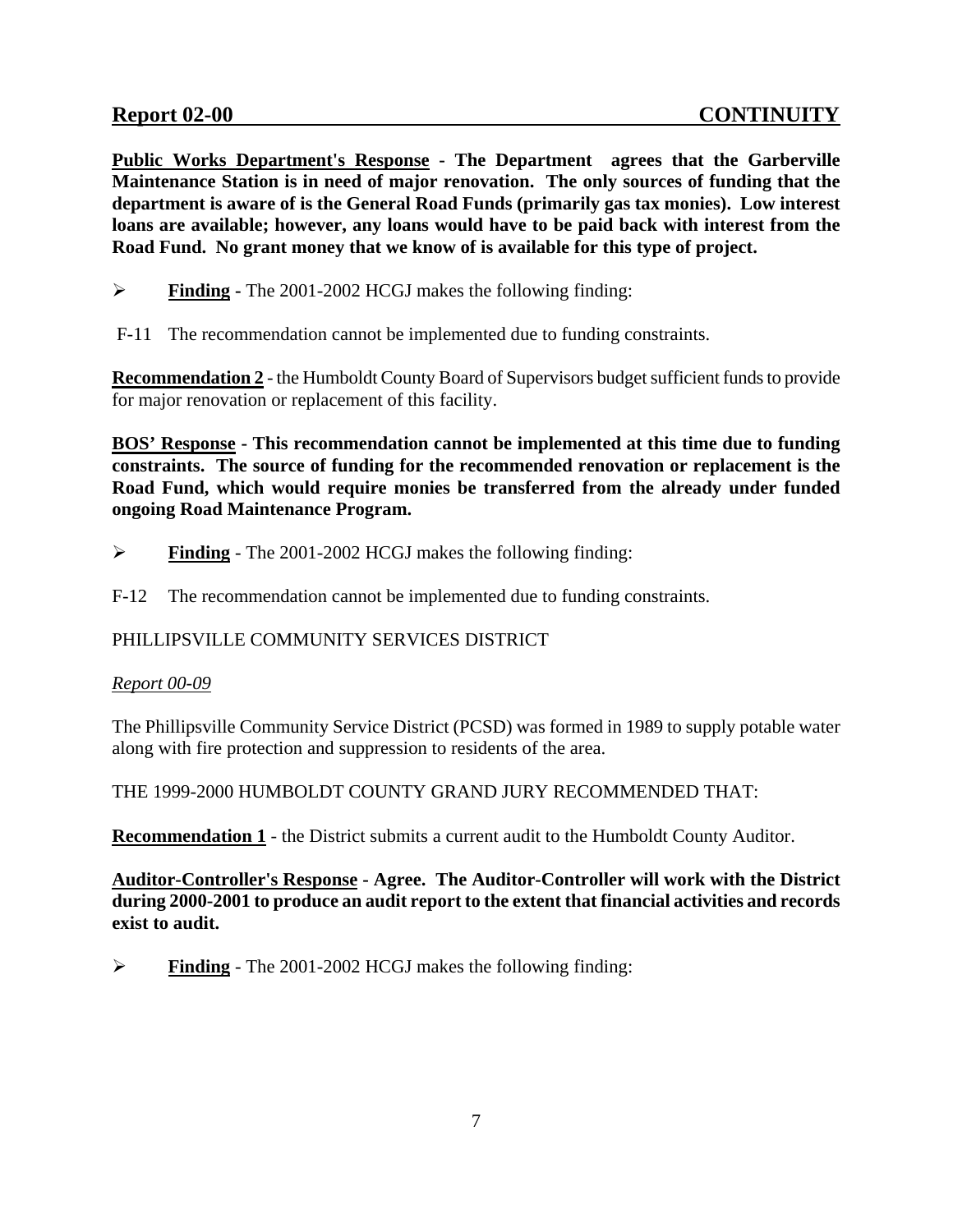**Public Works Department's Response - The Department agrees that the Garberville Maintenance Station is in need of major renovation. The only sources of funding that the department is aware of is the General Road Funds (primarily gas tax monies). Low interest loans are available; however, any loans would have to be paid back with interest from the Road Fund. No grant money that we know of is available for this type of project.**

- **Finding** - The 2001-2002 HCGJ makes the following finding:

F-11 The recommendation cannot be implemented due to funding constraints.

**Recommendation 2** - the Humboldt County Board of Supervisors budget sufficient funds to provide for major renovation or replacement of this facility.

**BOS' Response - This recommendation cannot be implemented at this time due to funding constraints. The source of funding for the recommended renovation or replacement is the Road Fund, which would require monies be transferred from the already under funded ongoing Road Maintenance Program.**

- **Finding** - The 2001-2002 HCGJ makes the following finding:

F-12 The recommendation cannot be implemented due to funding constraints.

PHILLIPSVILLE COMMUNITY SERVICES DISTRICT

*Report 00-09*

The Phillipsville Community Service District (PCSD) was formed in 1989 to supply potable water along with fire protection and suppression to residents of the area.

THE 1999-2000 HUMBOLDT COUNTY GRAND JURY RECOMMENDED THAT:

**Recommendation 1** - the District submits a current audit to the Humboldt County Auditor.

**Auditor-Controller's Response - Agree. The Auditor-Controller will work with the District during 2000-2001 to produce an audit report to the extent that financial activities and records exist to audit.**

- **Finding** - The 2001-2002 HCGJ makes the following finding: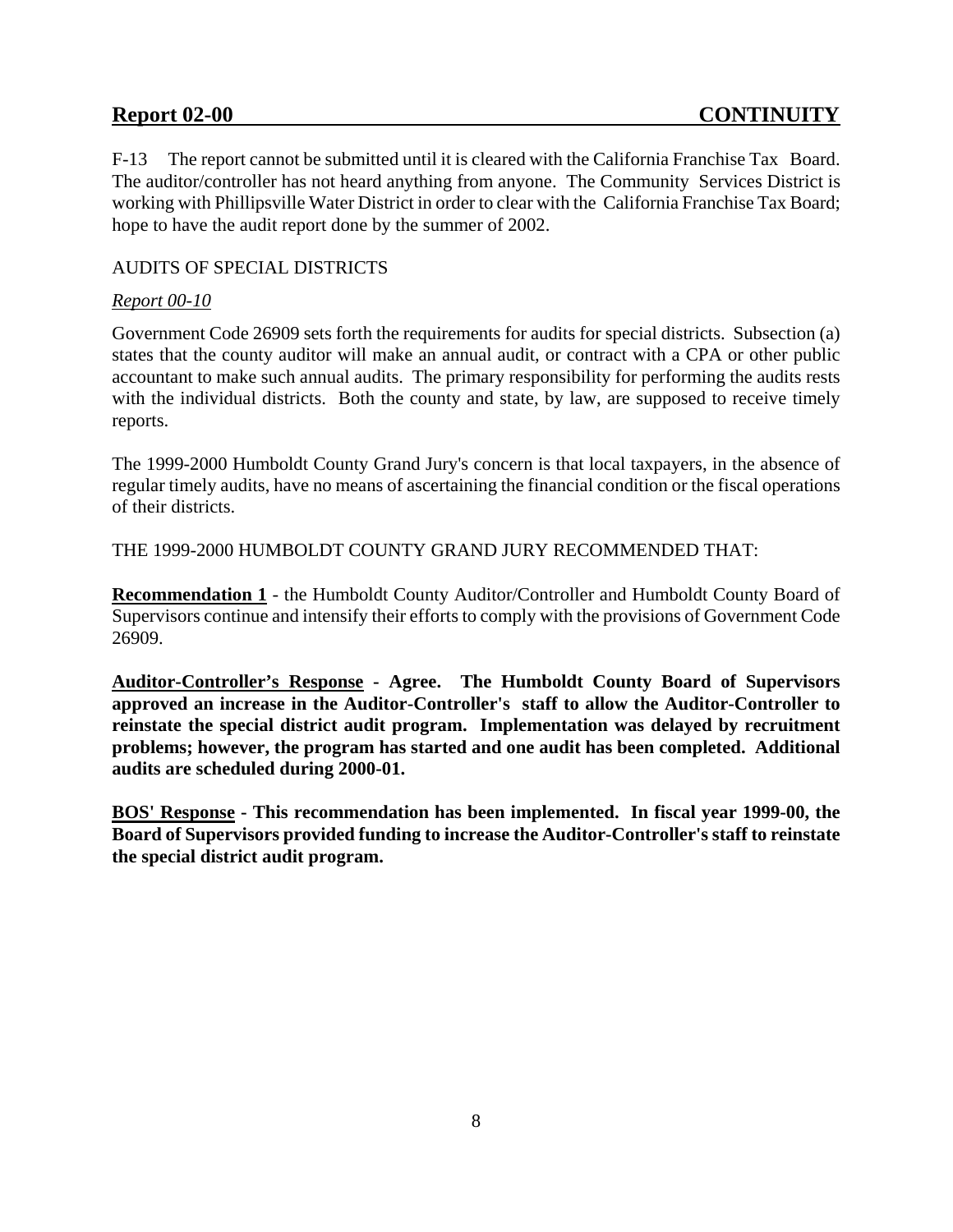F-13 The report cannot be submitted until it is cleared with the California Franchise Tax Board. The auditor/controller has not heard anything from anyone. The Community Services District is working with Phillipsville Water District in order to clear with the California Franchise Tax Board; hope to have the audit report done by the summer of 2002.

AUDITS OF SPECIAL DISTRICTS

*Report 00-10*

Government Code 26909 sets forth the requirements for audits for special districts. Subsection (a) states that the county auditor will make an annual audit, or contract with a CPA or other public accountant to make such annual audits. The primary responsibility for performing the audits rests with the individual districts. Both the county and state, by law, are supposed to receive timely reports.

The 1999-2000 Humboldt County Grand Jury's concern is that local taxpayers, in the absence of regular timely audits, have no means of ascertaining the financial condition or the fiscal operations of their districts.

THE 1999-2000 HUMBOLDT COUNTY GRAND JURY RECOMMENDED THAT:

**Recommendation 1** - the Humboldt County Auditor/Controller and Humboldt County Board of Supervisors continue and intensify their efforts to comply with the provisions of Government Code 26909.

**Auditor-Controller's Response - Agree. The Humboldt County Board of Supervisors approved an increase in the Auditor-Controller's staff to allow the Auditor-Controller to reinstate the special district audit program. Implementation was delayed by recruitment problems; however, the program has started and one audit has been completed. Additional audits are scheduled during 2000-01.**

**BOS' Response - This recommendation has been implemented. In fiscal year 1999-00, the Board of Supervisors provided funding to increase the Auditor-Controller's staff to reinstate the special district audit program.**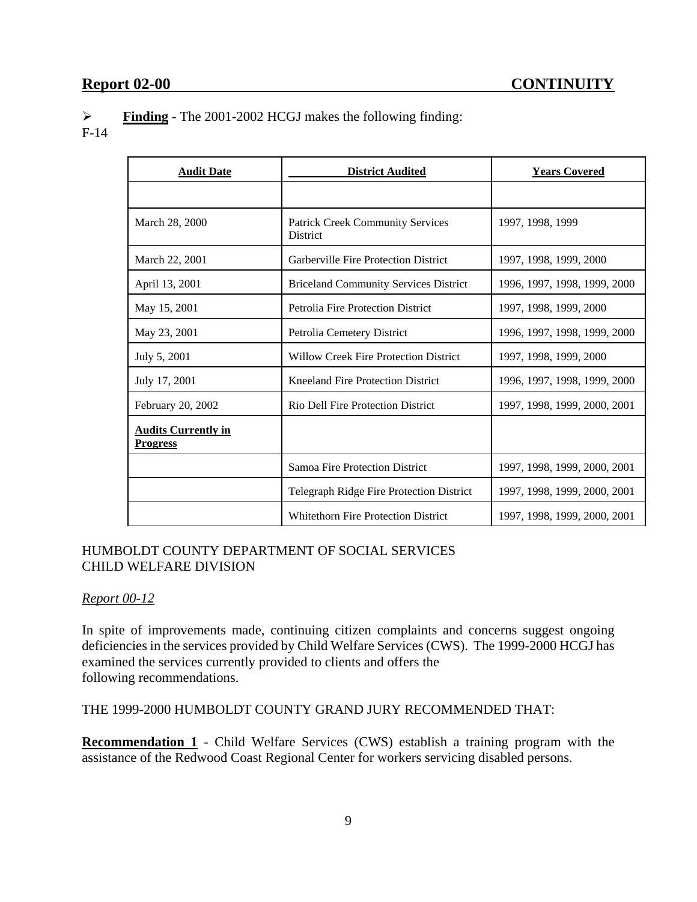➢ **Finding** - The 2001-2002 HCGJ makes the following finding:
F-14

| Audit Date | District Audited | Years Covered |
|---|---|---|
| | | |
| March 28, 2000 | Patrick Creek Community Services District | 1997, 1998, 1999 |
| March 22, 2001 | Garberville Fire Protection District | 1997, 1998, 1999, 2000 |
| April 13, 2001 | Briceland Community Services District | 1996, 1997, 1998, 1999, 2000 |
| May 15, 2001 | Petrolia Fire Protection District | 1997, 1998, 1999, 2000 |
| May 23, 2001 | Petrolia Cemetery District | 1996, 1997, 1998, 1999, 2000 |
| July 5, 2001 | Willow Creek Fire Protection District | 1997, 1998, 1999, 2000 |
| July 17, 2001 | Kneeland Fire Protection District | 1996, 1997, 1998, 1999, 2000 |
| February 20, 2002 | Rio Dell Fire Protection District | 1997, 1998, 1999, 2000, 2001 |
| **Audits Currently in Progress** | | |
| | Samoa Fire Protection District | 1997, 1998, 1999, 2000, 2001 |
| | Telegraph Ridge Fire Protection District | 1997, 1998, 1999, 2000, 2001 |
| | Whitethorn Fire Protection District | 1997, 1998, 1999, 2000, 2001 |

## HUMBOLDT COUNTY DEPARTMENT OF SOCIAL SERVICES CHILD WELFARE DIVISION

*Report 00-12*

In spite of improvements made, continuing citizen complaints and concerns suggest ongoing deficiencies in the services provided by Child Welfare Services (CWS). The 1999-2000 HCGJ has examined the services currently provided to clients and offers the following recommendations.

THE 1999-2000 HUMBOLDT COUNTY GRAND JURY RECOMMENDED THAT:

**Recommendation 1** - Child Welfare Services (CWS) establish a training program with the assistance of the Redwood Coast Regional Center for workers servicing disabled persons.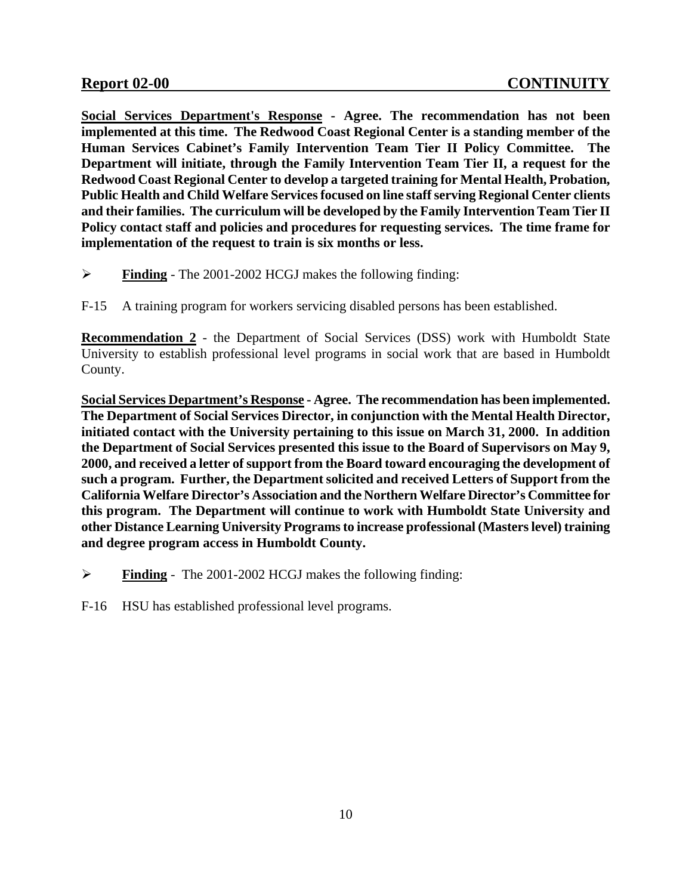**Social Services Department's Response** - **Agree. The recommendation has not been implemented at this time. The Redwood Coast Regional Center is a standing member of the Human Services Cabinet's Family Intervention Team Tier II Policy Committee. The Department will initiate, through the Family Intervention Team Tier II, a request for the Redwood Coast Regional Center to develop a targeted training for Mental Health, Probation, Public Health and Child Welfare Services focused on line staff serving Regional Center clients and their families. The curriculum will be developed by the Family Intervention Team Tier II Policy contact staff and policies and procedures for requesting services. The time frame for implementation of the request to train is six months or less.**

➢ **Finding** - The 2001-2002 HCGJ makes the following finding:

F-15 A training program for workers servicing disabled persons has been established.

**Recommendation 2** - the Department of Social Services (DSS) work with Humboldt State University to establish professional level programs in social work that are based in Humboldt County.

**Social Services Department's Response** - **Agree. The recommendation has been implemented. The Department of Social Services Director, in conjunction with the Mental Health Director, initiated contact with the University pertaining to this issue on March 31, 2000. In addition the Department of Social Services presented this issue to the Board of Supervisors on May 9, 2000, and received a letter of support from the Board toward encouraging the development of such a program. Further, the Department solicited and received Letters of Support from the California Welfare Director's Association and the Northern Welfare Director's Committee for this program. The Department will continue to work with Humboldt State University and other Distance Learning University Programs to increase professional (Masters level) training and degree program access in Humboldt County.**

➢ **Finding** - The 2001-2002 HCGJ makes the following finding:

F-16 HSU has established professional level programs.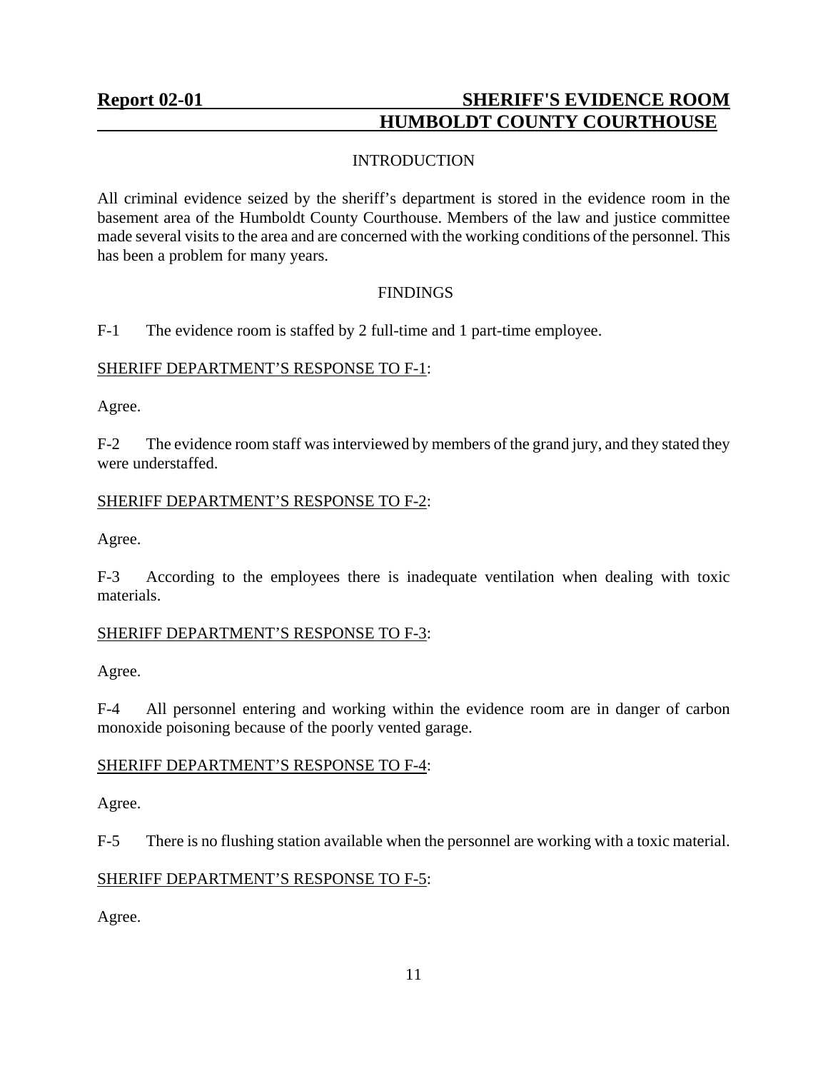## Report 02-01 SHERIFF'S EVIDENCE ROOM HUMBOLDT COUNTY COURTHOUSE

### INTRODUCTION

All criminal evidence seized by the sheriff's department is stored in the evidence room in the basement area of the Humboldt County Courthouse. Members of the law and justice committee made several visits to the area and are concerned with the working conditions of the personnel. This has been a problem for many years.

### FINDINGS

F-1 The evidence room is staffed by 2 full-time and 1 part-time employee.

SHERIFF DEPARTMENT'S RESPONSE TO F-1:

Agree.

F-2 The evidence room staff was interviewed by members of the grand jury, and they stated they were understaffed.

SHERIFF DEPARTMENT'S RESPONSE TO F-2:

Agree.

F-3 According to the employees there is inadequate ventilation when dealing with toxic materials.

SHERIFF DEPARTMENT'S RESPONSE TO F-3:

Agree.

F-4 All personnel entering and working within the evidence room are in danger of carbon monoxide poisoning because of the poorly vented garage.

SHERIFF DEPARTMENT'S RESPONSE TO F-4:

Agree.

F-5 There is no flushing station available when the personnel are working with a toxic material.

SHERIFF DEPARTMENT'S RESPONSE TO F-5:

Agree.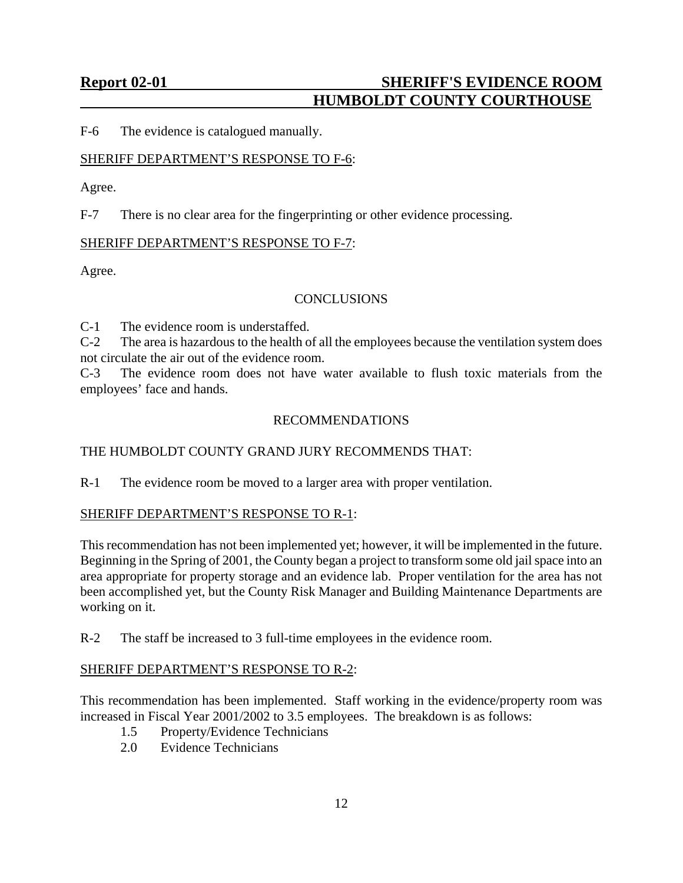F-6 The evidence is catalogued manually.

SHERIFF DEPARTMENT'S RESPONSE TO F-6:

Agree.

F-7 There is no clear area for the fingerprinting or other evidence processing.

SHERIFF DEPARTMENT'S RESPONSE TO F-7:

Agree.

## CONCLUSIONS

C-1 The evidence room is understaffed.
C-2 The area is hazardous to the health of all the employees because the ventilation system does not circulate the air out of the evidence room.
C-3 The evidence room does not have water available to flush toxic materials from the employees' face and hands.

## RECOMMENDATIONS

THE HUMBOLDT COUNTY GRAND JURY RECOMMENDS THAT:

R-1 The evidence room be moved to a larger area with proper ventilation.

SHERIFF DEPARTMENT'S RESPONSE TO R-1:

This recommendation has not been implemented yet; however, it will be implemented in the future. Beginning in the Spring of 2001, the County began a project to transform some old jail space into an area appropriate for property storage and an evidence lab. Proper ventilation for the area has not been accomplished yet, but the County Risk Manager and Building Maintenance Departments are working on it.

R-2 The staff be increased to 3 full-time employees in the evidence room.

SHERIFF DEPARTMENT'S RESPONSE TO R-2:

This recommendation has been implemented. Staff working in the evidence/property room was increased in Fiscal Year 2001/2002 to 3.5 employees. The breakdown is as follows:

- 1.5 Property/Evidence Technicians
- 2.0 Evidence Technicians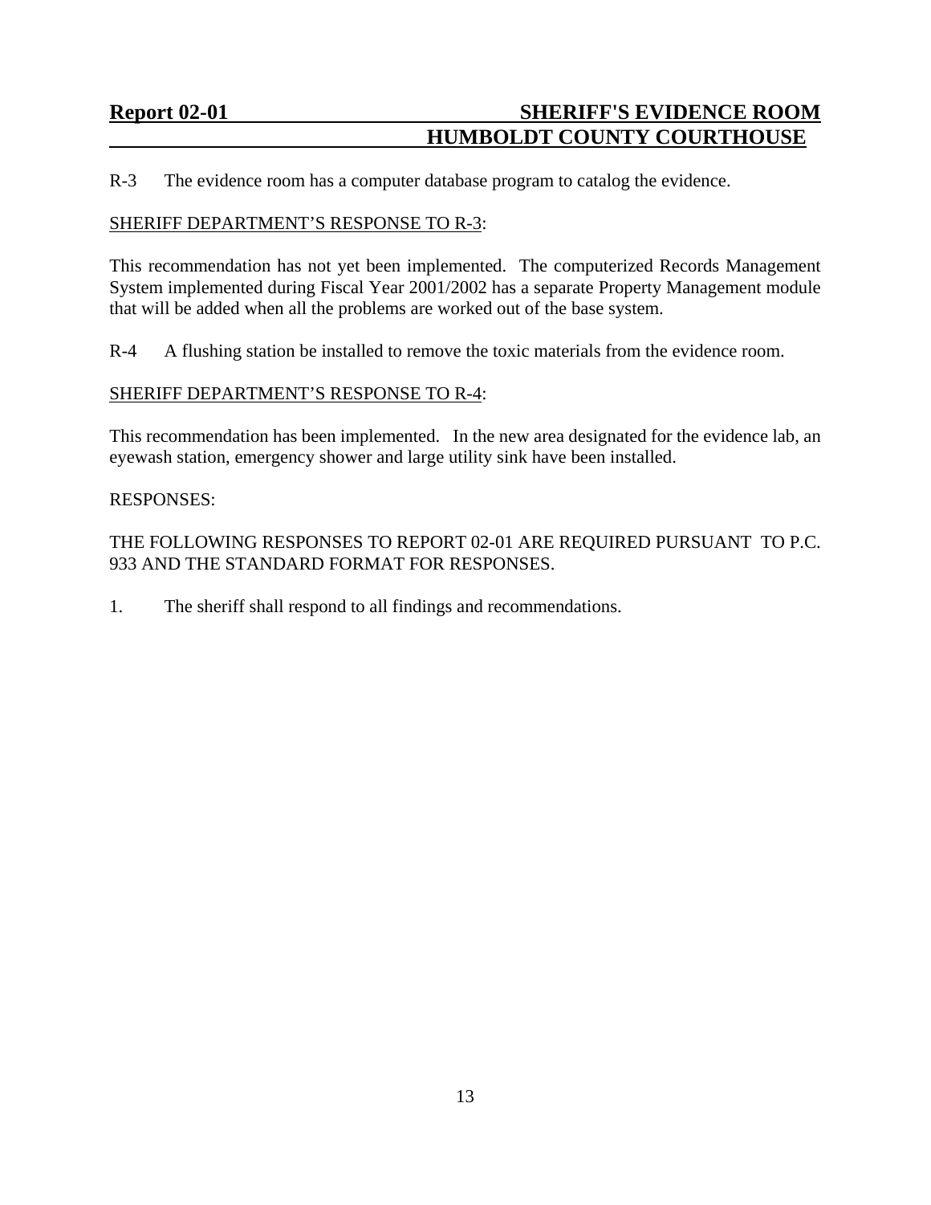R-3 The evidence room has a computer database program to catalog the evidence.

SHERIFF DEPARTMENT'S RESPONSE TO R-3:

This recommendation has not yet been implemented. The computerized Records Management System implemented during Fiscal Year 2001/2002 has a separate Property Management module that will be added when all the problems are worked out of the base system.

R-4 A flushing station be installed to remove the toxic materials from the evidence room.

SHERIFF DEPARTMENT'S RESPONSE TO R-4:

This recommendation has been implemented. In the new area designated for the evidence lab, an eyewash station, emergency shower and large utility sink have been installed.

RESPONSES:

THE FOLLOWING RESPONSES TO REPORT 02-01 ARE REQUIRED PURSUANT TO P.C. 933 AND THE STANDARD FORMAT FOR RESPONSES.

1. The sheriff shall respond to all findings and recommendations.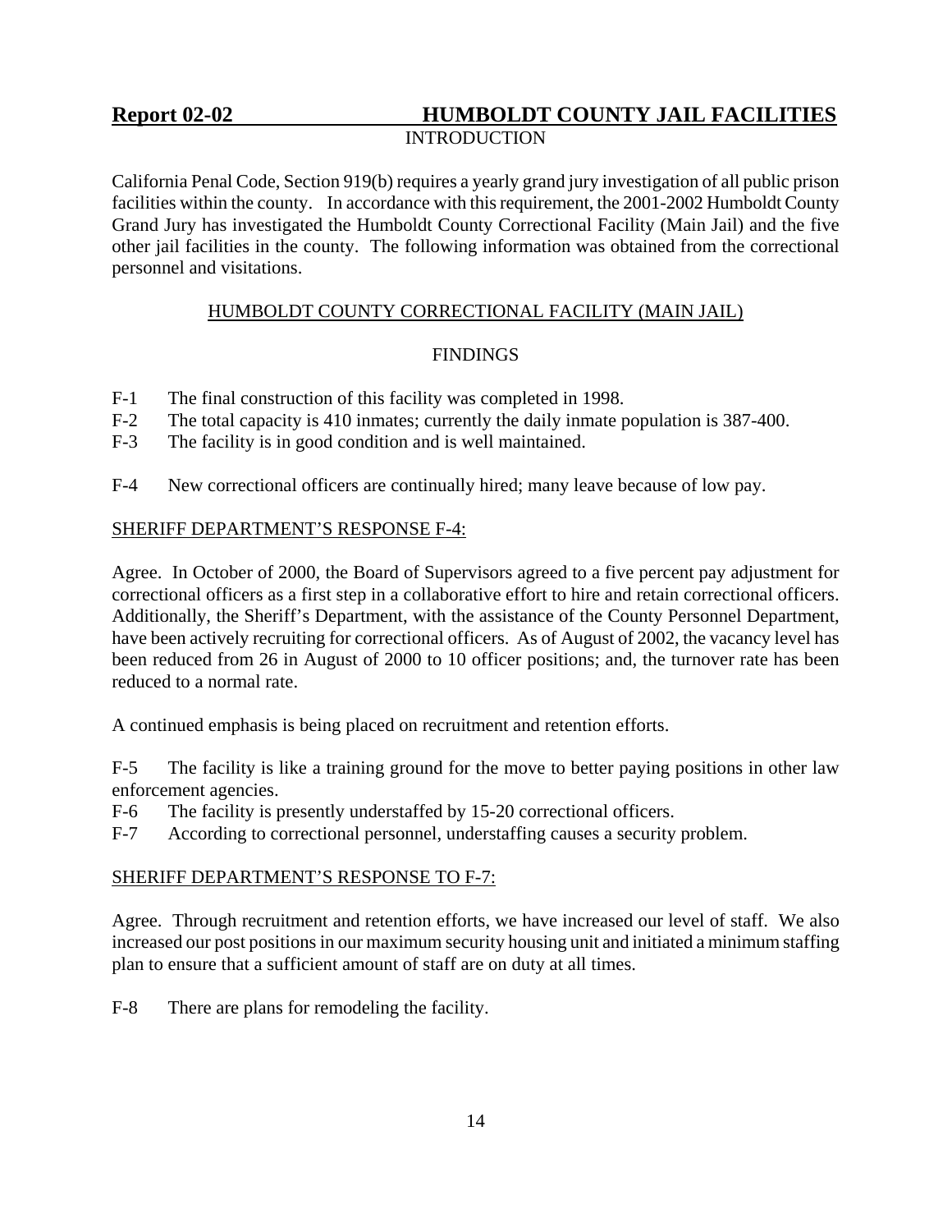## Report 02-02 HUMBOLDT COUNTY JAIL FACILITIES

INTRODUCTION

California Penal Code, Section 919(b) requires a yearly grand jury investigation of all public prison facilities within the county. In accordance with this requirement, the 2001-2002 Humboldt County Grand Jury has investigated the Humboldt County Correctional Facility (Main Jail) and the five other jail facilities in the county. The following information was obtained from the correctional personnel and visitations.

### HUMBOLDT COUNTY CORRECTIONAL FACILITY (MAIN JAIL)

#### FINDINGS

F-1 The final construction of this facility was completed in 1998.
F-2 The total capacity is 410 inmates; currently the daily inmate population is 387-400.
F-3 The facility is in good condition and is well maintained.

F-4 New correctional officers are continually hired; many leave because of low pay.

SHERIFF DEPARTMENT'S RESPONSE F-4:

Agree. In October of 2000, the Board of Supervisors agreed to a five percent pay adjustment for correctional officers as a first step in a collaborative effort to hire and retain correctional officers. Additionally, the Sheriff's Department, with the assistance of the County Personnel Department, have been actively recruiting for correctional officers. As of August of 2002, the vacancy level has been reduced from 26 in August of 2000 to 10 officer positions; and, the turnover rate has been reduced to a normal rate.

A continued emphasis is being placed on recruitment and retention efforts.

F-5 The facility is like a training ground for the move to better paying positions in other law enforcement agencies.
F-6 The facility is presently understaffed by 15-20 correctional officers.
F-7 According to correctional personnel, understaffing causes a security problem.

SHERIFF DEPARTMENT'S RESPONSE TO F-7:

Agree. Through recruitment and retention efforts, we have increased our level of staff. We also increased our post positions in our maximum security housing unit and initiated a minimum staffing plan to ensure that a sufficient amount of staff are on duty at all times.

F-8 There are plans for remodeling the facility.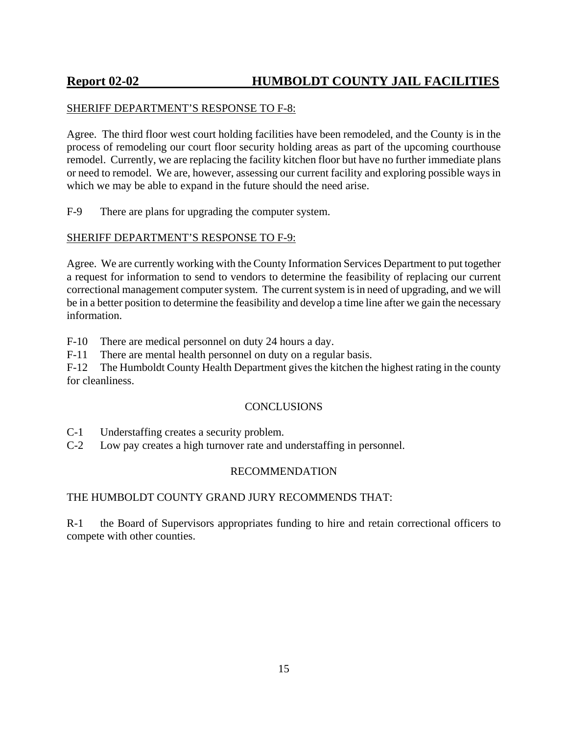SHERIFF DEPARTMENT'S RESPONSE TO F-8:

Agree. The third floor west court holding facilities have been remodeled, and the County is in the process of remodeling our court floor security holding areas as part of the upcoming courthouse remodel. Currently, we are replacing the facility kitchen floor but have no further immediate plans or need to remodel. We are, however, assessing our current facility and exploring possible ways in which we may be able to expand in the future should the need arise.

F-9 There are plans for upgrading the computer system.

SHERIFF DEPARTMENT'S RESPONSE TO F-9:

Agree. We are currently working with the County Information Services Department to put together a request for information to send to vendors to determine the feasibility of replacing our current correctional management computer system. The current system is in need of upgrading, and we will be in a better position to determine the feasibility and develop a time line after we gain the necessary information.

F-10 There are medical personnel on duty 24 hours a day.

F-11 There are mental health personnel on duty on a regular basis.

F-12 The Humboldt County Health Department gives the kitchen the highest rating in the county for cleanliness.

## CONCLUSIONS

C-1 Understaffing creates a security problem.

C-2 Low pay creates a high turnover rate and understaffing in personnel.

## RECOMMENDATION

THE HUMBOLDT COUNTY GRAND JURY RECOMMENDS THAT:

R-1 the Board of Supervisors appropriates funding to hire and retain correctional officers to compete with other counties.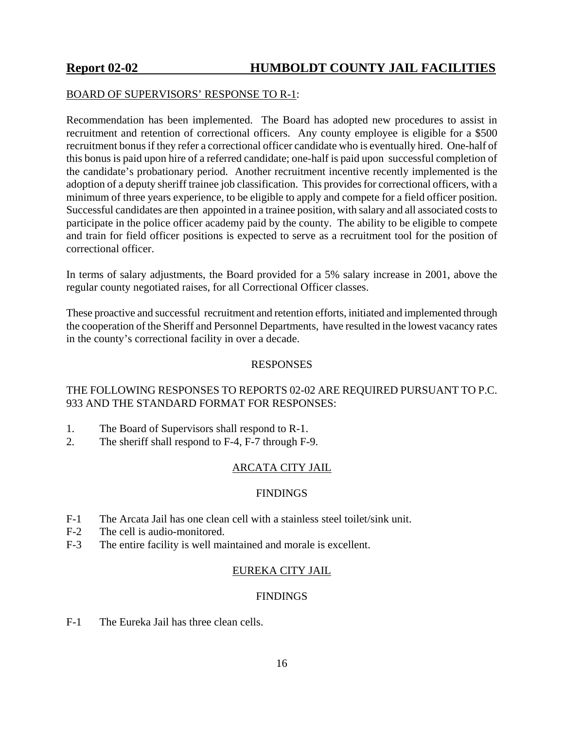BOARD OF SUPERVISORS' RESPONSE TO R-1:

Recommendation has been implemented. The Board has adopted new procedures to assist in recruitment and retention of correctional officers. Any county employee is eligible for a $500 recruitment bonus if they refer a correctional officer candidate who is eventually hired. One-half of this bonus is paid upon hire of a referred candidate; one-half is paid upon successful completion of the candidate's probationary period. Another recruitment incentive recently implemented is the adoption of a deputy sheriff trainee job classification. This provides for correctional officers, with a minimum of three years experience, to be eligible to apply and compete for a field officer position. Successful candidates are then appointed in a trainee position, with salary and all associated costs to participate in the police officer academy paid by the county. The ability to be eligible to compete and train for field officer positions is expected to serve as a recruitment tool for the position of correctional officer.

In terms of salary adjustments, the Board provided for a 5% salary increase in 2001, above the regular county negotiated raises, for all Correctional Officer classes.

These proactive and successful recruitment and retention efforts, initiated and implemented through the cooperation of the Sheriff and Personnel Departments, have resulted in the lowest vacancy rates in the county's correctional facility in over a decade.

RESPONSES

THE FOLLOWING RESPONSES TO REPORTS 02-02 ARE REQUIRED PURSUANT TO P.C. 933 AND THE STANDARD FORMAT FOR RESPONSES:

1. The Board of Supervisors shall respond to R-1.
2. The sheriff shall respond to F-4, F-7 through F-9.

## ARCATA CITY JAIL

### FINDINGS

F-1 The Arcata Jail has one clean cell with a stainless steel toilet/sink unit.
F-2 The cell is audio-monitored.
F-3 The entire facility is well maintained and morale is excellent.

## EUREKA CITY JAIL

### FINDINGS

F-1 The Eureka Jail has three clean cells.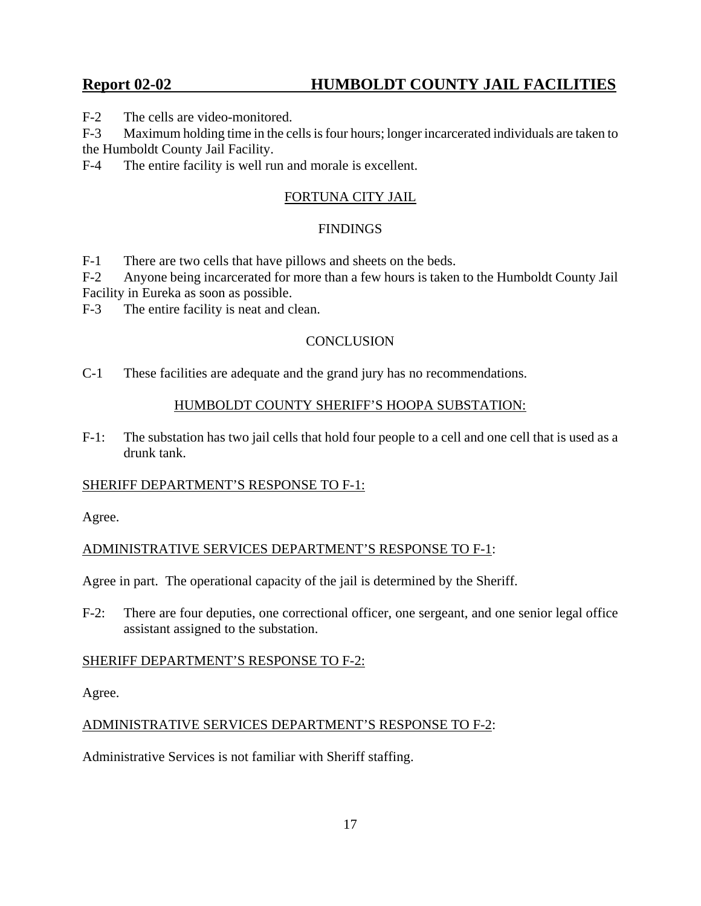F-2 The cells are video-monitored.

F-3 Maximum holding time in the cells is four hours; longer incarcerated individuals are taken to the Humboldt County Jail Facility.

F-4 The entire facility is well run and morale is excellent.

## FORTUNA CITY JAIL

### FINDINGS

F-1 There are two cells that have pillows and sheets on the beds.

F-2 Anyone being incarcerated for more than a few hours is taken to the Humboldt County Jail Facility in Eureka as soon as possible.

F-3 The entire facility is neat and clean.

### CONCLUSION

C-1 These facilities are adequate and the grand jury has no recommendations.

## HUMBOLDT COUNTY SHERIFF'S HOOPA SUBSTATION:

F-1: The substation has two jail cells that hold four people to a cell and one cell that is used as a drunk tank.

SHERIFF DEPARTMENT'S RESPONSE TO F-1:

Agree.

ADMINISTRATIVE SERVICES DEPARTMENT'S RESPONSE TO F-1:

Agree in part. The operational capacity of the jail is determined by the Sheriff.

F-2: There are four deputies, one correctional officer, one sergeant, and one senior legal office assistant assigned to the substation.

SHERIFF DEPARTMENT'S RESPONSE TO F-2:

Agree.

ADMINISTRATIVE SERVICES DEPARTMENT'S RESPONSE TO F-2:

Administrative Services is not familiar with Sheriff staffing.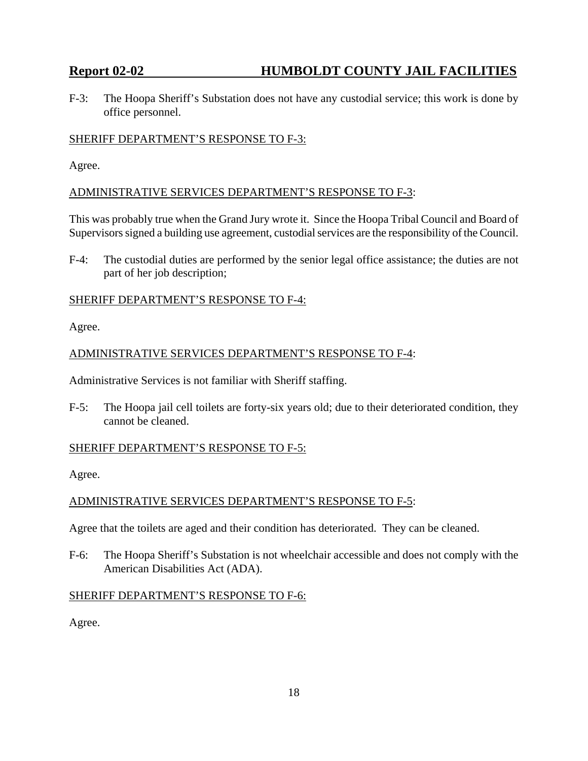F-3: The Hoopa Sheriff's Substation does not have any custodial service; this work is done by office personnel.

SHERIFF DEPARTMENT'S RESPONSE TO F-3:

Agree.

ADMINISTRATIVE SERVICES DEPARTMENT'S RESPONSE TO F-3:

This was probably true when the Grand Jury wrote it. Since the Hoopa Tribal Council and Board of Supervisors signed a building use agreement, custodial services are the responsibility of the Council.

F-4: The custodial duties are performed by the senior legal office assistance; the duties are not part of her job description;

SHERIFF DEPARTMENT'S RESPONSE TO F-4:

Agree.

ADMINISTRATIVE SERVICES DEPARTMENT'S RESPONSE TO F-4:

Administrative Services is not familiar with Sheriff staffing.

F-5: The Hoopa jail cell toilets are forty-six years old; due to their deteriorated condition, they cannot be cleaned.

SHERIFF DEPARTMENT'S RESPONSE TO F-5:

Agree.

ADMINISTRATIVE SERVICES DEPARTMENT'S RESPONSE TO F-5:

Agree that the toilets are aged and their condition has deteriorated. They can be cleaned.

F-6: The Hoopa Sheriff's Substation is not wheelchair accessible and does not comply with the American Disabilities Act (ADA).

SHERIFF DEPARTMENT'S RESPONSE TO F-6:

Agree.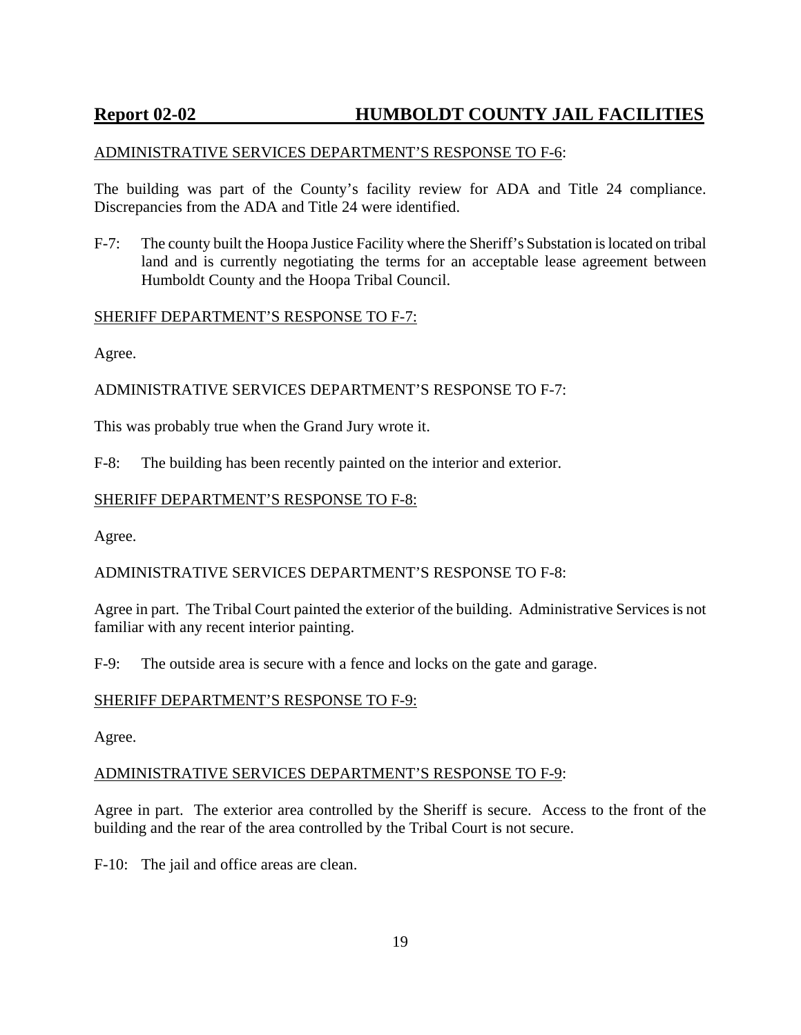ADMINISTRATIVE SERVICES DEPARTMENT'S RESPONSE TO F-6:

The building was part of the County's facility review for ADA and Title 24 compliance. Discrepancies from the ADA and Title 24 were identified.

F-7: The county built the Hoopa Justice Facility where the Sheriff's Substation is located on tribal land and is currently negotiating the terms for an acceptable lease agreement between Humboldt County and the Hoopa Tribal Council.

SHERIFF DEPARTMENT'S RESPONSE TO F-7:

Agree.

ADMINISTRATIVE SERVICES DEPARTMENT'S RESPONSE TO F-7:

This was probably true when the Grand Jury wrote it.

F-8: The building has been recently painted on the interior and exterior.

SHERIFF DEPARTMENT'S RESPONSE TO F-8:

Agree.

ADMINISTRATIVE SERVICES DEPARTMENT'S RESPONSE TO F-8:

Agree in part. The Tribal Court painted the exterior of the building. Administrative Services is not familiar with any recent interior painting.

F-9: The outside area is secure with a fence and locks on the gate and garage.

SHERIFF DEPARTMENT'S RESPONSE TO F-9:

Agree.

ADMINISTRATIVE SERVICES DEPARTMENT'S RESPONSE TO F-9:

Agree in part. The exterior area controlled by the Sheriff is secure. Access to the front of the building and the rear of the area controlled by the Tribal Court is not secure.

F-10: The jail and office areas are clean.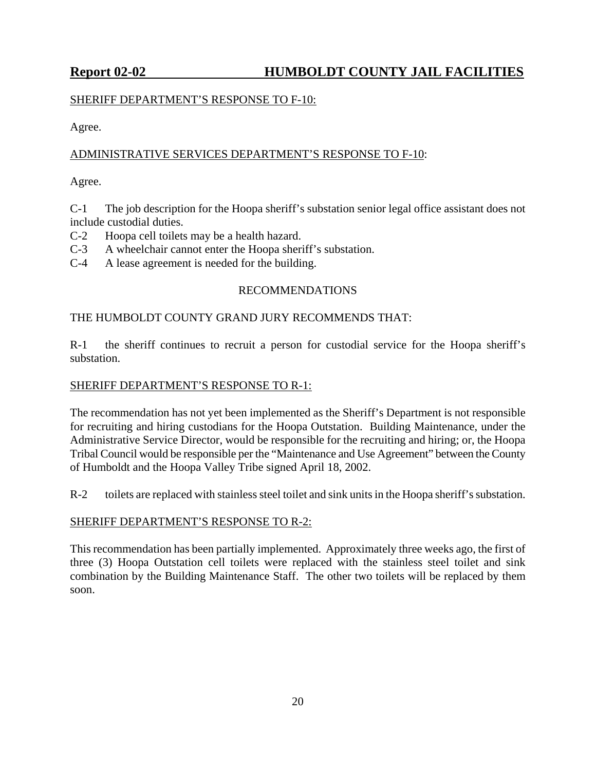SHERIFF DEPARTMENT'S RESPONSE TO F-10:

Agree.

ADMINISTRATIVE SERVICES DEPARTMENT'S RESPONSE TO F-10:

Agree.

C-1 The job description for the Hoopa sheriff's substation senior legal office assistant does not include custodial duties.
C-2 Hoopa cell toilets may be a health hazard.
C-3 A wheelchair cannot enter the Hoopa sheriff's substation.
C-4 A lease agreement is needed for the building.

RECOMMENDATIONS

THE HUMBOLDT COUNTY GRAND JURY RECOMMENDS THAT:

R-1 the sheriff continues to recruit a person for custodial service for the Hoopa sheriff's substation.

SHERIFF DEPARTMENT'S RESPONSE TO R-1:

The recommendation has not yet been implemented as the Sheriff's Department is not responsible for recruiting and hiring custodians for the Hoopa Outstation. Building Maintenance, under the Administrative Service Director, would be responsible for the recruiting and hiring; or, the Hoopa Tribal Council would be responsible per the "Maintenance and Use Agreement" between the County of Humboldt and the Hoopa Valley Tribe signed April 18, 2002.

R-2 toilets are replaced with stainless steel toilet and sink units in the Hoopa sheriff's substation.

SHERIFF DEPARTMENT'S RESPONSE TO R-2:

This recommendation has been partially implemented. Approximately three weeks ago, the first of three (3) Hoopa Outstation cell toilets were replaced with the stainless steel toilet and sink combination by the Building Maintenance Staff. The other two toilets will be replaced by them soon.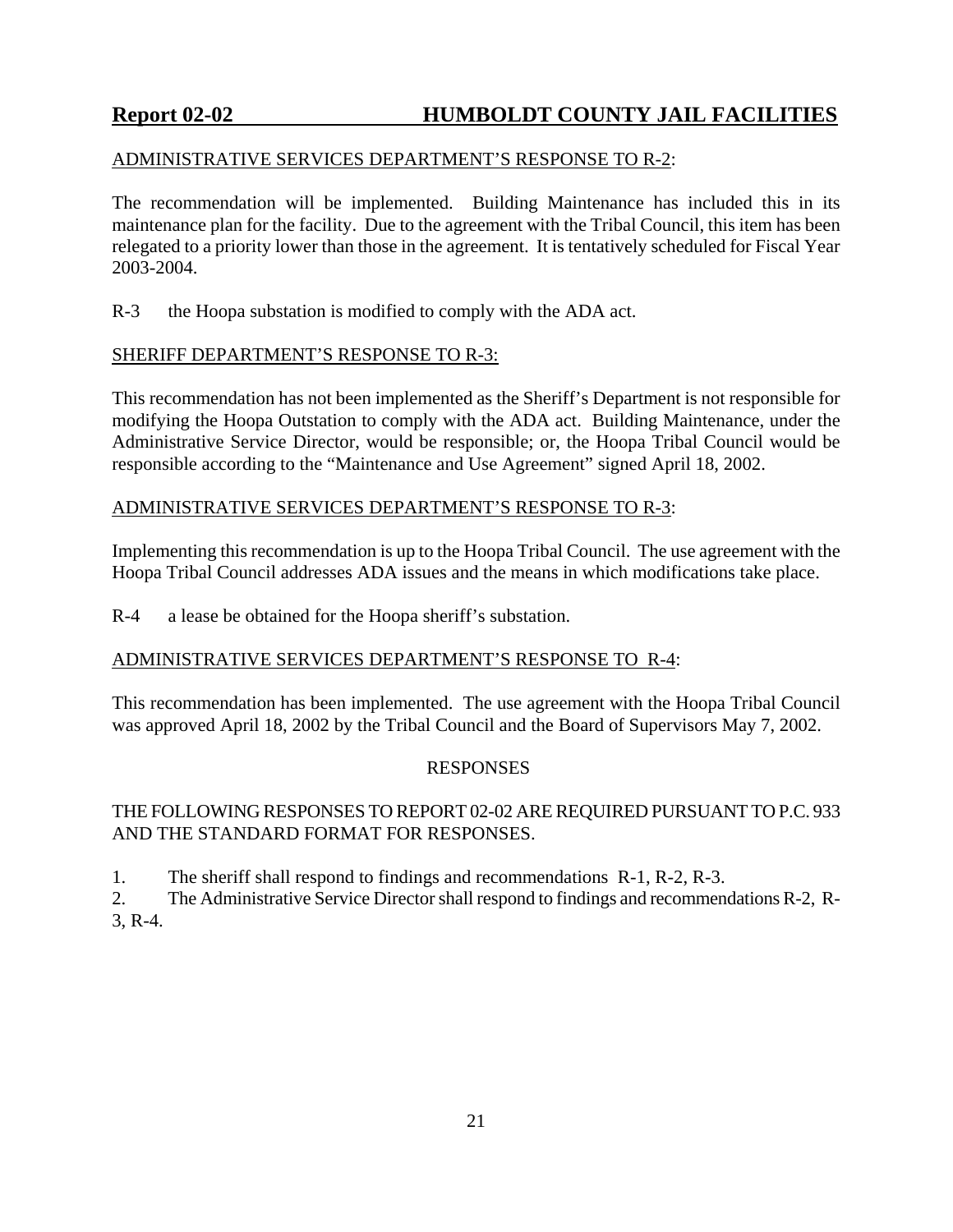ADMINISTRATIVE SERVICES DEPARTMENT'S RESPONSE TO R-2:

The recommendation will be implemented. Building Maintenance has included this in its maintenance plan for the facility. Due to the agreement with the Tribal Council, this item has been relegated to a priority lower than those in the agreement. It is tentatively scheduled for Fiscal Year 2003-2004.

R-3 the Hoopa substation is modified to comply with the ADA act.

SHERIFF DEPARTMENT'S RESPONSE TO R-3:

This recommendation has not been implemented as the Sheriff's Department is not responsible for modifying the Hoopa Outstation to comply with the ADA act. Building Maintenance, under the Administrative Service Director, would be responsible; or, the Hoopa Tribal Council would be responsible according to the "Maintenance and Use Agreement" signed April 18, 2002.

ADMINISTRATIVE SERVICES DEPARTMENT'S RESPONSE TO R-3:

Implementing this recommendation is up to the Hoopa Tribal Council. The use agreement with the Hoopa Tribal Council addresses ADA issues and the means in which modifications take place.

R-4 a lease be obtained for the Hoopa sheriff's substation.

ADMINISTRATIVE SERVICES DEPARTMENT'S RESPONSE TO R-4:

This recommendation has been implemented. The use agreement with the Hoopa Tribal Council was approved April 18, 2002 by the Tribal Council and the Board of Supervisors May 7, 2002.

## RESPONSES

THE FOLLOWING RESPONSES TO REPORT 02-02 ARE REQUIRED PURSUANT TO P.C. 933 AND THE STANDARD FORMAT FOR RESPONSES.

1. The sheriff shall respond to findings and recommendations R-1, R-2, R-3.
2. The Administrative Service Director shall respond to findings and recommendations R-2, R-3, R-4.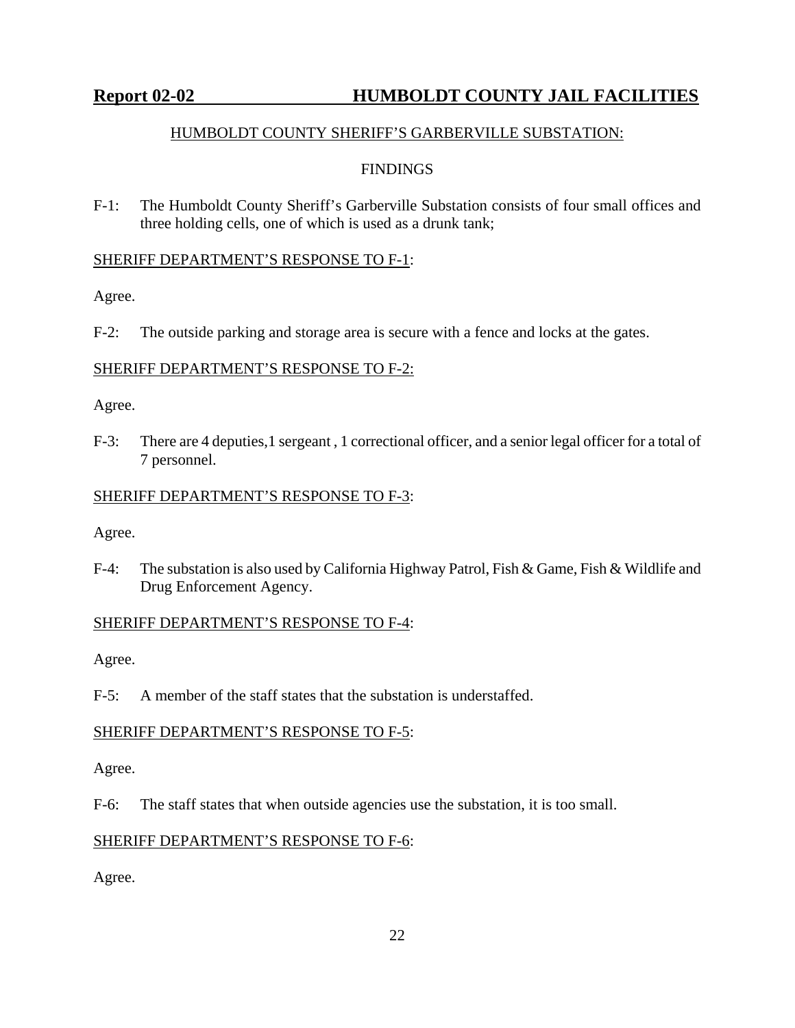## HUMBOLDT COUNTY SHERIFF'S GARBERVILLE SUBSTATION:

### FINDINGS

F-1: The Humboldt County Sheriff's Garberville Substation consists of four small offices and three holding cells, one of which is used as a drunk tank;

SHERIFF DEPARTMENT'S RESPONSE TO F-1:

Agree.

F-2: The outside parking and storage area is secure with a fence and locks at the gates.

SHERIFF DEPARTMENT'S RESPONSE TO F-2:

Agree.

F-3: There are 4 deputies,1 sergeant , 1 correctional officer, and a senior legal officer for a total of 7 personnel.

SHERIFF DEPARTMENT'S RESPONSE TO F-3:

Agree.

F-4: The substation is also used by California Highway Patrol, Fish & Game, Fish & Wildlife and Drug Enforcement Agency.

SHERIFF DEPARTMENT'S RESPONSE TO F-4:

Agree.

F-5: A member of the staff states that the substation is understaffed.

SHERIFF DEPARTMENT'S RESPONSE TO F-5:

Agree.

F-6: The staff states that when outside agencies use the substation, it is too small.

SHERIFF DEPARTMENT'S RESPONSE TO F-6:

Agree.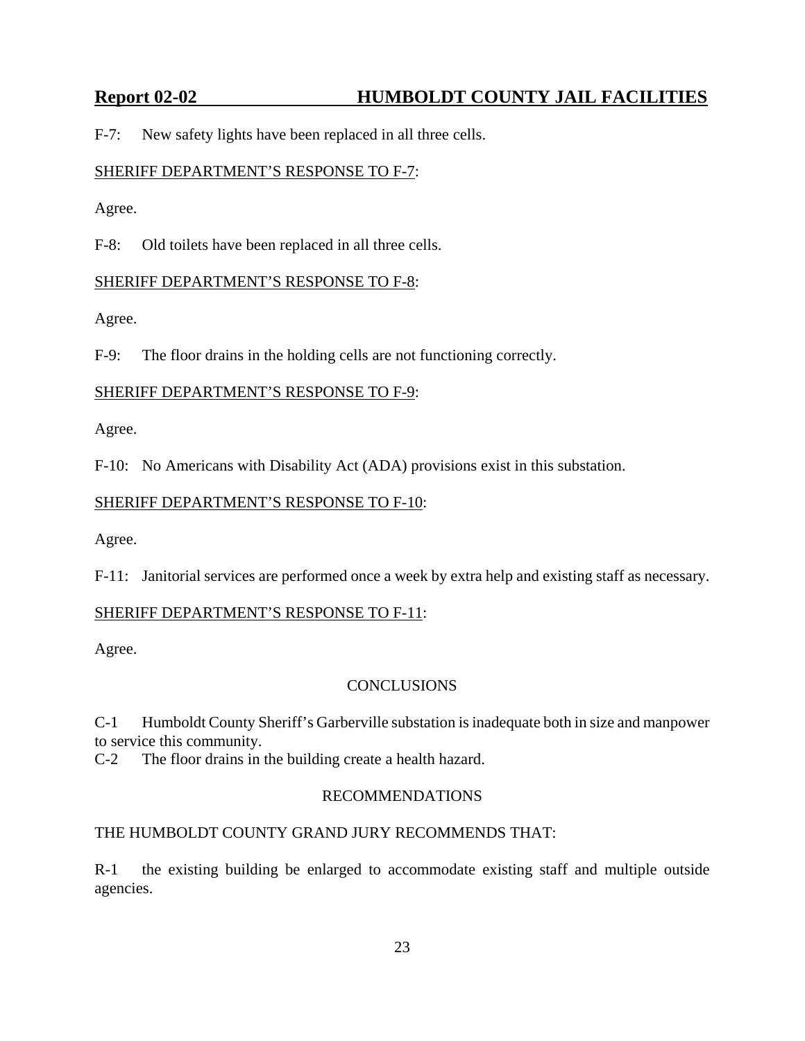F-7: New safety lights have been replaced in all three cells.

SHERIFF DEPARTMENT'S RESPONSE TO F-7:

Agree.

F-8: Old toilets have been replaced in all three cells.

SHERIFF DEPARTMENT'S RESPONSE TO F-8:

Agree.

F-9: The floor drains in the holding cells are not functioning correctly.

SHERIFF DEPARTMENT'S RESPONSE TO F-9:

Agree.

F-10: No Americans with Disability Act (ADA) provisions exist in this substation.

SHERIFF DEPARTMENT'S RESPONSE TO F-10:

Agree.

F-11: Janitorial services are performed once a week by extra help and existing staff as necessary.

SHERIFF DEPARTMENT'S RESPONSE TO F-11:

Agree.

CONCLUSIONS

C-1 Humboldt County Sheriff's Garberville substation is inadequate both in size and manpower to service this community.
C-2 The floor drains in the building create a health hazard.

RECOMMENDATIONS

THE HUMBOLDT COUNTY GRAND JURY RECOMMENDS THAT:

R-1 the existing building be enlarged to accommodate existing staff and multiple outside agencies.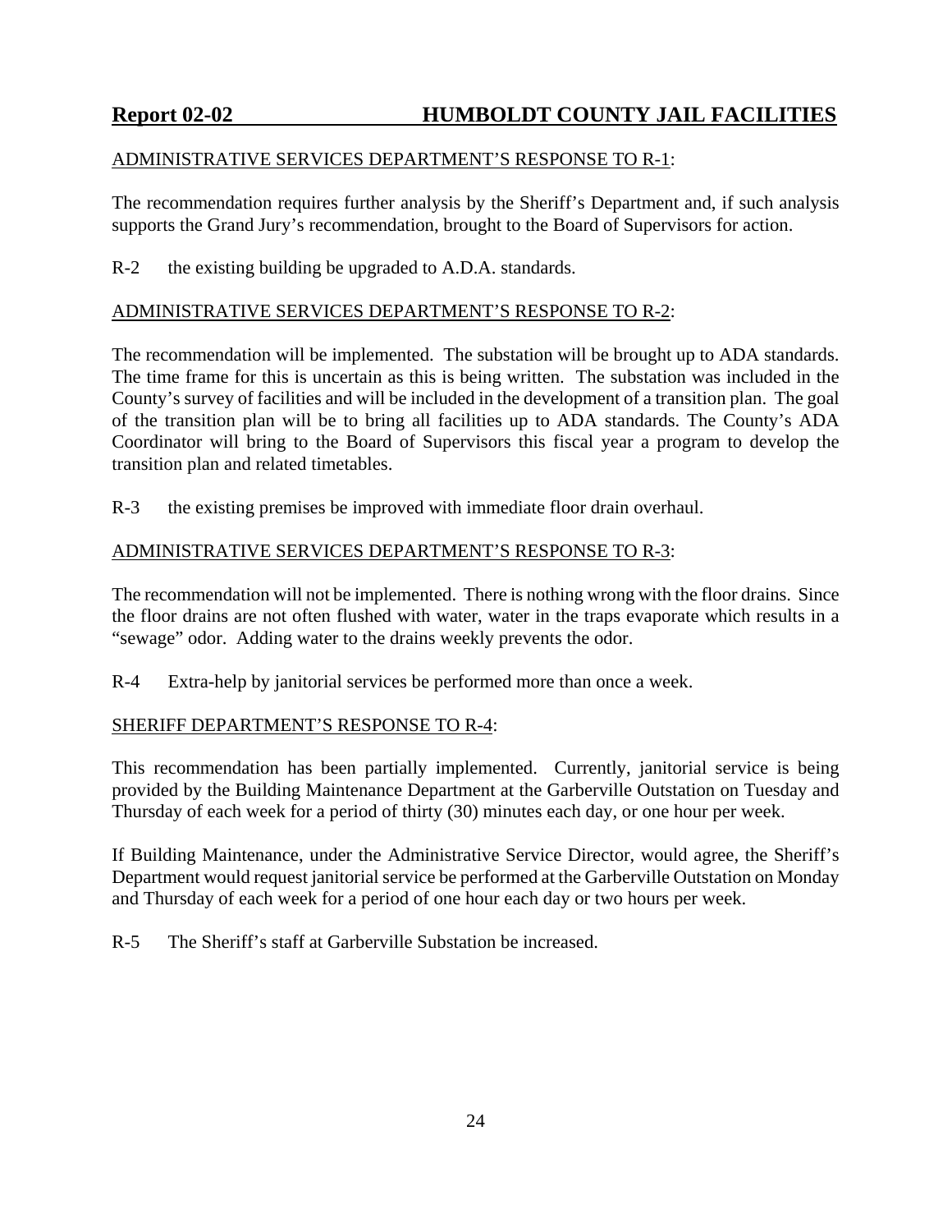ADMINISTRATIVE SERVICES DEPARTMENT'S RESPONSE TO R-1:

The recommendation requires further analysis by the Sheriff's Department and, if such analysis supports the Grand Jury's recommendation, brought to the Board of Supervisors for action.

R-2 the existing building be upgraded to A.D.A. standards.

ADMINISTRATIVE SERVICES DEPARTMENT'S RESPONSE TO R-2:

The recommendation will be implemented. The substation will be brought up to ADA standards. The time frame for this is uncertain as this is being written. The substation was included in the County's survey of facilities and will be included in the development of a transition plan. The goal of the transition plan will be to bring all facilities up to ADA standards. The County's ADA Coordinator will bring to the Board of Supervisors this fiscal year a program to develop the transition plan and related timetables.

R-3 the existing premises be improved with immediate floor drain overhaul.

ADMINISTRATIVE SERVICES DEPARTMENT'S RESPONSE TO R-3:

The recommendation will not be implemented. There is nothing wrong with the floor drains. Since the floor drains are not often flushed with water, water in the traps evaporate which results in a "sewage" odor. Adding water to the drains weekly prevents the odor.

R-4 Extra-help by janitorial services be performed more than once a week.

SHERIFF DEPARTMENT'S RESPONSE TO R-4:

This recommendation has been partially implemented. Currently, janitorial service is being provided by the Building Maintenance Department at the Garberville Outstation on Tuesday and Thursday of each week for a period of thirty (30) minutes each day, or one hour per week.

If Building Maintenance, under the Administrative Service Director, would agree, the Sheriff's Department would request janitorial service be performed at the Garberville Outstation on Monday and Thursday of each week for a period of one hour each day or two hours per week.

R-5 The Sheriff's staff at Garberville Substation be increased.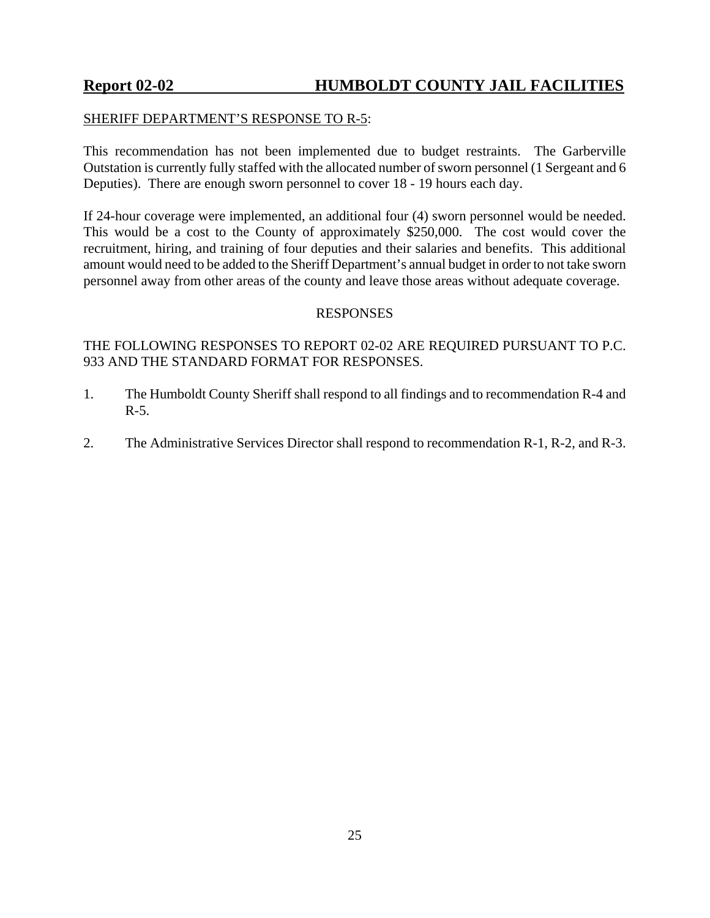SHERIFF DEPARTMENT'S RESPONSE TO R-5:

This recommendation has not been implemented due to budget restraints. The Garberville Outstation is currently fully staffed with the allocated number of sworn personnel (1 Sergeant and 6 Deputies). There are enough sworn personnel to cover 18 - 19 hours each day.

If 24-hour coverage were implemented, an additional four (4) sworn personnel would be needed. This would be a cost to the County of approximately $250,000. The cost would cover the recruitment, hiring, and training of four deputies and their salaries and benefits. This additional amount would need to be added to the Sheriff Department's annual budget in order to not take sworn personnel away from other areas of the county and leave those areas without adequate coverage.

RESPONSES

THE FOLLOWING RESPONSES TO REPORT 02-02 ARE REQUIRED PURSUANT TO P.C. 933 AND THE STANDARD FORMAT FOR RESPONSES.

1. The Humboldt County Sheriff shall respond to all findings and to recommendation R-4 and R-5.

2. The Administrative Services Director shall respond to recommendation R-1, R-2, and R-3.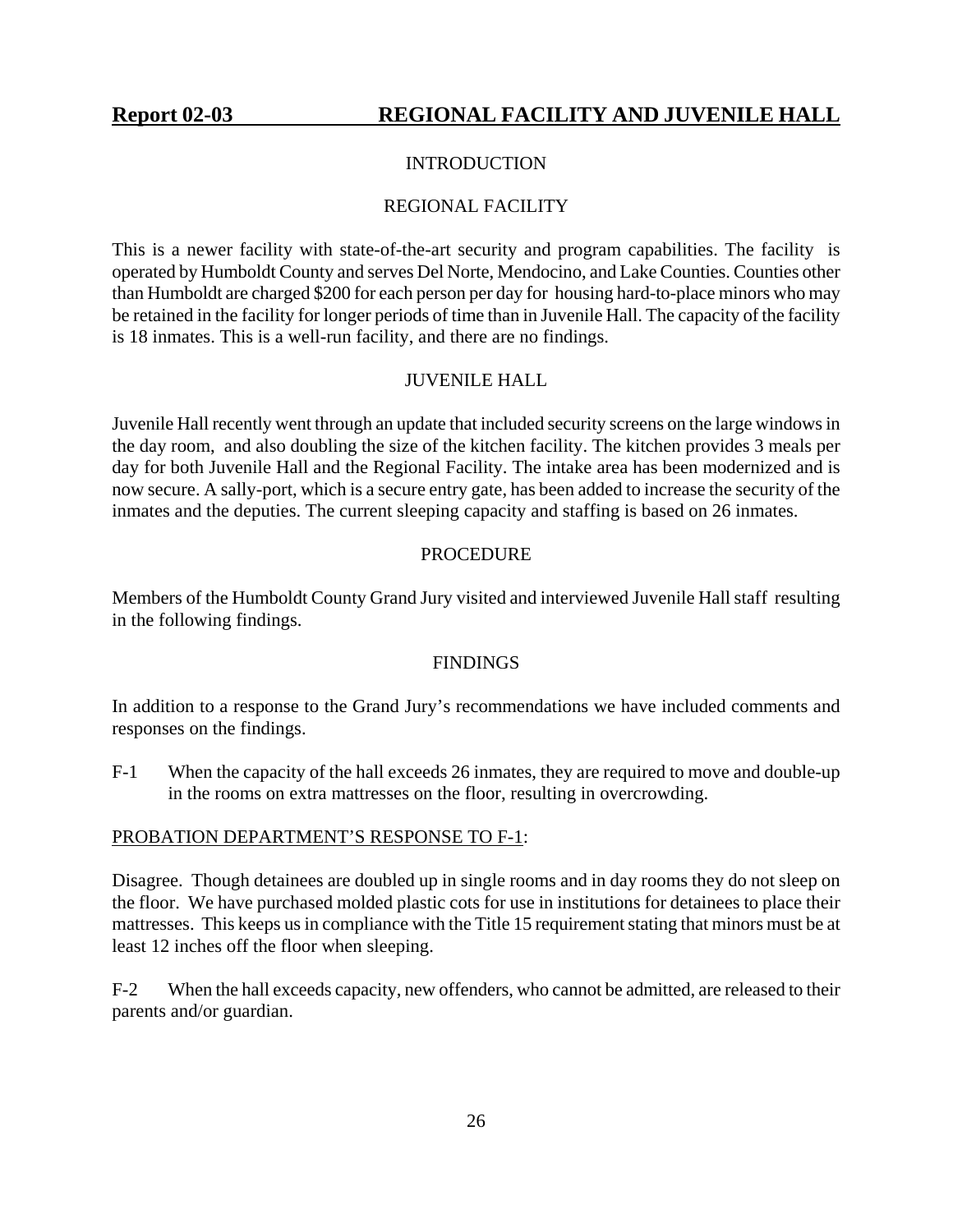## Report 02-03 REGIONAL FACILITY AND JUVENILE HALL

INTRODUCTION

REGIONAL FACILITY

This is a newer facility with state-of-the-art security and program capabilities. The facility is operated by Humboldt County and serves Del Norte, Mendocino, and Lake Counties. Counties other than Humboldt are charged $200 for each person per day for housing hard-to-place minors who may be retained in the facility for longer periods of time than in Juvenile Hall. The capacity of the facility is 18 inmates. This is a well-run facility, and there are no findings.

JUVENILE HALL

Juvenile Hall recently went through an update that included security screens on the large windows in the day room, and also doubling the size of the kitchen facility. The kitchen provides 3 meals per day for both Juvenile Hall and the Regional Facility. The intake area has been modernized and is now secure. A sally-port, which is a secure entry gate, has been added to increase the security of the inmates and the deputies. The current sleeping capacity and staffing is based on 26 inmates.

PROCEDURE

Members of the Humboldt County Grand Jury visited and interviewed Juvenile Hall staff resulting in the following findings.

FINDINGS

In addition to a response to the Grand Jury's recommendations we have included comments and responses on the findings.

F-1 When the capacity of the hall exceeds 26 inmates, they are required to move and double-up in the rooms on extra mattresses on the floor, resulting in overcrowding.

PROBATION DEPARTMENT'S RESPONSE TO F-1:

Disagree. Though detainees are doubled up in single rooms and in day rooms they do not sleep on the floor. We have purchased molded plastic cots for use in institutions for detainees to place their mattresses. This keeps us in compliance with the Title 15 requirement stating that minors must be at least 12 inches off the floor when sleeping.

F-2 When the hall exceeds capacity, new offenders, who cannot be admitted, are released to their parents and/or guardian.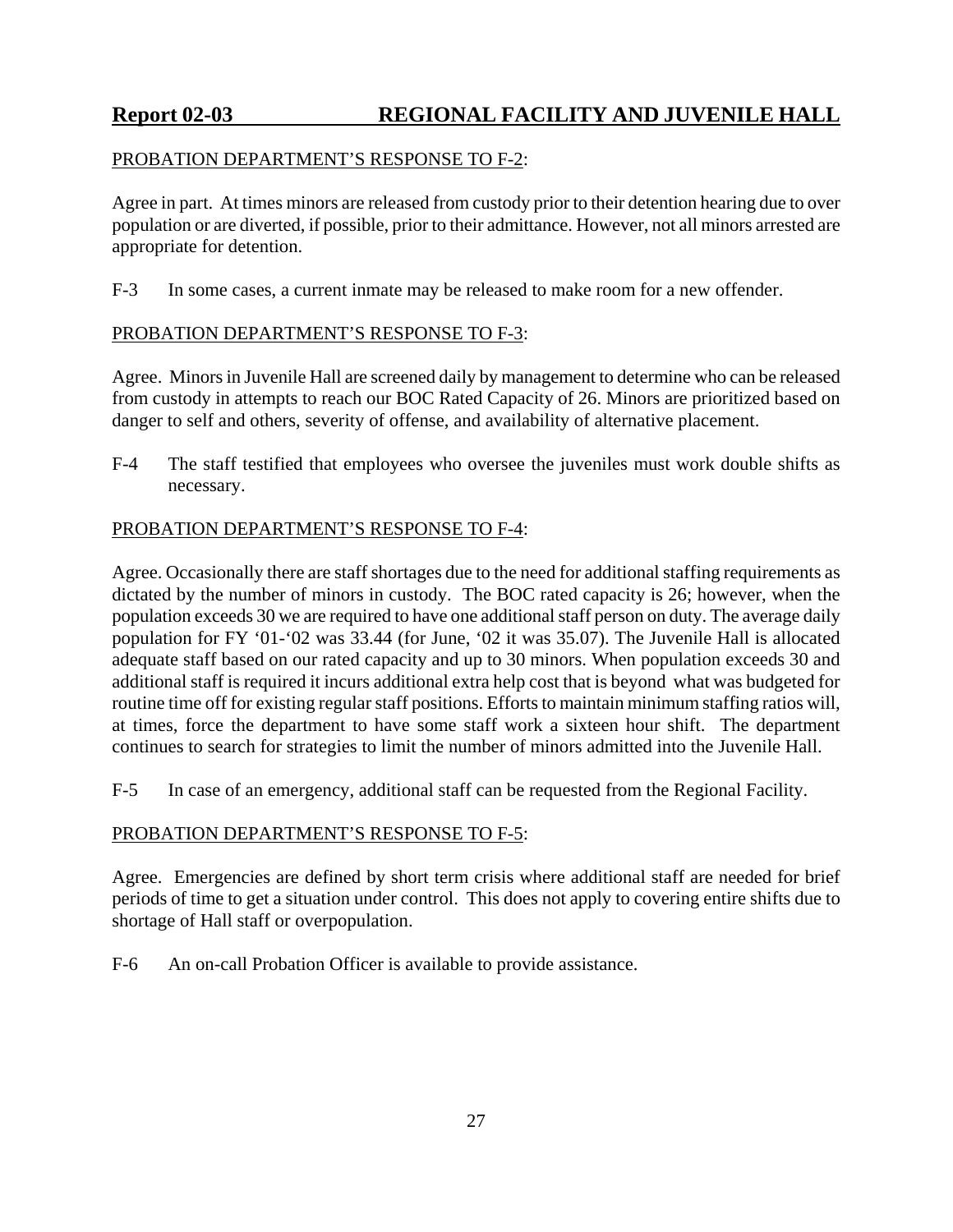**Report 02-03 REGIONAL FACILITY AND JUVENILE HALL**

PROBATION DEPARTMENT'S RESPONSE TO F-2:

Agree in part. At times minors are released from custody prior to their detention hearing due to over population or are diverted, if possible, prior to their admittance. However, not all minors arrested are appropriate for detention.

F-3 In some cases, a current inmate may be released to make room for a new offender.

PROBATION DEPARTMENT'S RESPONSE TO F-3:

Agree. Minors in Juvenile Hall are screened daily by management to determine who can be released from custody in attempts to reach our BOC Rated Capacity of 26. Minors are prioritized based on danger to self and others, severity of offense, and availability of alternative placement.

F-4 The staff testified that employees who oversee the juveniles must work double shifts as necessary.

PROBATION DEPARTMENT'S RESPONSE TO F-4:

Agree. Occasionally there are staff shortages due to the need for additional staffing requirements as dictated by the number of minors in custody. The BOC rated capacity is 26; however, when the population exceeds 30 we are required to have one additional staff person on duty. The average daily population for FY '01-'02 was 33.44 (for June, '02 it was 35.07). The Juvenile Hall is allocated adequate staff based on our rated capacity and up to 30 minors. When population exceeds 30 and additional staff is required it incurs additional extra help cost that is beyond what was budgeted for routine time off for existing regular staff positions. Efforts to maintain minimum staffing ratios will, at times, force the department to have some staff work a sixteen hour shift. The department continues to search for strategies to limit the number of minors admitted into the Juvenile Hall.

F-5 In case of an emergency, additional staff can be requested from the Regional Facility.

PROBATION DEPARTMENT'S RESPONSE TO F-5:

Agree. Emergencies are defined by short term crisis where additional staff are needed for brief periods of time to get a situation under control. This does not apply to covering entire shifts due to shortage of Hall staff or overpopulation.

F-6 An on-call Probation Officer is available to provide assistance.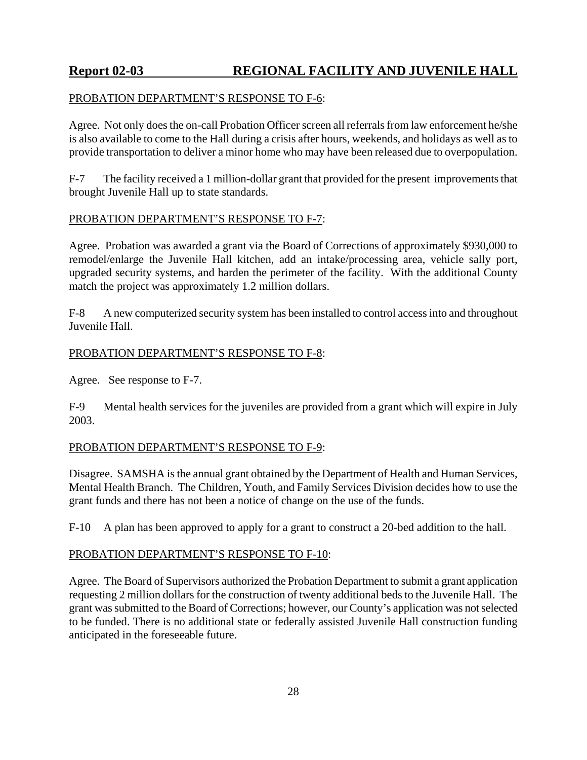PROBATION DEPARTMENT'S RESPONSE TO F-6:

Agree. Not only does the on-call Probation Officer screen all referrals from law enforcement he/she is also available to come to the Hall during a crisis after hours, weekends, and holidays as well as to provide transportation to deliver a minor home who may have been released due to overpopulation.

F-7 The facility received a 1 million-dollar grant that provided for the present improvements that brought Juvenile Hall up to state standards.

PROBATION DEPARTMENT'S RESPONSE TO F-7:

Agree. Probation was awarded a grant via the Board of Corrections of approximately $930,000 to remodel/enlarge the Juvenile Hall kitchen, add an intake/processing area, vehicle sally port, upgraded security systems, and harden the perimeter of the facility. With the additional County match the project was approximately 1.2 million dollars.

F-8 A new computerized security system has been installed to control access into and throughout Juvenile Hall.

PROBATION DEPARTMENT'S RESPONSE TO F-8:

Agree. See response to F-7.

F-9 Mental health services for the juveniles are provided from a grant which will expire in July 2003.

PROBATION DEPARTMENT'S RESPONSE TO F-9:

Disagree. SAMSHA is the annual grant obtained by the Department of Health and Human Services, Mental Health Branch. The Children, Youth, and Family Services Division decides how to use the grant funds and there has not been a notice of change on the use of the funds.

F-10 A plan has been approved to apply for a grant to construct a 20-bed addition to the hall.

PROBATION DEPARTMENT'S RESPONSE TO F-10:

Agree. The Board of Supervisors authorized the Probation Department to submit a grant application requesting 2 million dollars for the construction of twenty additional beds to the Juvenile Hall. The grant was submitted to the Board of Corrections; however, our County's application was not selected to be funded. There is no additional state or federally assisted Juvenile Hall construction funding anticipated in the foreseeable future.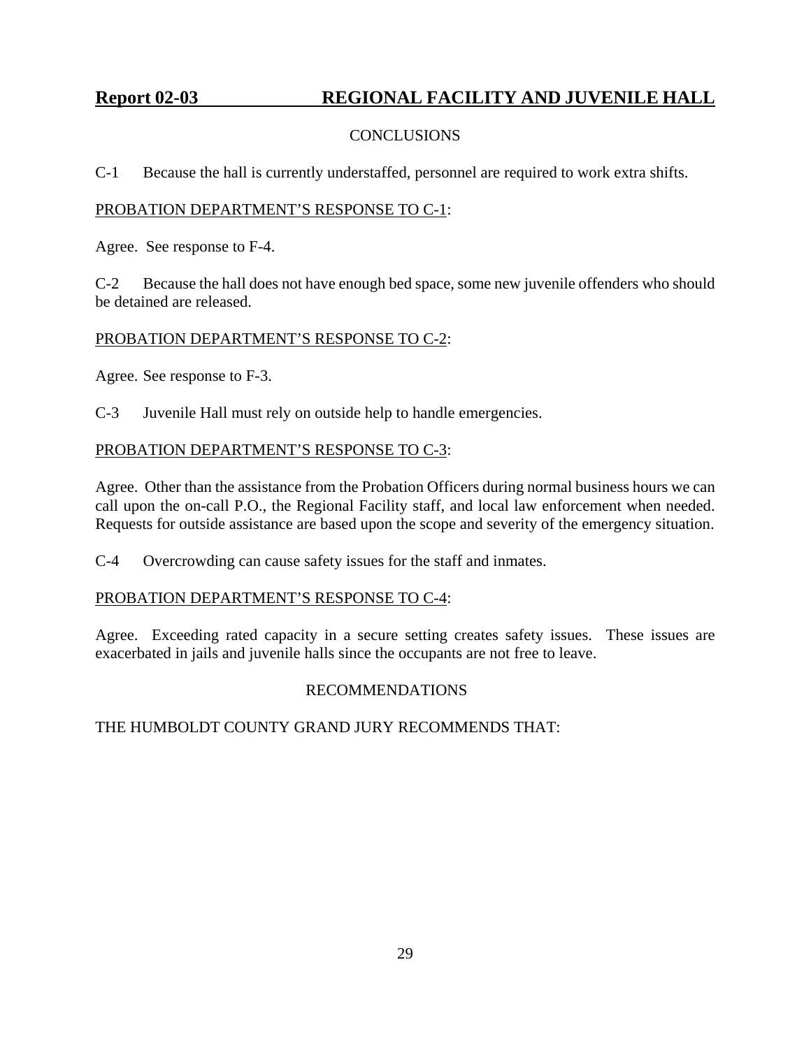**Report 02-03 REGIONAL FACILITY AND JUVENILE HALL**

CONCLUSIONS

C-1 Because the hall is currently understaffed, personnel are required to work extra shifts.

PROBATION DEPARTMENT'S RESPONSE TO C-1:

Agree. See response to F-4.

C-2 Because the hall does not have enough bed space, some new juvenile offenders who should be detained are released.

PROBATION DEPARTMENT'S RESPONSE TO C-2:

Agree. See response to F-3.

C-3 Juvenile Hall must rely on outside help to handle emergencies.

PROBATION DEPARTMENT'S RESPONSE TO C-3:

Agree. Other than the assistance from the Probation Officers during normal business hours we can call upon the on-call P.O., the Regional Facility staff, and local law enforcement when needed. Requests for outside assistance are based upon the scope and severity of the emergency situation.

C-4 Overcrowding can cause safety issues for the staff and inmates.

PROBATION DEPARTMENT'S RESPONSE TO C-4:

Agree. Exceeding rated capacity in a secure setting creates safety issues. These issues are exacerbated in jails and juvenile halls since the occupants are not free to leave.

RECOMMENDATIONS

THE HUMBOLDT COUNTY GRAND JURY RECOMMENDS THAT: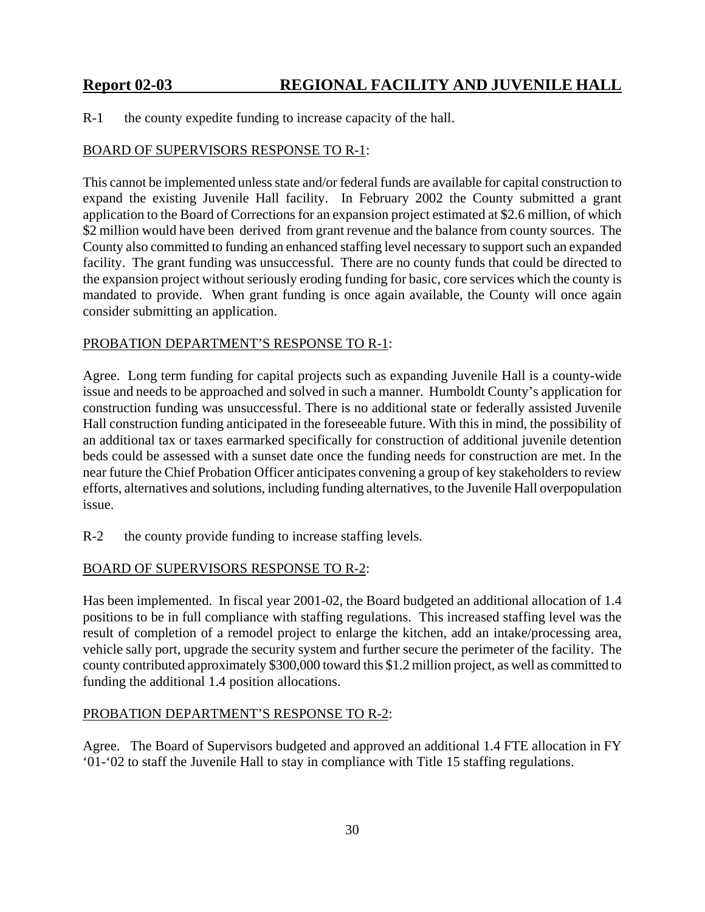## Report 02-03 REGIONAL FACILITY AND JUVENILE HALL

R-1 the county expedite funding to increase capacity of the hall.

BOARD OF SUPERVISORS RESPONSE TO R-1:

This cannot be implemented unless state and/or federal funds are available for capital construction to expand the existing Juvenile Hall facility. In February 2002 the County submitted a grant application to the Board of Corrections for an expansion project estimated at $2.6 million, of which $2 million would have been derived from grant revenue and the balance from county sources. The County also committed to funding an enhanced staffing level necessary to support such an expanded facility. The grant funding was unsuccessful. There are no county funds that could be directed to the expansion project without seriously eroding funding for basic, core services which the county is mandated to provide. When grant funding is once again available, the County will once again consider submitting an application.

PROBATION DEPARTMENT'S RESPONSE TO R-1:

Agree. Long term funding for capital projects such as expanding Juvenile Hall is a county-wide issue and needs to be approached and solved in such a manner. Humboldt County's application for construction funding was unsuccessful. There is no additional state or federally assisted Juvenile Hall construction funding anticipated in the foreseeable future. With this in mind, the possibility of an additional tax or taxes earmarked specifically for construction of additional juvenile detention beds could be assessed with a sunset date once the funding needs for construction are met. In the near future the Chief Probation Officer anticipates convening a group of key stakeholders to review efforts, alternatives and solutions, including funding alternatives, to the Juvenile Hall overpopulation issue.

R-2 the county provide funding to increase staffing levels.

BOARD OF SUPERVISORS RESPONSE TO R-2:

Has been implemented. In fiscal year 2001-02, the Board budgeted an additional allocation of 1.4 positions to be in full compliance with staffing regulations. This increased staffing level was the result of completion of a remodel project to enlarge the kitchen, add an intake/processing area, vehicle sally port, upgrade the security system and further secure the perimeter of the facility. The county contributed approximately $300,000 toward this $1.2 million project, as well as committed to funding the additional 1.4 position allocations.

PROBATION DEPARTMENT'S RESPONSE TO R-2:

Agree. The Board of Supervisors budgeted and approved an additional 1.4 FTE allocation in FY '01-'02 to staff the Juvenile Hall to stay in compliance with Title 15 staffing regulations.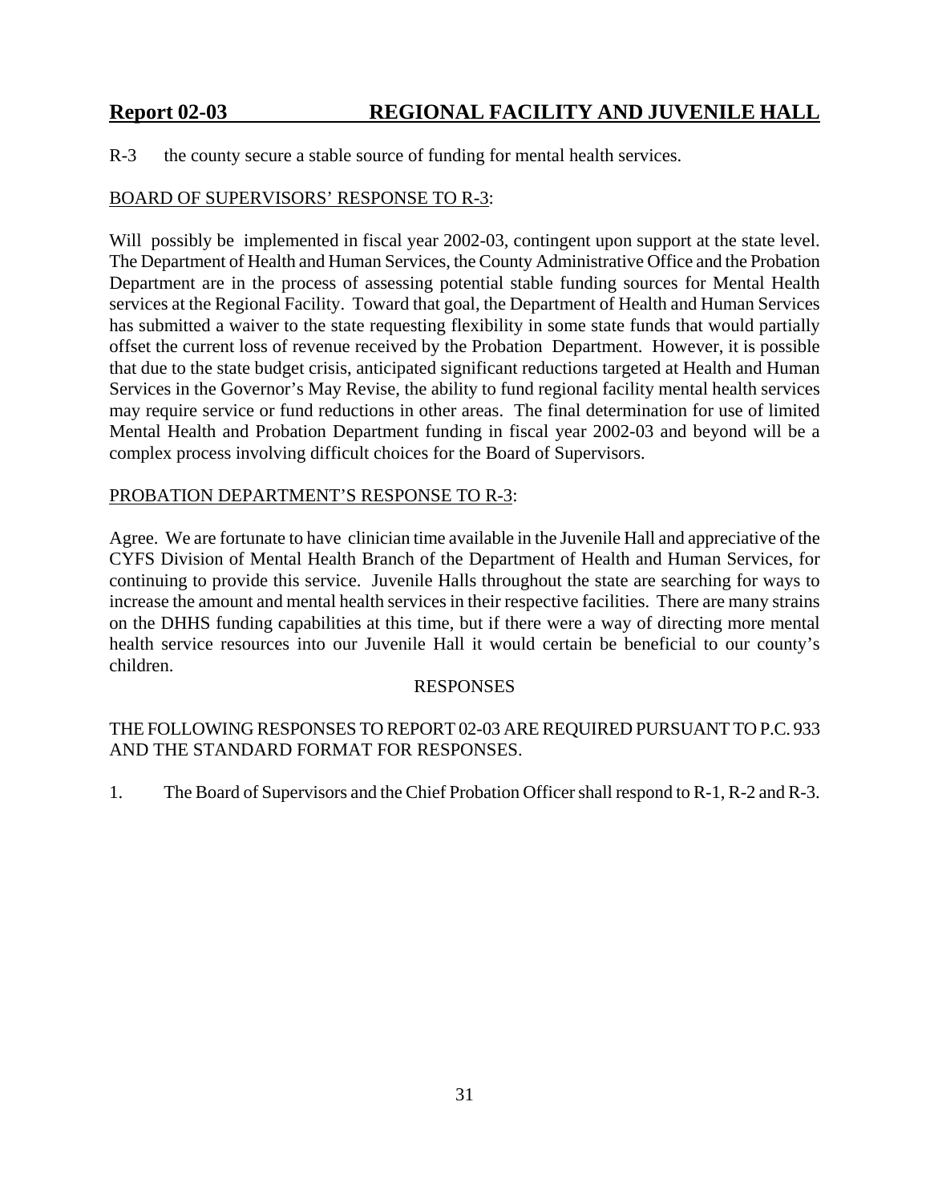**Report 02-03 REGIONAL FACILITY AND JUVENILE HALL**

R-3 the county secure a stable source of funding for mental health services.

BOARD OF SUPERVISORS' RESPONSE TO R-3:

Will possibly be implemented in fiscal year 2002-03, contingent upon support at the state level. The Department of Health and Human Services, the County Administrative Office and the Probation Department are in the process of assessing potential stable funding sources for Mental Health services at the Regional Facility. Toward that goal, the Department of Health and Human Services has submitted a waiver to the state requesting flexibility in some state funds that would partially offset the current loss of revenue received by the Probation Department. However, it is possible that due to the state budget crisis, anticipated significant reductions targeted at Health and Human Services in the Governor's May Revise, the ability to fund regional facility mental health services may require service or fund reductions in other areas. The final determination for use of limited Mental Health and Probation Department funding in fiscal year 2002-03 and beyond will be a complex process involving difficult choices for the Board of Supervisors.

PROBATION DEPARTMENT'S RESPONSE TO R-3:

Agree. We are fortunate to have clinician time available in the Juvenile Hall and appreciative of the CYFS Division of Mental Health Branch of the Department of Health and Human Services, for continuing to provide this service. Juvenile Halls throughout the state are searching for ways to increase the amount and mental health services in their respective facilities. There are many strains on the DHHS funding capabilities at this time, but if there were a way of directing more mental health service resources into our Juvenile Hall it would certain be beneficial to our county's children.

RESPONSES

THE FOLLOWING RESPONSES TO REPORT 02-03 ARE REQUIRED PURSUANT TO P.C. 933 AND THE STANDARD FORMAT FOR RESPONSES.

1. The Board of Supervisors and the Chief Probation Officer shall respond to R-1, R-2 and R-3.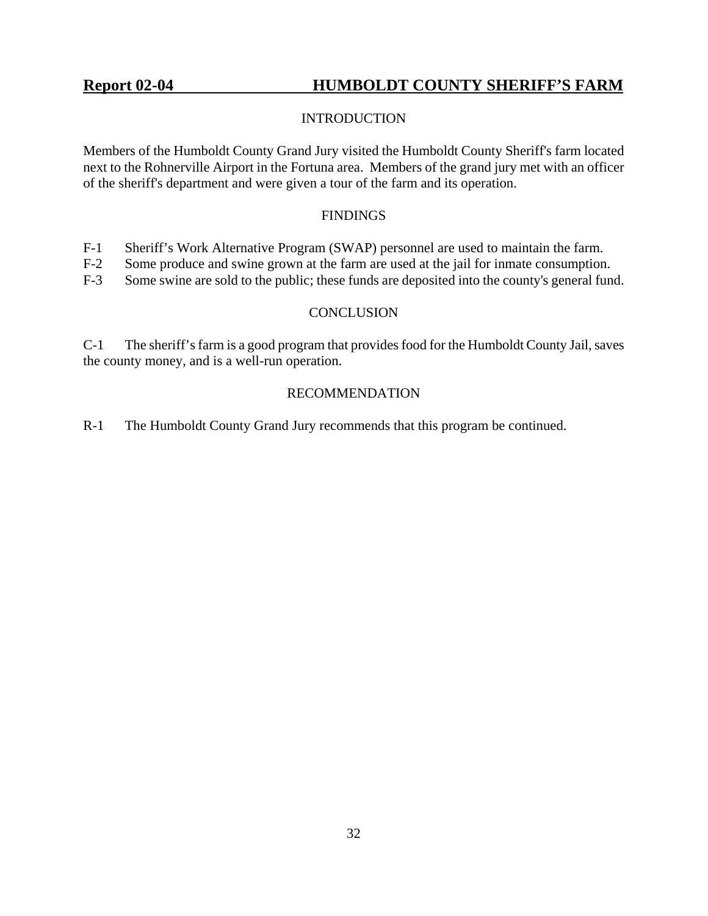## Report 02-04 HUMBOLDT COUNTY SHERIFF'S FARM

### INTRODUCTION

Members of the Humboldt County Grand Jury visited the Humboldt County Sheriff's farm located next to the Rohnerville Airport in the Fortuna area. Members of the grand jury met with an officer of the sheriff's department and were given a tour of the farm and its operation.

### FINDINGS

F-1 Sheriff's Work Alternative Program (SWAP) personnel are used to maintain the farm.

F-2 Some produce and swine grown at the farm are used at the jail for inmate consumption.

F-3 Some swine are sold to the public; these funds are deposited into the county's general fund.

### CONCLUSION

C-1 The sheriff's farm is a good program that provides food for the Humboldt County Jail, saves the county money, and is a well-run operation.

### RECOMMENDATION

R-1 The Humboldt County Grand Jury recommends that this program be continued.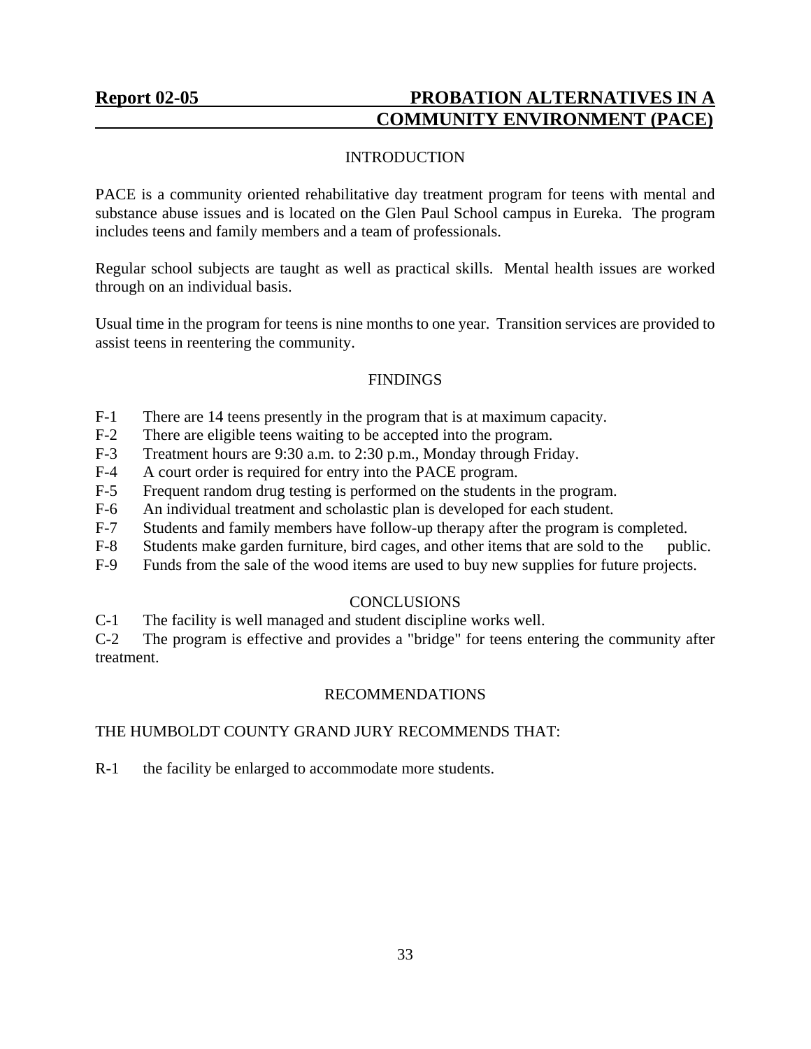## Report 02-05 PROBATION ALTERNATIVES IN A COMMUNITY ENVIRONMENT (PACE)

### INTRODUCTION

PACE is a community oriented rehabilitative day treatment program for teens with mental and substance abuse issues and is located on the Glen Paul School campus in Eureka. The program includes teens and family members and a team of professionals.

Regular school subjects are taught as well as practical skills. Mental health issues are worked through on an individual basis.

Usual time in the program for teens is nine months to one year. Transition services are provided to assist teens in reentering the community.

### FINDINGS

F-1 There are 14 teens presently in the program that is at maximum capacity.
F-2 There are eligible teens waiting to be accepted into the program.
F-3 Treatment hours are 9:30 a.m. to 2:30 p.m., Monday through Friday.
F-4 A court order is required for entry into the PACE program.
F-5 Frequent random drug testing is performed on the students in the program.
F-6 An individual treatment and scholastic plan is developed for each student.
F-7 Students and family members have follow-up therapy after the program is completed.
F-8 Students make garden furniture, bird cages, and other items that are sold to the public.
F-9 Funds from the sale of the wood items are used to buy new supplies for future projects.

### CONCLUSIONS

C-1 The facility is well managed and student discipline works well.
C-2 The program is effective and provides a "bridge" for teens entering the community after treatment.

### RECOMMENDATIONS

THE HUMBOLDT COUNTY GRAND JURY RECOMMENDS THAT:

R-1 the facility be enlarged to accommodate more students.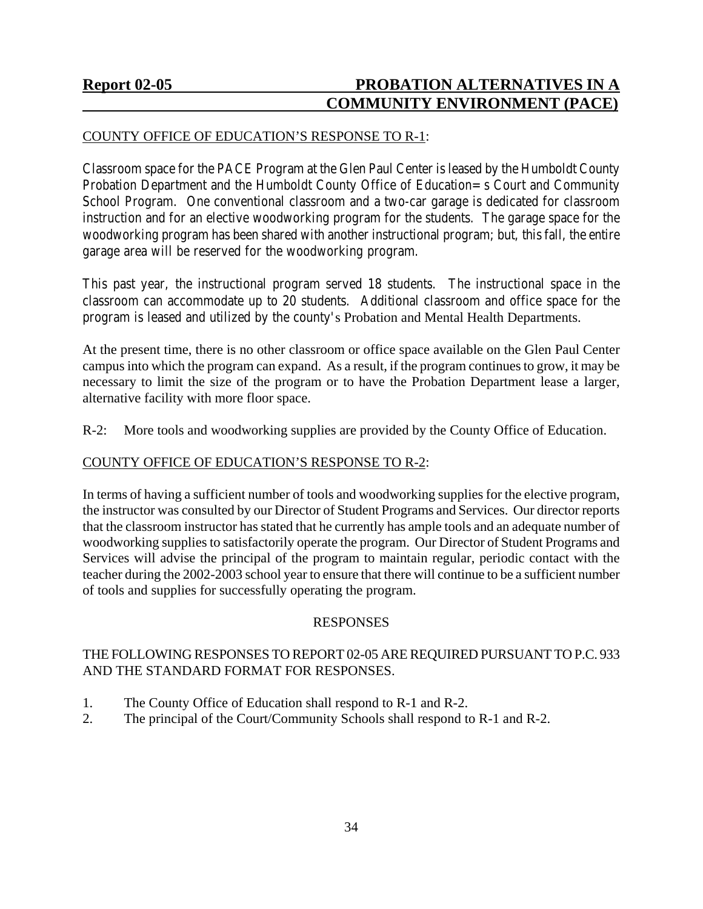**Report 02-05** **PROBATION ALTERNATIVES IN A COMMUNITY ENVIRONMENT (PACE)**

COUNTY OFFICE OF EDUCATION'S RESPONSE TO R-1:

Classroom space for the PACE Program at the Glen Paul Center is leased by the Humboldt County Probation Department and the Humboldt County Office of Education= s Court and Community School Program. One conventional classroom and a two-car garage is dedicated for classroom instruction and for an elective woodworking program for the students. The garage space for the woodworking program has been shared with another instructional program; but, this fall, the entire garage area will be reserved for the woodworking program.

This past year, the instructional program served 18 students. The instructional space in the classroom can accommodate up to 20 students. Additional classroom and office space for the program is leased and utilized by the county's Probation and Mental Health Departments.

At the present time, there is no other classroom or office space available on the Glen Paul Center campus into which the program can expand. As a result, if the program continues to grow, it may be necessary to limit the size of the program or to have the Probation Department lease a larger, alternative facility with more floor space.

R-2: More tools and woodworking supplies are provided by the County Office of Education.

COUNTY OFFICE OF EDUCATION'S RESPONSE TO R-2:

In terms of having a sufficient number of tools and woodworking supplies for the elective program, the instructor was consulted by our Director of Student Programs and Services. Our director reports that the classroom instructor has stated that he currently has ample tools and an adequate number of woodworking supplies to satisfactorily operate the program. Our Director of Student Programs and Services will advise the principal of the program to maintain regular, periodic contact with the teacher during the 2002-2003 school year to ensure that there will continue to be a sufficient number of tools and supplies for successfully operating the program.

RESPONSES

THE FOLLOWING RESPONSES TO REPORT 02-05 ARE REQUIRED PURSUANT TO P.C. 933 AND THE STANDARD FORMAT FOR RESPONSES.

1. The County Office of Education shall respond to R-1 and R-2.
2. The principal of the Court/Community Schools shall respond to R-1 and R-2.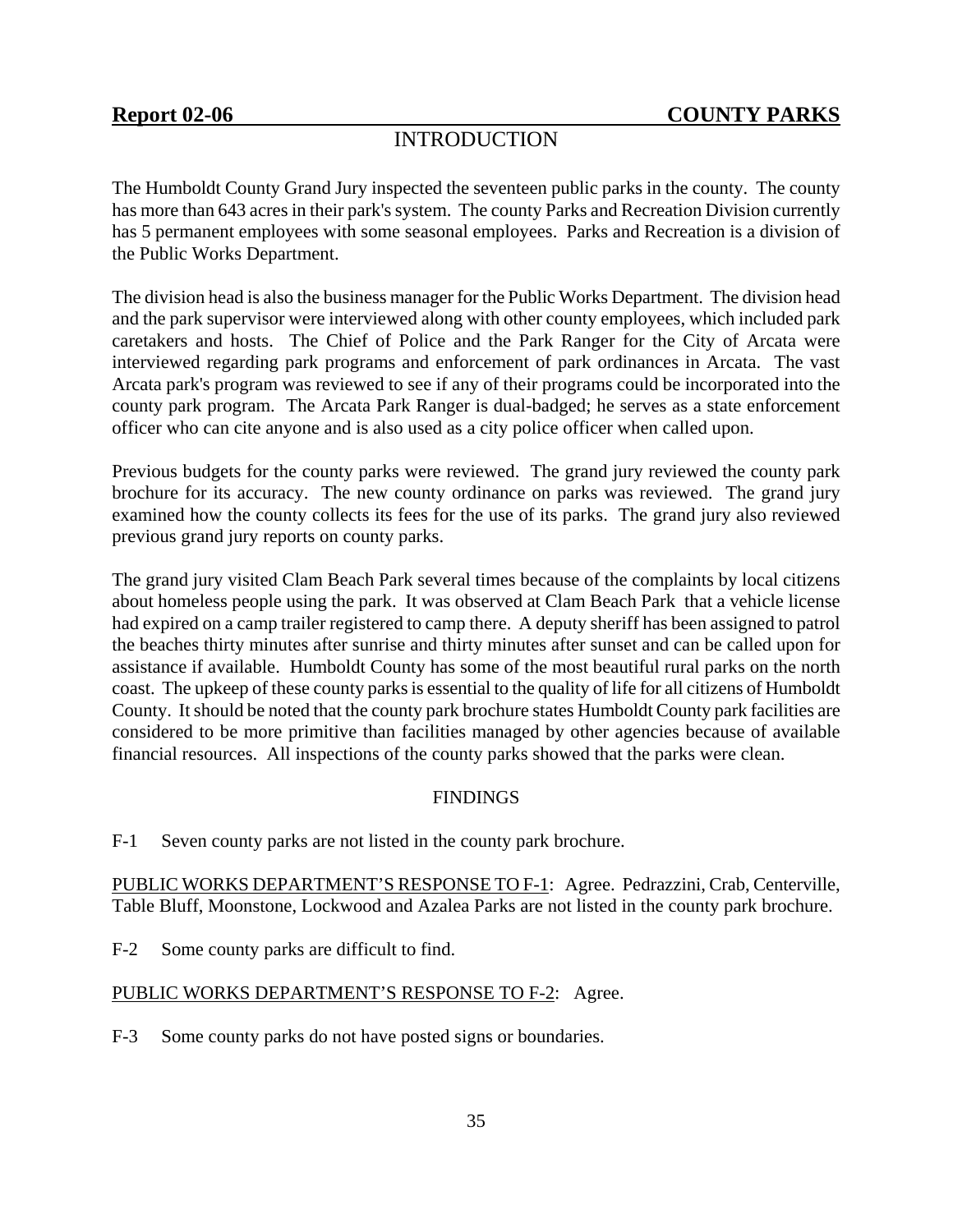**Report 02-06** **COUNTY PARKS**

## INTRODUCTION

The Humboldt County Grand Jury inspected the seventeen public parks in the county. The county has more than 643 acres in their park's system. The county Parks and Recreation Division currently has 5 permanent employees with some seasonal employees. Parks and Recreation is a division of the Public Works Department.

The division head is also the business manager for the Public Works Department. The division head and the park supervisor were interviewed along with other county employees, which included park caretakers and hosts. The Chief of Police and the Park Ranger for the City of Arcata were interviewed regarding park programs and enforcement of park ordinances in Arcata. The vast Arcata park's program was reviewed to see if any of their programs could be incorporated into the county park program. The Arcata Park Ranger is dual-badged; he serves as a state enforcement officer who can cite anyone and is also used as a city police officer when called upon.

Previous budgets for the county parks were reviewed. The grand jury reviewed the county park brochure for its accuracy. The new county ordinance on parks was reviewed. The grand jury examined how the county collects its fees for the use of its parks. The grand jury also reviewed previous grand jury reports on county parks.

The grand jury visited Clam Beach Park several times because of the complaints by local citizens about homeless people using the park. It was observed at Clam Beach Park that a vehicle license had expired on a camp trailer registered to camp there. A deputy sheriff has been assigned to patrol the beaches thirty minutes after sunrise and thirty minutes after sunset and can be called upon for assistance if available. Humboldt County has some of the most beautiful rural parks on the north coast. The upkeep of these county parks is essential to the quality of life for all citizens of Humboldt County. It should be noted that the county park brochure states Humboldt County park facilities are considered to be more primitive than facilities managed by other agencies because of available financial resources. All inspections of the county parks showed that the parks were clean.

## FINDINGS

F-1 Seven county parks are not listed in the county park brochure.

PUBLIC WORKS DEPARTMENT'S RESPONSE TO F-1: Agree. Pedrazzini, Crab, Centerville, Table Bluff, Moonstone, Lockwood and Azalea Parks are not listed in the county park brochure.

F-2 Some county parks are difficult to find.

PUBLIC WORKS DEPARTMENT'S RESPONSE TO F-2: Agree.

F-3 Some county parks do not have posted signs or boundaries.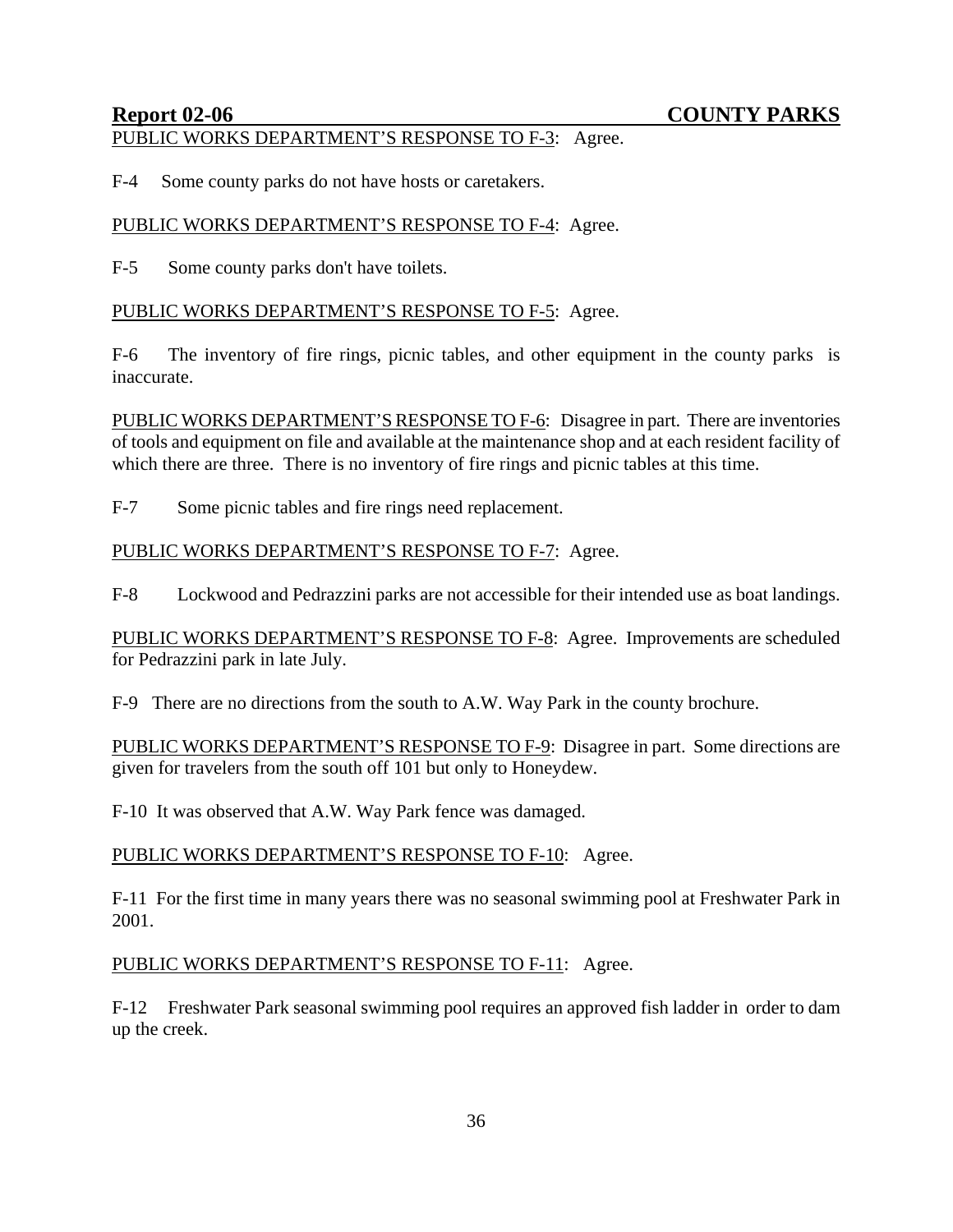PUBLIC WORKS DEPARTMENT'S RESPONSE TO F-3: Agree.

F-4 Some county parks do not have hosts or caretakers.

PUBLIC WORKS DEPARTMENT'S RESPONSE TO F-4: Agree.

F-5 Some county parks don't have toilets.

PUBLIC WORKS DEPARTMENT'S RESPONSE TO F-5: Agree.

F-6 The inventory of fire rings, picnic tables, and other equipment in the county parks is inaccurate.

PUBLIC WORKS DEPARTMENT'S RESPONSE TO F-6: Disagree in part. There are inventories of tools and equipment on file and available at the maintenance shop and at each resident facility of which there are three. There is no inventory of fire rings and picnic tables at this time.

F-7 Some picnic tables and fire rings need replacement.

PUBLIC WORKS DEPARTMENT'S RESPONSE TO F-7: Agree.

F-8 Lockwood and Pedrazzini parks are not accessible for their intended use as boat landings.

PUBLIC WORKS DEPARTMENT'S RESPONSE TO F-8: Agree. Improvements are scheduled for Pedrazzini park in late July.

F-9 There are no directions from the south to A.W. Way Park in the county brochure.

PUBLIC WORKS DEPARTMENT'S RESPONSE TO F-9: Disagree in part. Some directions are given for travelers from the south off 101 but only to Honeydew.

F-10 It was observed that A.W. Way Park fence was damaged.

PUBLIC WORKS DEPARTMENT'S RESPONSE TO F-10: Agree.

F-11 For the first time in many years there was no seasonal swimming pool at Freshwater Park in 2001.

PUBLIC WORKS DEPARTMENT'S RESPONSE TO F-11: Agree.

F-12 Freshwater Park seasonal swimming pool requires an approved fish ladder in order to dam up the creek.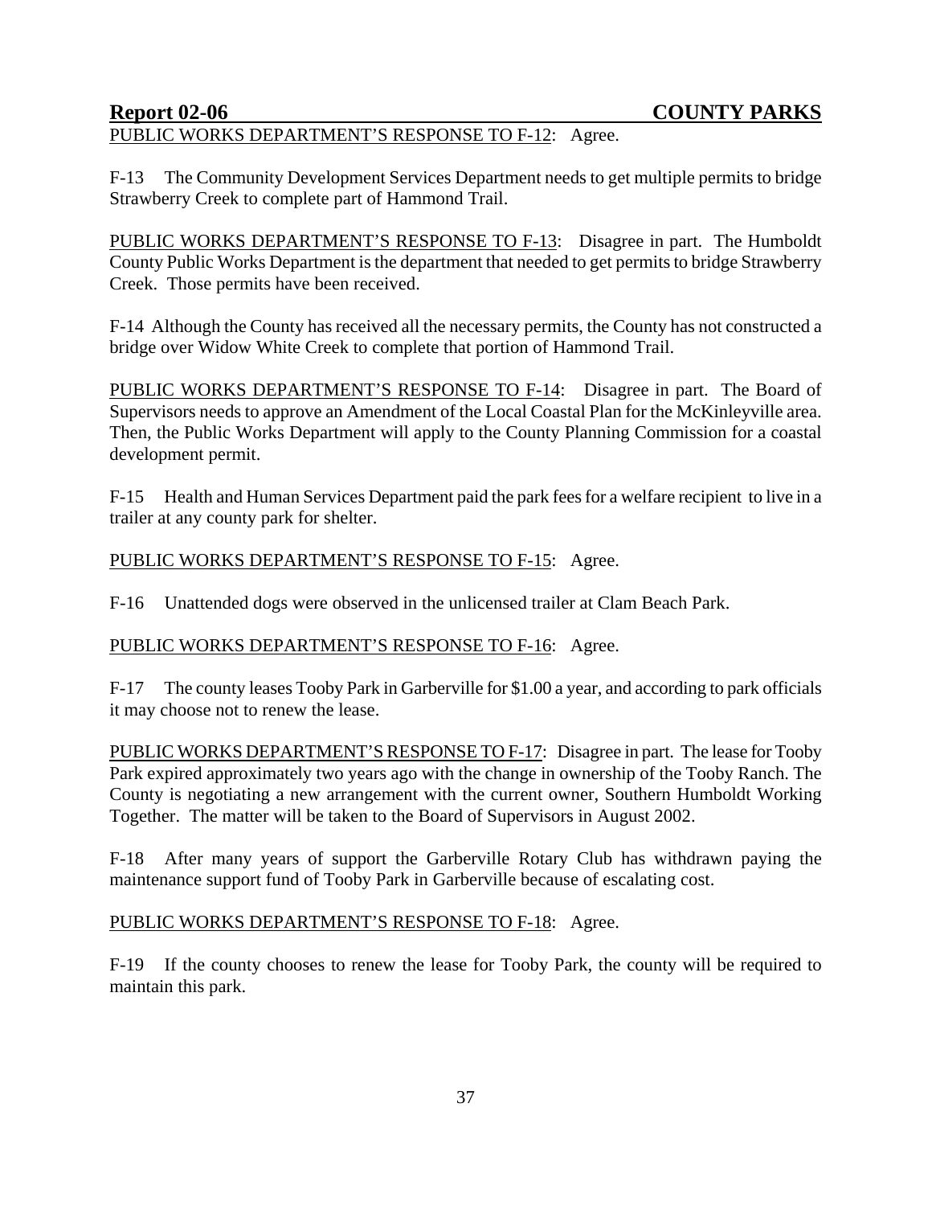PUBLIC WORKS DEPARTMENT'S RESPONSE TO F-12: Agree.

F-13 The Community Development Services Department needs to get multiple permits to bridge Strawberry Creek to complete part of Hammond Trail.

PUBLIC WORKS DEPARTMENT'S RESPONSE TO F-13: Disagree in part. The Humboldt County Public Works Department is the department that needed to get permits to bridge Strawberry Creek. Those permits have been received.

F-14 Although the County has received all the necessary permits, the County has not constructed a bridge over Widow White Creek to complete that portion of Hammond Trail.

PUBLIC WORKS DEPARTMENT'S RESPONSE TO F-14: Disagree in part. The Board of Supervisors needs to approve an Amendment of the Local Coastal Plan for the McKinleyville area. Then, the Public Works Department will apply to the County Planning Commission for a coastal development permit.

F-15 Health and Human Services Department paid the park fees for a welfare recipient to live in a trailer at any county park for shelter.

PUBLIC WORKS DEPARTMENT'S RESPONSE TO F-15: Agree.

F-16 Unattended dogs were observed in the unlicensed trailer at Clam Beach Park.

PUBLIC WORKS DEPARTMENT'S RESPONSE TO F-16: Agree.

F-17 The county leases Tooby Park in Garberville for $1.00 a year, and according to park officials it may choose not to renew the lease.

PUBLIC WORKS DEPARTMENT'S RESPONSE TO F-17: Disagree in part. The lease for Tooby Park expired approximately two years ago with the change in ownership of the Tooby Ranch. The County is negotiating a new arrangement with the current owner, Southern Humboldt Working Together. The matter will be taken to the Board of Supervisors in August 2002.

F-18 After many years of support the Garberville Rotary Club has withdrawn paying the maintenance support fund of Tooby Park in Garberville because of escalating cost.

PUBLIC WORKS DEPARTMENT'S RESPONSE TO F-18: Agree.

F-19 If the county chooses to renew the lease for Tooby Park, the county will be required to maintain this park.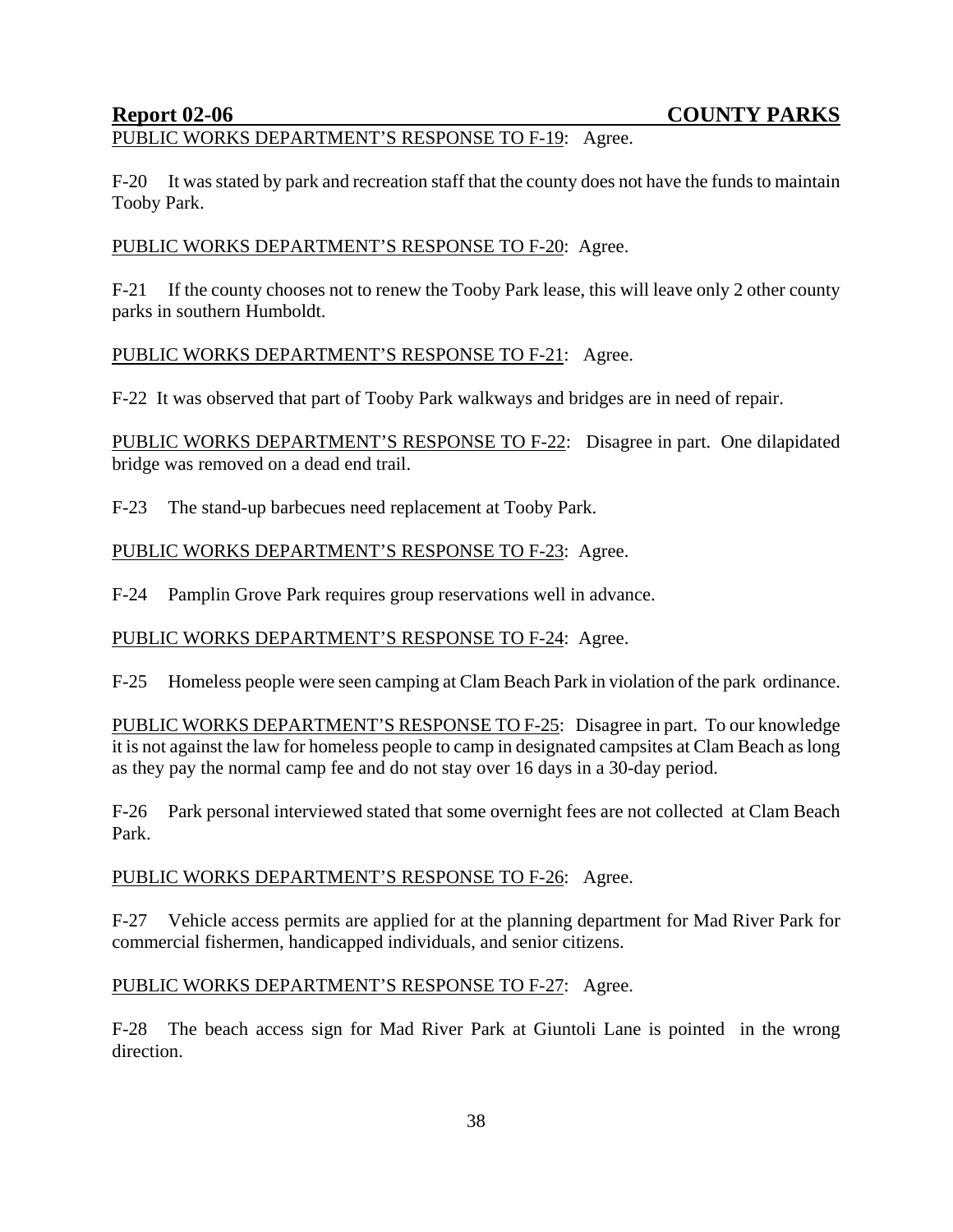PUBLIC WORKS DEPARTMENT'S RESPONSE TO F-19: Agree.

F-20 It was stated by park and recreation staff that the county does not have the funds to maintain Tooby Park.

PUBLIC WORKS DEPARTMENT'S RESPONSE TO F-20: Agree.

F-21 If the county chooses not to renew the Tooby Park lease, this will leave only 2 other county parks in southern Humboldt.

PUBLIC WORKS DEPARTMENT'S RESPONSE TO F-21: Agree.

F-22 It was observed that part of Tooby Park walkways and bridges are in need of repair.

PUBLIC WORKS DEPARTMENT'S RESPONSE TO F-22: Disagree in part. One dilapidated bridge was removed on a dead end trail.

F-23 The stand-up barbecues need replacement at Tooby Park.

PUBLIC WORKS DEPARTMENT'S RESPONSE TO F-23: Agree.

F-24 Pamplin Grove Park requires group reservations well in advance.

PUBLIC WORKS DEPARTMENT'S RESPONSE TO F-24: Agree.

F-25 Homeless people were seen camping at Clam Beach Park in violation of the park ordinance.

PUBLIC WORKS DEPARTMENT'S RESPONSE TO F-25: Disagree in part. To our knowledge it is not against the law for homeless people to camp in designated campsites at Clam Beach as long as they pay the normal camp fee and do not stay over 16 days in a 30-day period.

F-26 Park personal interviewed stated that some overnight fees are not collected at Clam Beach Park.

PUBLIC WORKS DEPARTMENT'S RESPONSE TO F-26: Agree.

F-27 Vehicle access permits are applied for at the planning department for Mad River Park for commercial fishermen, handicapped individuals, and senior citizens.

PUBLIC WORKS DEPARTMENT'S RESPONSE TO F-27: Agree.

F-28 The beach access sign for Mad River Park at Giuntoli Lane is pointed in the wrong direction.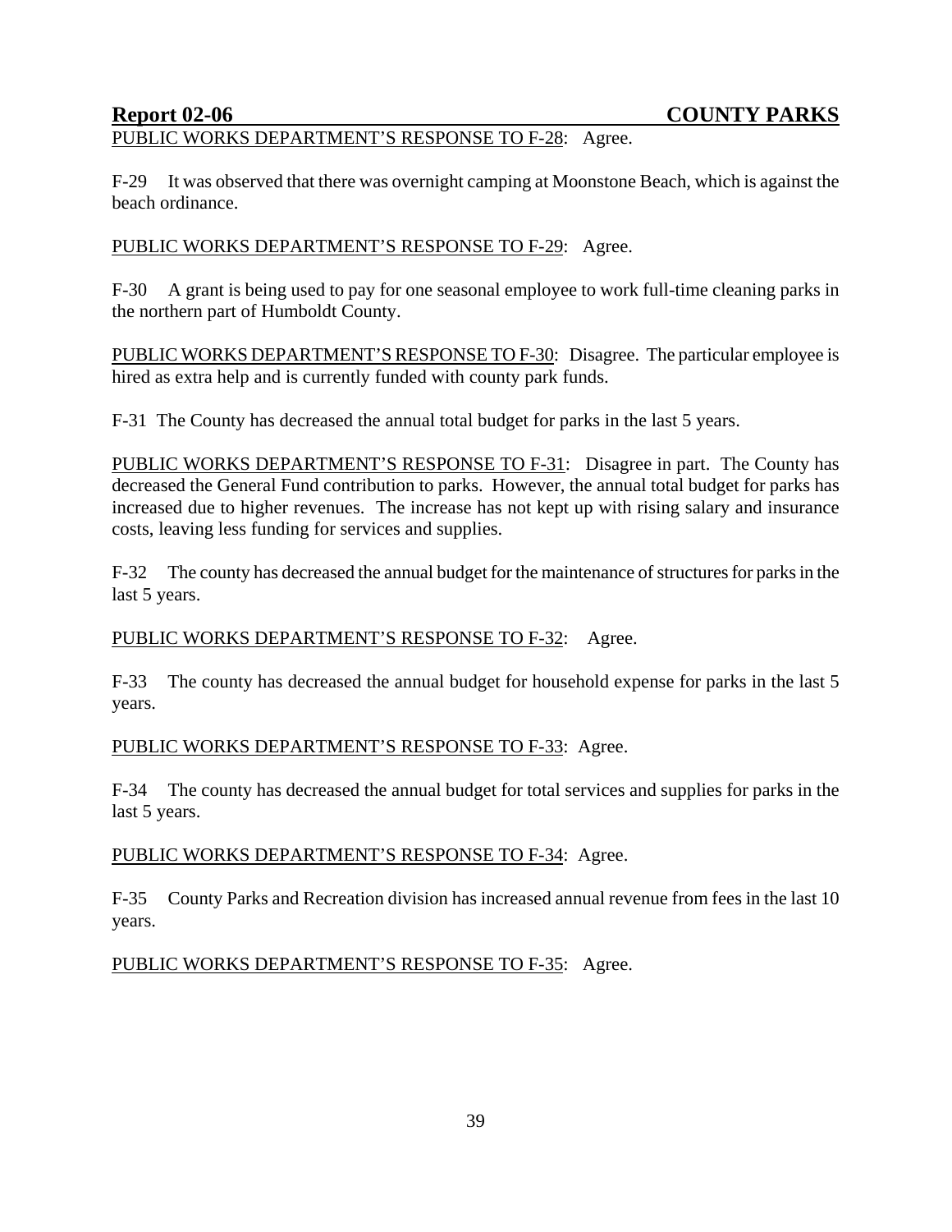PUBLIC WORKS DEPARTMENT'S RESPONSE TO F-28: Agree.

F-29 It was observed that there was overnight camping at Moonstone Beach, which is against the beach ordinance.

PUBLIC WORKS DEPARTMENT'S RESPONSE TO F-29: Agree.

F-30 A grant is being used to pay for one seasonal employee to work full-time cleaning parks in the northern part of Humboldt County.

PUBLIC WORKS DEPARTMENT'S RESPONSE TO F-30: Disagree. The particular employee is hired as extra help and is currently funded with county park funds.

F-31 The County has decreased the annual total budget for parks in the last 5 years.

PUBLIC WORKS DEPARTMENT'S RESPONSE TO F-31: Disagree in part. The County has decreased the General Fund contribution to parks. However, the annual total budget for parks has increased due to higher revenues. The increase has not kept up with rising salary and insurance costs, leaving less funding for services and supplies.

F-32 The county has decreased the annual budget for the maintenance of structures for parks in the last 5 years.

PUBLIC WORKS DEPARTMENT'S RESPONSE TO F-32: Agree.

F-33 The county has decreased the annual budget for household expense for parks in the last 5 years.

PUBLIC WORKS DEPARTMENT'S RESPONSE TO F-33: Agree.

F-34 The county has decreased the annual budget for total services and supplies for parks in the last 5 years.

PUBLIC WORKS DEPARTMENT'S RESPONSE TO F-34: Agree.

F-35 County Parks and Recreation division has increased annual revenue from fees in the last 10 years.

PUBLIC WORKS DEPARTMENT'S RESPONSE TO F-35: Agree.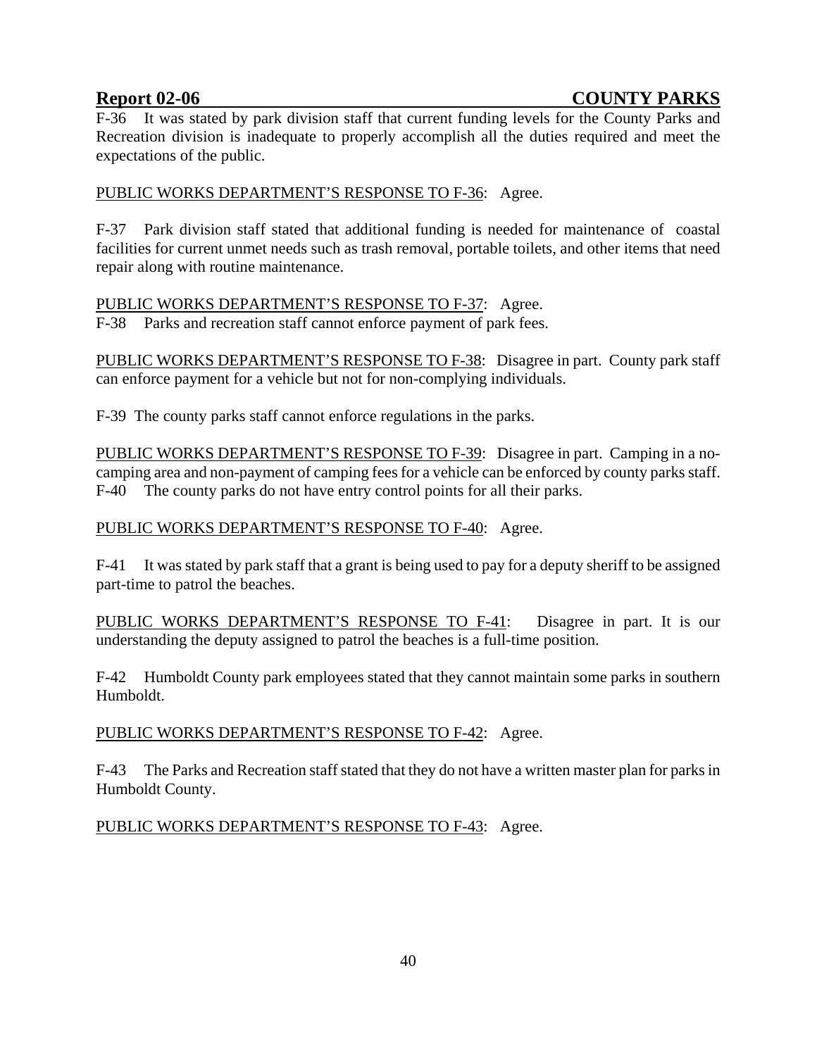F-36 It was stated by park division staff that current funding levels for the County Parks and Recreation division is inadequate to properly accomplish all the duties required and meet the expectations of the public.

PUBLIC WORKS DEPARTMENT'S RESPONSE TO F-36: Agree.

F-37 Park division staff stated that additional funding is needed for maintenance of coastal facilities for current unmet needs such as trash removal, portable toilets, and other items that need repair along with routine maintenance.

PUBLIC WORKS DEPARTMENT'S RESPONSE TO F-37: Agree.

F-38 Parks and recreation staff cannot enforce payment of park fees.

PUBLIC WORKS DEPARTMENT'S RESPONSE TO F-38: Disagree in part. County park staff can enforce payment for a vehicle but not for non-complying individuals.

F-39 The county parks staff cannot enforce regulations in the parks.

PUBLIC WORKS DEPARTMENT'S RESPONSE TO F-39: Disagree in part. Camping in a no-camping area and non-payment of camping fees for a vehicle can be enforced by county parks staff.

F-40 The county parks do not have entry control points for all their parks.

PUBLIC WORKS DEPARTMENT'S RESPONSE TO F-40: Agree.

F-41 It was stated by park staff that a grant is being used to pay for a deputy sheriff to be assigned part-time to patrol the beaches.

PUBLIC WORKS DEPARTMENT'S RESPONSE TO F-41: Disagree in part. It is our understanding the deputy assigned to patrol the beaches is a full-time position.

F-42 Humboldt County park employees stated that they cannot maintain some parks in southern Humboldt.

PUBLIC WORKS DEPARTMENT'S RESPONSE TO F-42: Agree.

F-43 The Parks and Recreation staff stated that they do not have a written master plan for parks in Humboldt County.

PUBLIC WORKS DEPARTMENT'S RESPONSE TO F-43: Agree.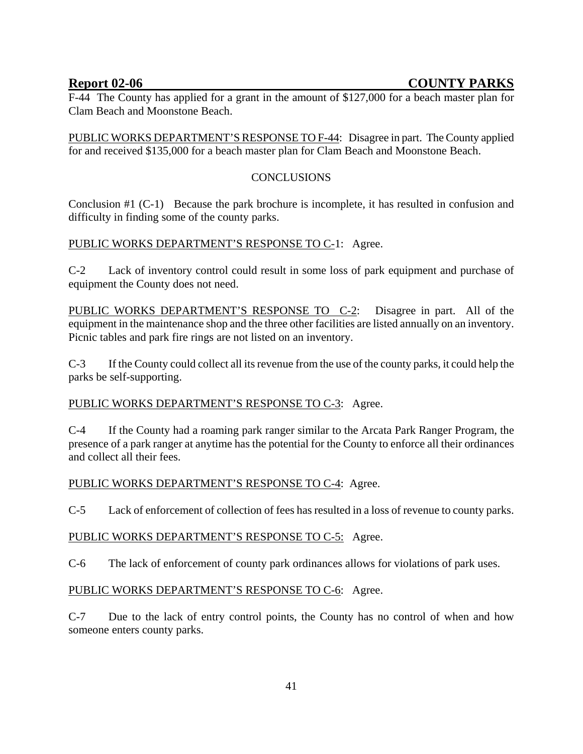F-44 The County has applied for a grant in the amount of $127,000 for a beach master plan for Clam Beach and Moonstone Beach.

PUBLIC WORKS DEPARTMENT'S RESPONSE TO F-44: Disagree in part. The County applied for and received $135,000 for a beach master plan for Clam Beach and Moonstone Beach.

CONCLUSIONS

Conclusion #1 (C-1) Because the park brochure is incomplete, it has resulted in confusion and difficulty in finding some of the county parks.

PUBLIC WORKS DEPARTMENT'S RESPONSE TO C-1: Agree.

C-2 Lack of inventory control could result in some loss of park equipment and purchase of equipment the County does not need.

PUBLIC WORKS DEPARTMENT'S RESPONSE TO C-2: Disagree in part. All of the equipment in the maintenance shop and the three other facilities are listed annually on an inventory. Picnic tables and park fire rings are not listed on an inventory.

C-3 If the County could collect all its revenue from the use of the county parks, it could help the parks be self-supporting.

PUBLIC WORKS DEPARTMENT'S RESPONSE TO C-3: Agree.

C-4 If the County had a roaming park ranger similar to the Arcata Park Ranger Program, the presence of a park ranger at anytime has the potential for the County to enforce all their ordinances and collect all their fees.

PUBLIC WORKS DEPARTMENT'S RESPONSE TO C-4: Agree.

C-5 Lack of enforcement of collection of fees has resulted in a loss of revenue to county parks.

PUBLIC WORKS DEPARTMENT'S RESPONSE TO C-5: Agree.

C-6 The lack of enforcement of county park ordinances allows for violations of park uses.

PUBLIC WORKS DEPARTMENT'S RESPONSE TO C-6: Agree.

C-7 Due to the lack of entry control points, the County has no control of when and how someone enters county parks.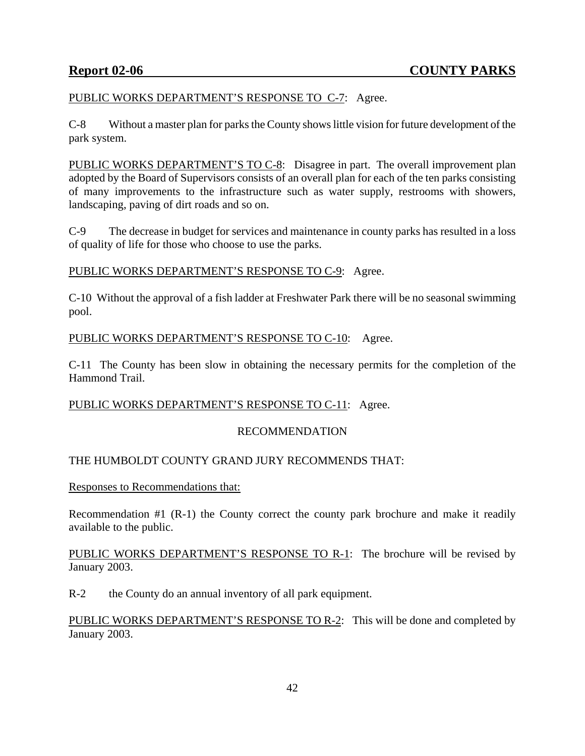PUBLIC WORKS DEPARTMENT'S RESPONSE TO C-7: Agree.

C-8 Without a master plan for parks the County shows little vision for future development of the park system.

PUBLIC WORKS DEPARTMENT'S TO C-8: Disagree in part. The overall improvement plan adopted by the Board of Supervisors consists of an overall plan for each of the ten parks consisting of many improvements to the infrastructure such as water supply, restrooms with showers, landscaping, paving of dirt roads and so on.

C-9 The decrease in budget for services and maintenance in county parks has resulted in a loss of quality of life for those who choose to use the parks.

PUBLIC WORKS DEPARTMENT'S RESPONSE TO C-9: Agree.

C-10 Without the approval of a fish ladder at Freshwater Park there will be no seasonal swimming pool.

PUBLIC WORKS DEPARTMENT'S RESPONSE TO C-10: Agree.

C-11 The County has been slow in obtaining the necessary permits for the completion of the Hammond Trail.

PUBLIC WORKS DEPARTMENT'S RESPONSE TO C-11: Agree.

RECOMMENDATION

THE HUMBOLDT COUNTY GRAND JURY RECOMMENDS THAT:

Responses to Recommendations that:

Recommendation #1 (R-1) the County correct the county park brochure and make it readily available to the public.

PUBLIC WORKS DEPARTMENT'S RESPONSE TO R-1: The brochure will be revised by January 2003.

R-2 the County do an annual inventory of all park equipment.

PUBLIC WORKS DEPARTMENT'S RESPONSE TO R-2: This will be done and completed by January 2003.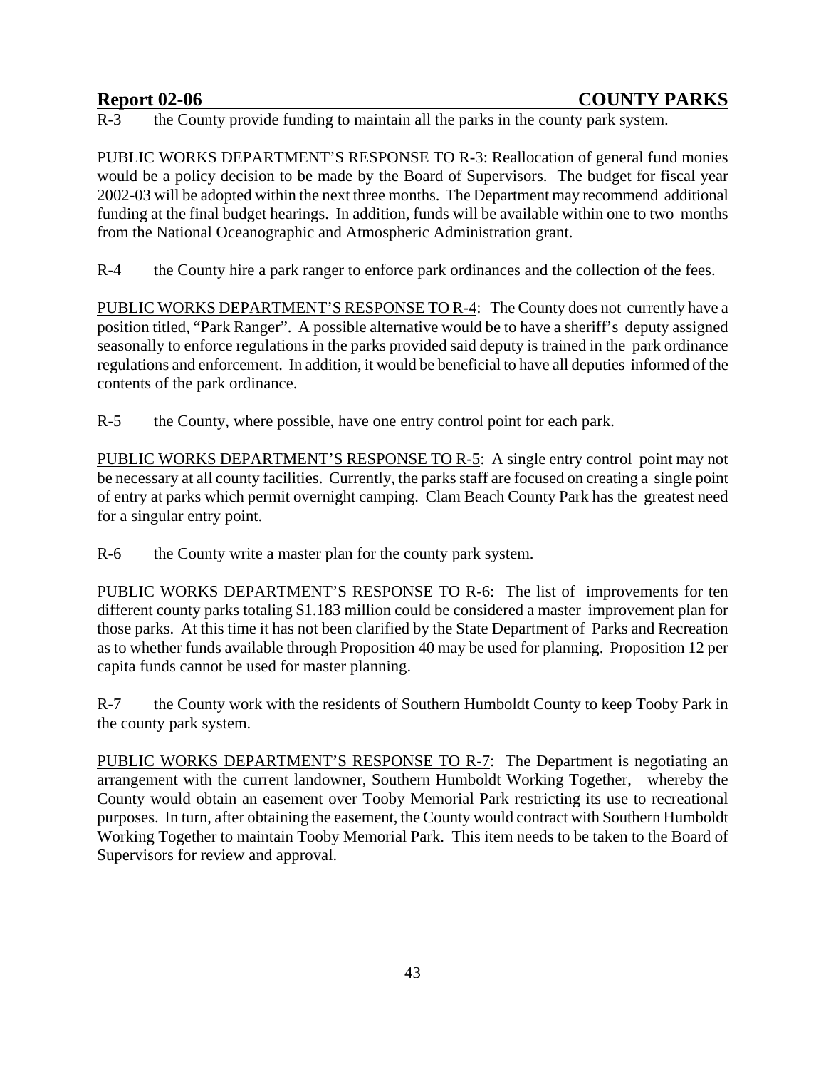R-3 the County provide funding to maintain all the parks in the county park system.

PUBLIC WORKS DEPARTMENT'S RESPONSE TO R-3: Reallocation of general fund monies would be a policy decision to be made by the Board of Supervisors. The budget for fiscal year 2002-03 will be adopted within the next three months. The Department may recommend additional funding at the final budget hearings. In addition, funds will be available within one to two months from the National Oceanographic and Atmospheric Administration grant.

R-4 the County hire a park ranger to enforce park ordinances and the collection of the fees.

PUBLIC WORKS DEPARTMENT'S RESPONSE TO R-4: The County does not currently have a position titled, "Park Ranger". A possible alternative would be to have a sheriff's deputy assigned seasonally to enforce regulations in the parks provided said deputy is trained in the park ordinance regulations and enforcement. In addition, it would be beneficial to have all deputies informed of the contents of the park ordinance.

R-5 the County, where possible, have one entry control point for each park.

PUBLIC WORKS DEPARTMENT'S RESPONSE TO R-5: A single entry control point may not be necessary at all county facilities. Currently, the parks staff are focused on creating a single point of entry at parks which permit overnight camping. Clam Beach County Park has the greatest need for a singular entry point.

R-6 the County write a master plan for the county park system.

PUBLIC WORKS DEPARTMENT'S RESPONSE TO R-6: The list of improvements for ten different county parks totaling $1.183 million could be considered a master improvement plan for those parks. At this time it has not been clarified by the State Department of Parks and Recreation as to whether funds available through Proposition 40 may be used for planning. Proposition 12 per capita funds cannot be used for master planning.

R-7 the County work with the residents of Southern Humboldt County to keep Tooby Park in the county park system.

PUBLIC WORKS DEPARTMENT'S RESPONSE TO R-7: The Department is negotiating an arrangement with the current landowner, Southern Humboldt Working Together, whereby the County would obtain an easement over Tooby Memorial Park restricting its use to recreational purposes. In turn, after obtaining the easement, the County would contract with Southern Humboldt Working Together to maintain Tooby Memorial Park. This item needs to be taken to the Board of Supervisors for review and approval.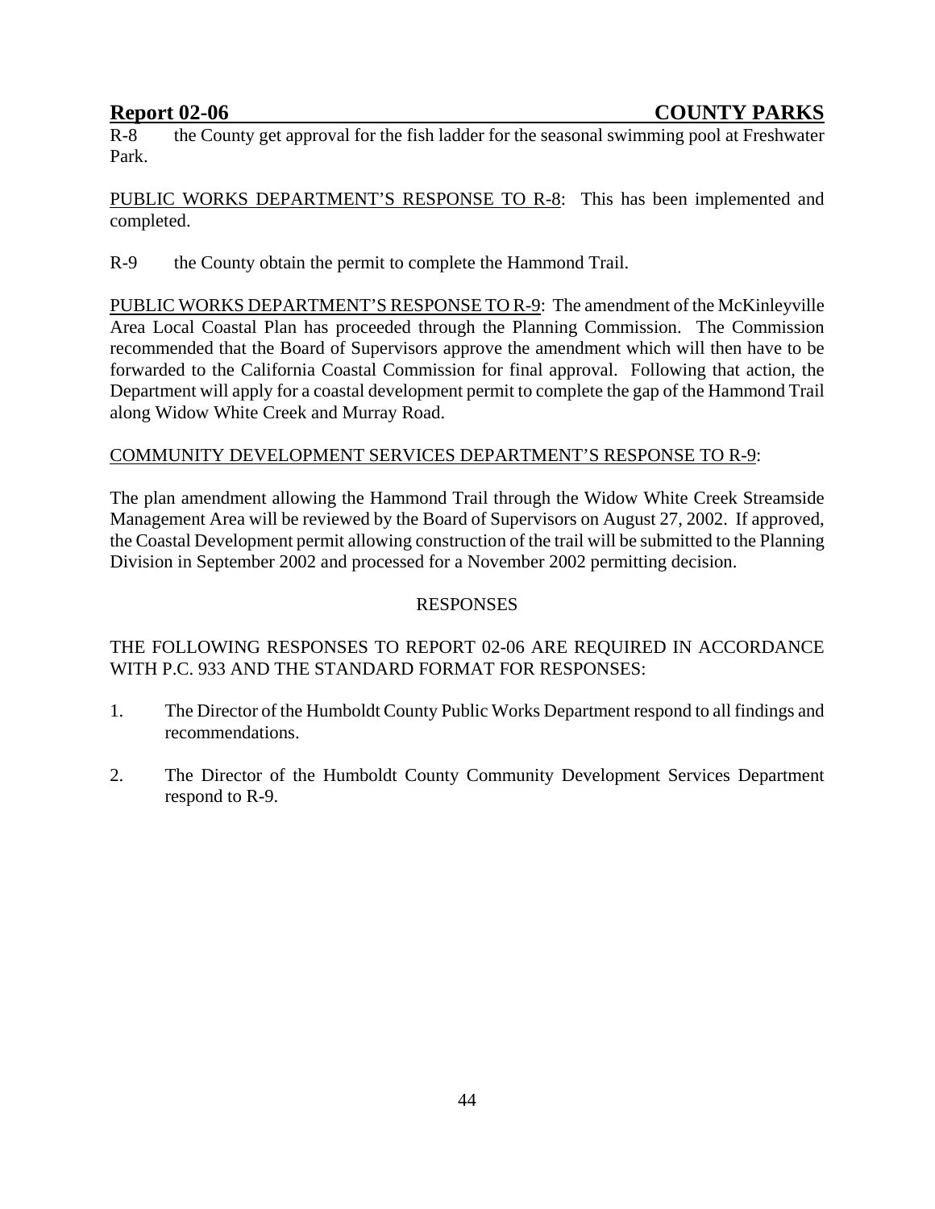R-8 the County get approval for the fish ladder for the seasonal swimming pool at Freshwater Park.

PUBLIC WORKS DEPARTMENT'S RESPONSE TO R-8: This has been implemented and completed.

R-9 the County obtain the permit to complete the Hammond Trail.

PUBLIC WORKS DEPARTMENT'S RESPONSE TO R-9: The amendment of the McKinleyville Area Local Coastal Plan has proceeded through the Planning Commission. The Commission recommended that the Board of Supervisors approve the amendment which will then have to be forwarded to the California Coastal Commission for final approval. Following that action, the Department will apply for a coastal development permit to complete the gap of the Hammond Trail along Widow White Creek and Murray Road.

COMMUNITY DEVELOPMENT SERVICES DEPARTMENT'S RESPONSE TO R-9:

The plan amendment allowing the Hammond Trail through the Widow White Creek Streamside Management Area will be reviewed by the Board of Supervisors on August 27, 2002. If approved, the Coastal Development permit allowing construction of the trail will be submitted to the Planning Division in September 2002 and processed for a November 2002 permitting decision.

RESPONSES

THE FOLLOWING RESPONSES TO REPORT 02-06 ARE REQUIRED IN ACCORDANCE WITH P.C. 933 AND THE STANDARD FORMAT FOR RESPONSES:

1. The Director of the Humboldt County Public Works Department respond to all findings and recommendations.
2. The Director of the Humboldt County Community Development Services Department respond to R-9.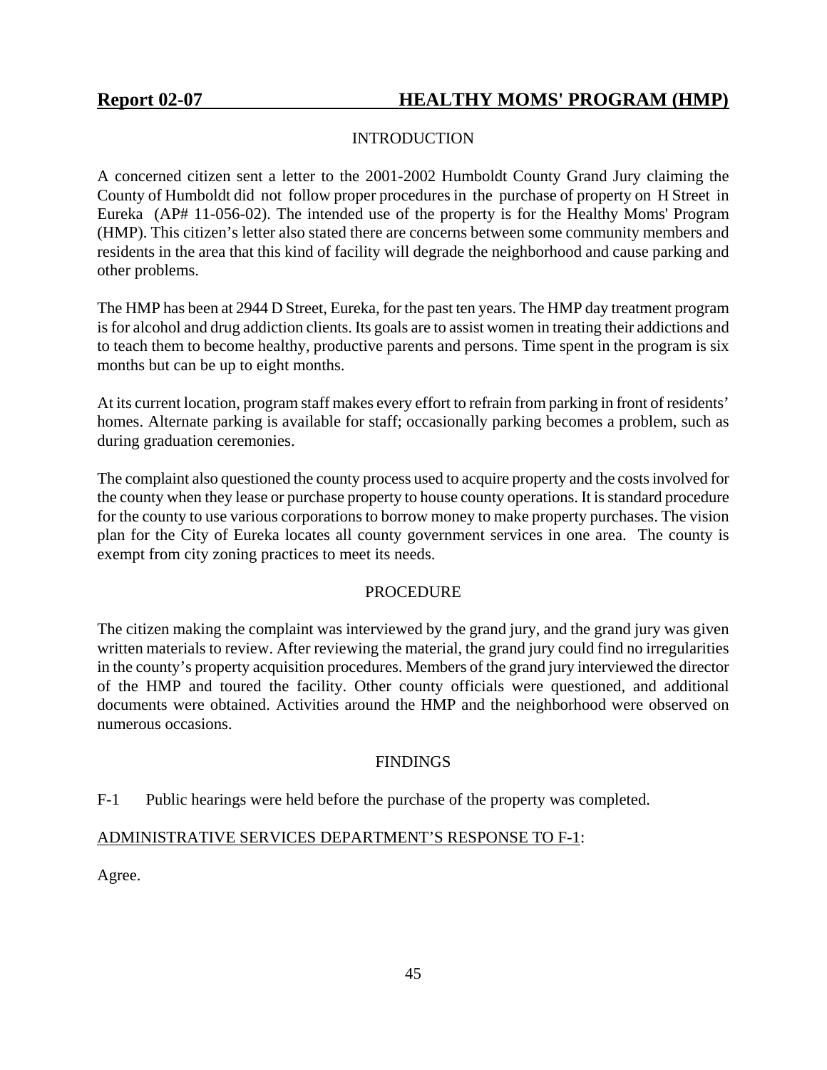## Report 02-07 HEALTHY MOMS' PROGRAM (HMP)

### INTRODUCTION

A concerned citizen sent a letter to the 2001-2002 Humboldt County Grand Jury claiming the County of Humboldt did not follow proper procedures in the purchase of property on H Street in Eureka (AP# 11-056-02). The intended use of the property is for the Healthy Moms' Program (HMP). This citizen's letter also stated there are concerns between some community members and residents in the area that this kind of facility will degrade the neighborhood and cause parking and other problems.

The HMP has been at 2944 D Street, Eureka, for the past ten years. The HMP day treatment program is for alcohol and drug addiction clients. Its goals are to assist women in treating their addictions and to teach them to become healthy, productive parents and persons. Time spent in the program is six months but can be up to eight months.

At its current location, program staff makes every effort to refrain from parking in front of residents' homes. Alternate parking is available for staff; occasionally parking becomes a problem, such as during graduation ceremonies.

The complaint also questioned the county process used to acquire property and the costs involved for the county when they lease or purchase property to house county operations. It is standard procedure for the county to use various corporations to borrow money to make property purchases. The vision plan for the City of Eureka locates all county government services in one area. The county is exempt from city zoning practices to meet its needs.

### PROCEDURE

The citizen making the complaint was interviewed by the grand jury, and the grand jury was given written materials to review. After reviewing the material, the grand jury could find no irregularities in the county's property acquisition procedures. Members of the grand jury interviewed the director of the HMP and toured the facility. Other county officials were questioned, and additional documents were obtained. Activities around the HMP and the neighborhood were observed on numerous occasions.

### FINDINGS

F-1 Public hearings were held before the purchase of the property was completed.

ADMINISTRATIVE SERVICES DEPARTMENT'S RESPONSE TO F-1:

Agree.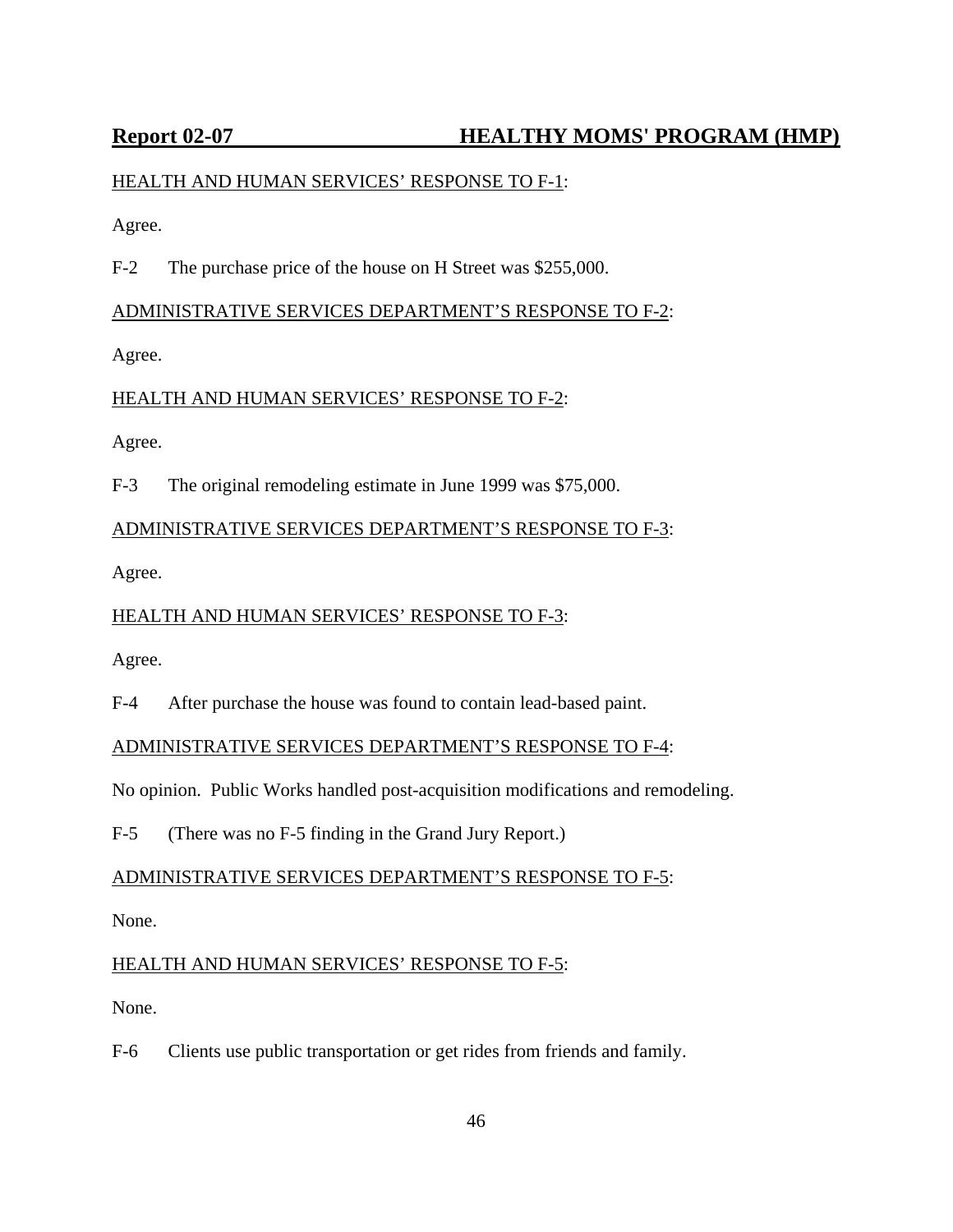HEALTH AND HUMAN SERVICES' RESPONSE TO F-1:

Agree.

F-2 The purchase price of the house on H Street was $255,000.

ADMINISTRATIVE SERVICES DEPARTMENT'S RESPONSE TO F-2:

Agree.

HEALTH AND HUMAN SERVICES' RESPONSE TO F-2:

Agree.

F-3 The original remodeling estimate in June 1999 was $75,000.

ADMINISTRATIVE SERVICES DEPARTMENT'S RESPONSE TO F-3:

Agree.

HEALTH AND HUMAN SERVICES' RESPONSE TO F-3:

Agree.

F-4 After purchase the house was found to contain lead-based paint.

ADMINISTRATIVE SERVICES DEPARTMENT'S RESPONSE TO F-4:

No opinion. Public Works handled post-acquisition modifications and remodeling.

F-5 (There was no F-5 finding in the Grand Jury Report.)

ADMINISTRATIVE SERVICES DEPARTMENT'S RESPONSE TO F-5:

None.

HEALTH AND HUMAN SERVICES' RESPONSE TO F-5:

None.

F-6 Clients use public transportation or get rides from friends and family.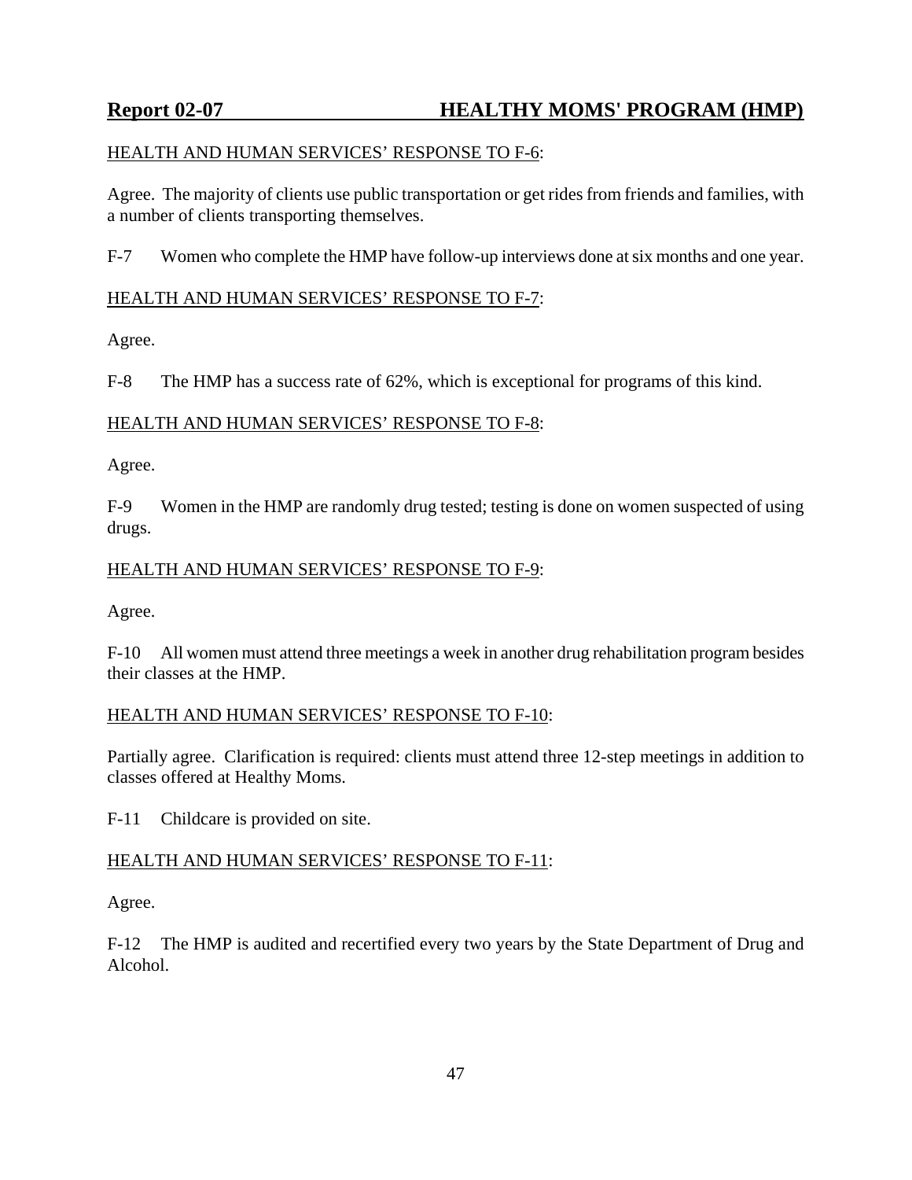HEALTH AND HUMAN SERVICES' RESPONSE TO F-6:

Agree. The majority of clients use public transportation or get rides from friends and families, with a number of clients transporting themselves.

F-7 Women who complete the HMP have follow-up interviews done at six months and one year.

HEALTH AND HUMAN SERVICES' RESPONSE TO F-7:

Agree.

F-8 The HMP has a success rate of 62%, which is exceptional for programs of this kind.

HEALTH AND HUMAN SERVICES' RESPONSE TO F-8:

Agree.

F-9 Women in the HMP are randomly drug tested; testing is done on women suspected of using drugs.

HEALTH AND HUMAN SERVICES' RESPONSE TO F-9:

Agree.

F-10 All women must attend three meetings a week in another drug rehabilitation program besides their classes at the HMP.

HEALTH AND HUMAN SERVICES' RESPONSE TO F-10:

Partially agree. Clarification is required: clients must attend three 12-step meetings in addition to classes offered at Healthy Moms.

F-11 Childcare is provided on site.

HEALTH AND HUMAN SERVICES' RESPONSE TO F-11:

Agree.

F-12 The HMP is audited and recertified every two years by the State Department of Drug and Alcohol.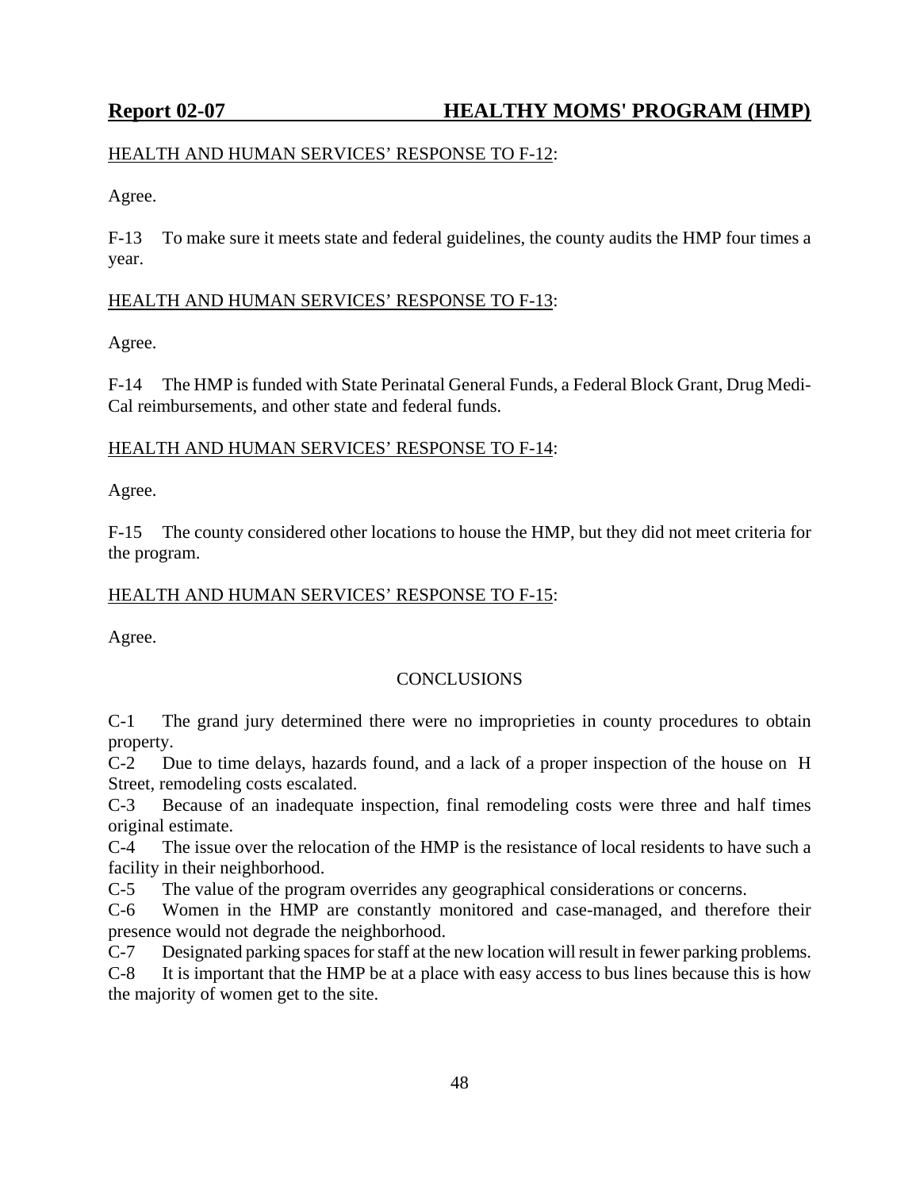HEALTH AND HUMAN SERVICES' RESPONSE TO F-12:

Agree.

F-13 To make sure it meets state and federal guidelines, the county audits the HMP four times a year.

HEALTH AND HUMAN SERVICES' RESPONSE TO F-13:

Agree.

F-14 The HMP is funded with State Perinatal General Funds, a Federal Block Grant, Drug Medi-Cal reimbursements, and other state and federal funds.

HEALTH AND HUMAN SERVICES' RESPONSE TO F-14:

Agree.

F-15 The county considered other locations to house the HMP, but they did not meet criteria for the program.

HEALTH AND HUMAN SERVICES' RESPONSE TO F-15:

Agree.

## CONCLUSIONS

C-1 The grand jury determined there were no improprieties in county procedures to obtain property.

C-2 Due to time delays, hazards found, and a lack of a proper inspection of the house on H Street, remodeling costs escalated.

C-3 Because of an inadequate inspection, final remodeling costs were three and half times original estimate.

C-4 The issue over the relocation of the HMP is the resistance of local residents to have such a facility in their neighborhood.

C-5 The value of the program overrides any geographical considerations or concerns.

C-6 Women in the HMP are constantly monitored and case-managed, and therefore their presence would not degrade the neighborhood.

C-7 Designated parking spaces for staff at the new location will result in fewer parking problems.

C-8 It is important that the HMP be at a place with easy access to bus lines because this is how the majority of women get to the site.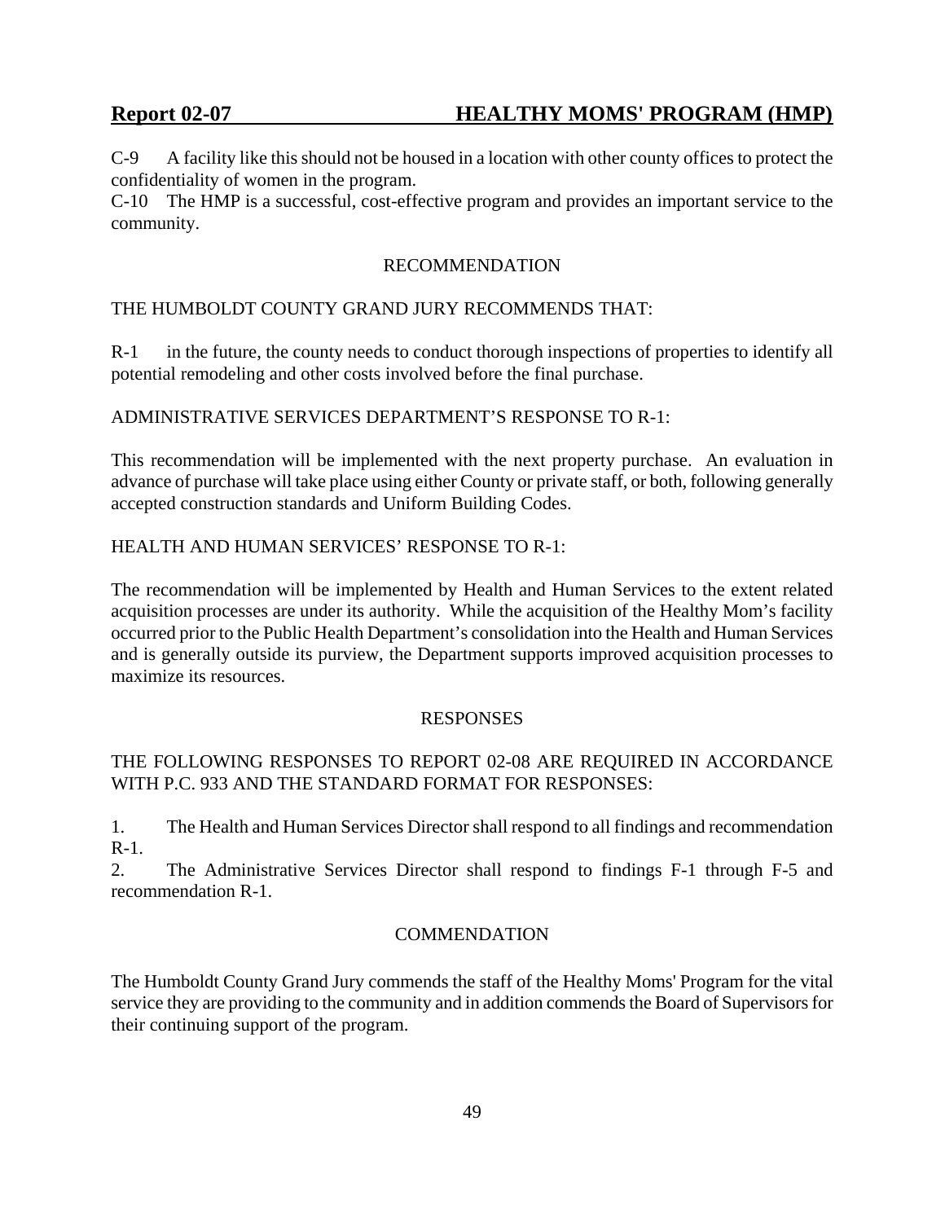C-9 A facility like this should not be housed in a location with other county offices to protect the confidentiality of women in the program.

C-10 The HMP is a successful, cost-effective program and provides an important service to the community.

RECOMMENDATION

THE HUMBOLDT COUNTY GRAND JURY RECOMMENDS THAT:

R-1 in the future, the county needs to conduct thorough inspections of properties to identify all potential remodeling and other costs involved before the final purchase.

ADMINISTRATIVE SERVICES DEPARTMENT'S RESPONSE TO R-1:

This recommendation will be implemented with the next property purchase. An evaluation in advance of purchase will take place using either County or private staff, or both, following generally accepted construction standards and Uniform Building Codes.

HEALTH AND HUMAN SERVICES' RESPONSE TO R-1:

The recommendation will be implemented by Health and Human Services to the extent related acquisition processes are under its authority. While the acquisition of the Healthy Mom's facility occurred prior to the Public Health Department's consolidation into the Health and Human Services and is generally outside its purview, the Department supports improved acquisition processes to maximize its resources.

RESPONSES

THE FOLLOWING RESPONSES TO REPORT 02-08 ARE REQUIRED IN ACCORDANCE WITH P.C. 933 AND THE STANDARD FORMAT FOR RESPONSES:

1. The Health and Human Services Director shall respond to all findings and recommendation R-1.
2. The Administrative Services Director shall respond to findings F-1 through F-5 and recommendation R-1.

COMMENDATION

The Humboldt County Grand Jury commends the staff of the Healthy Moms' Program for the vital service they are providing to the community and in addition commends the Board of Supervisors for their continuing support of the program.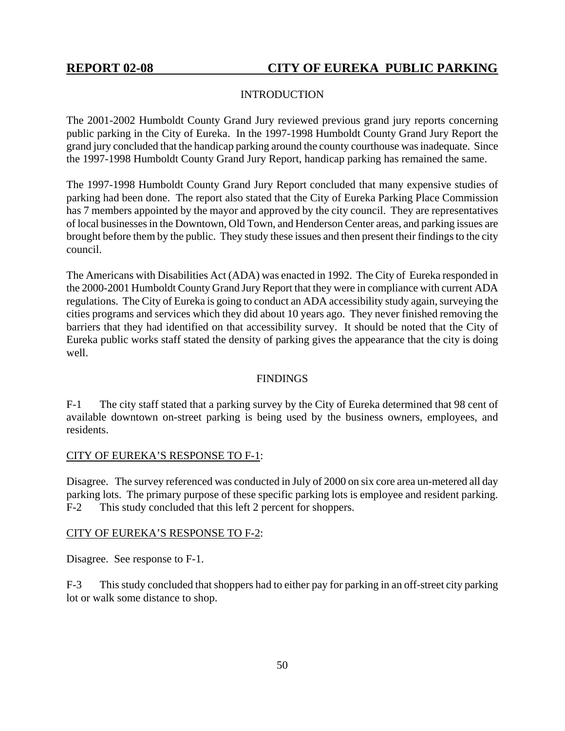## REPORT 02-08 CITY OF EUREKA PUBLIC PARKING

### INTRODUCTION

The 2001-2002 Humboldt County Grand Jury reviewed previous grand jury reports concerning public parking in the City of Eureka. In the 1997-1998 Humboldt County Grand Jury Report the grand jury concluded that the handicap parking around the county courthouse was inadequate. Since the 1997-1998 Humboldt County Grand Jury Report, handicap parking has remained the same.

The 1997-1998 Humboldt County Grand Jury Report concluded that many expensive studies of parking had been done. The report also stated that the City of Eureka Parking Place Commission has 7 members appointed by the mayor and approved by the city council. They are representatives of local businesses in the Downtown, Old Town, and Henderson Center areas, and parking issues are brought before them by the public. They study these issues and then present their findings to the city council.

The Americans with Disabilities Act (ADA) was enacted in 1992. The City of Eureka responded in the 2000-2001 Humboldt County Grand Jury Report that they were in compliance with current ADA regulations. The City of Eureka is going to conduct an ADA accessibility study again, surveying the cities programs and services which they did about 10 years ago. They never finished removing the barriers that they had identified on that accessibility survey. It should be noted that the City of Eureka public works staff stated the density of parking gives the appearance that the city is doing well.

### FINDINGS

F-1 The city staff stated that a parking survey by the City of Eureka determined that 98 cent of available downtown on-street parking is being used by the business owners, employees, and residents.

CITY OF EUREKA'S RESPONSE TO F-1:

Disagree. The survey referenced was conducted in July of 2000 on six core area un-metered all day parking lots. The primary purpose of these specific parking lots is employee and resident parking.

F-2 This study concluded that this left 2 percent for shoppers.

CITY OF EUREKA'S RESPONSE TO F-2:

Disagree. See response to F-1.

F-3 This study concluded that shoppers had to either pay for parking in an off-street city parking lot or walk some distance to shop.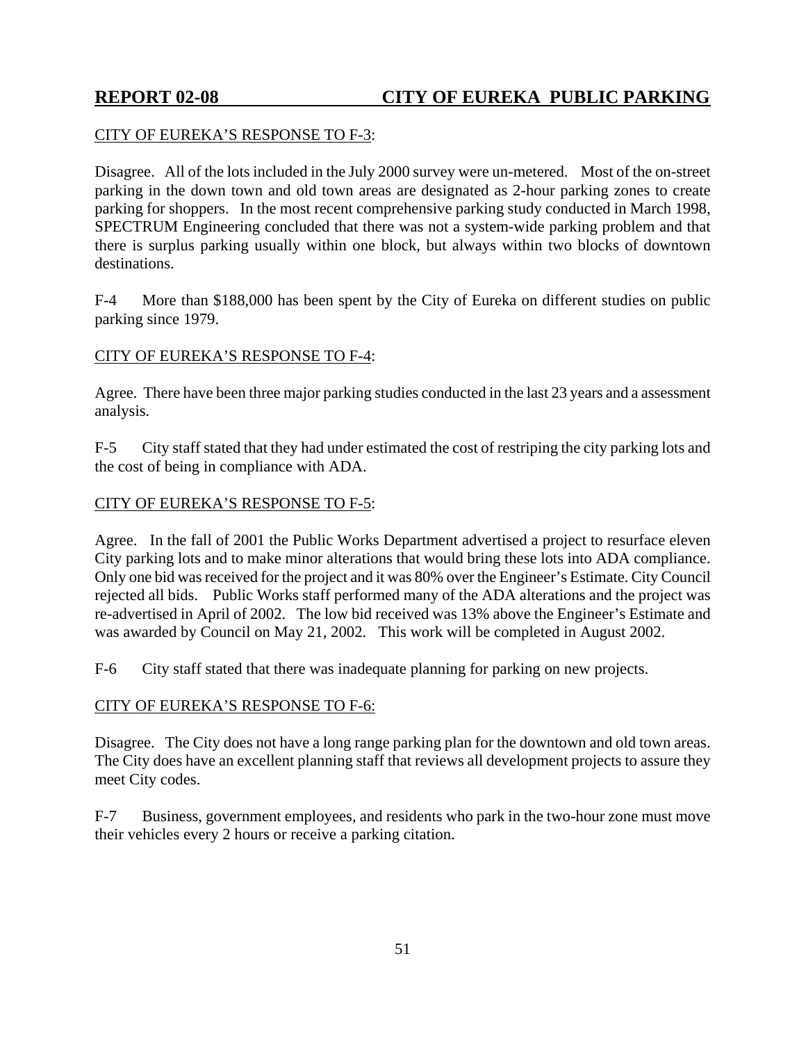CITY OF EUREKA'S RESPONSE TO F-3:

Disagree. All of the lots included in the July 2000 survey were un-metered. Most of the on-street parking in the down town and old town areas are designated as 2-hour parking zones to create parking for shoppers. In the most recent comprehensive parking study conducted in March 1998, SPECTRUM Engineering concluded that there was not a system-wide parking problem and that there is surplus parking usually within one block, but always within two blocks of downtown destinations.

F-4 More than $188,000 has been spent by the City of Eureka on different studies on public parking since 1979.

CITY OF EUREKA'S RESPONSE TO F-4:

Agree. There have been three major parking studies conducted in the last 23 years and a assessment analysis.

F-5 City staff stated that they had under estimated the cost of restriping the city parking lots and the cost of being in compliance with ADA.

CITY OF EUREKA'S RESPONSE TO F-5:

Agree. In the fall of 2001 the Public Works Department advertised a project to resurface eleven City parking lots and to make minor alterations that would bring these lots into ADA compliance. Only one bid was received for the project and it was 80% over the Engineer's Estimate. City Council rejected all bids. Public Works staff performed many of the ADA alterations and the project was re-advertised in April of 2002. The low bid received was 13% above the Engineer's Estimate and was awarded by Council on May 21, 2002. This work will be completed in August 2002.

F-6 City staff stated that there was inadequate planning for parking on new projects.

CITY OF EUREKA'S RESPONSE TO F-6:

Disagree. The City does not have a long range parking plan for the downtown and old town areas. The City does have an excellent planning staff that reviews all development projects to assure they meet City codes.

F-7 Business, government employees, and residents who park in the two-hour zone must move their vehicles every 2 hours or receive a parking citation.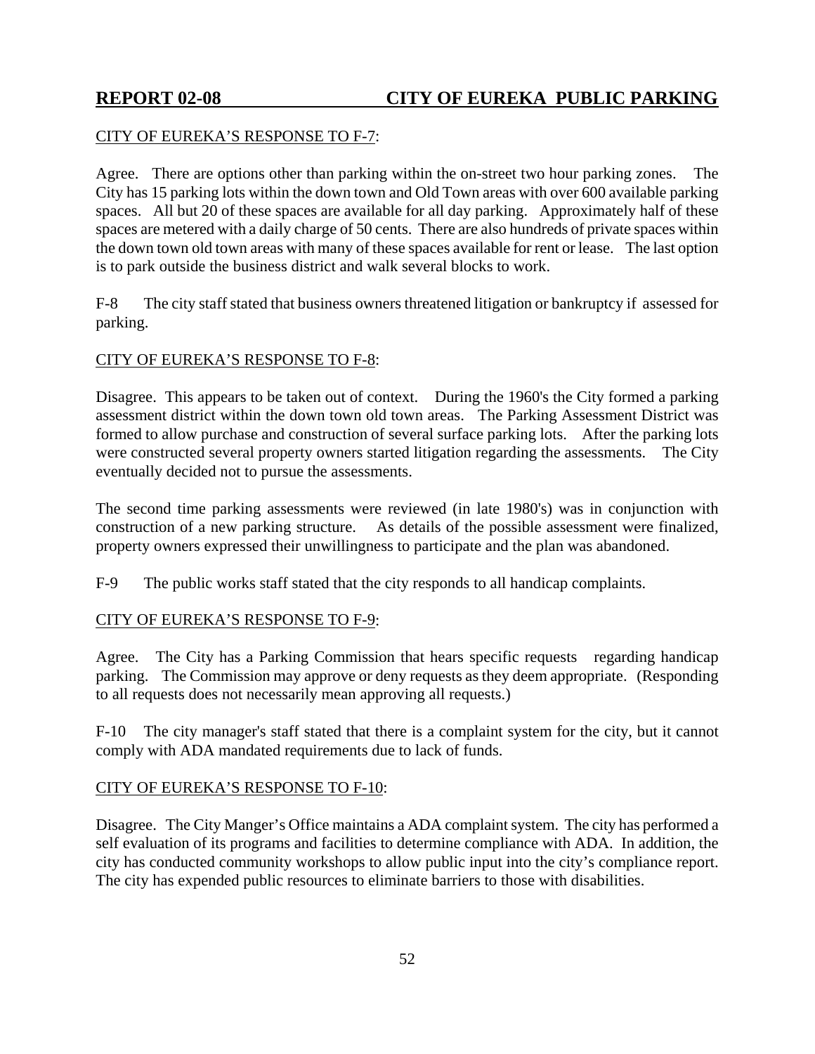CITY OF EUREKA'S RESPONSE TO F-7:

Agree. There are options other than parking within the on-street two hour parking zones. The City has 15 parking lots within the down town and Old Town areas with over 600 available parking spaces. All but 20 of these spaces are available for all day parking. Approximately half of these spaces are metered with a daily charge of 50 cents. There are also hundreds of private spaces within the down town old town areas with many of these spaces available for rent or lease. The last option is to park outside the business district and walk several blocks to work.

F-8 The city staff stated that business owners threatened litigation or bankruptcy if assessed for parking.

CITY OF EUREKA'S RESPONSE TO F-8:

Disagree. This appears to be taken out of context. During the 1960's the City formed a parking assessment district within the down town old town areas. The Parking Assessment District was formed to allow purchase and construction of several surface parking lots. After the parking lots were constructed several property owners started litigation regarding the assessments. The City eventually decided not to pursue the assessments.

The second time parking assessments were reviewed (in late 1980's) was in conjunction with construction of a new parking structure. As details of the possible assessment were finalized, property owners expressed their unwillingness to participate and the plan was abandoned.

F-9 The public works staff stated that the city responds to all handicap complaints.

CITY OF EUREKA'S RESPONSE TO F-9:

Agree. The City has a Parking Commission that hears specific requests regarding handicap parking. The Commission may approve or deny requests as they deem appropriate. (Responding to all requests does not necessarily mean approving all requests.)

F-10 The city manager's staff stated that there is a complaint system for the city, but it cannot comply with ADA mandated requirements due to lack of funds.

CITY OF EUREKA'S RESPONSE TO F-10:

Disagree. The City Manger's Office maintains a ADA complaint system. The city has performed a self evaluation of its programs and facilities to determine compliance with ADA. In addition, the city has conducted community workshops to allow public input into the city's compliance report. The city has expended public resources to eliminate barriers to those with disabilities.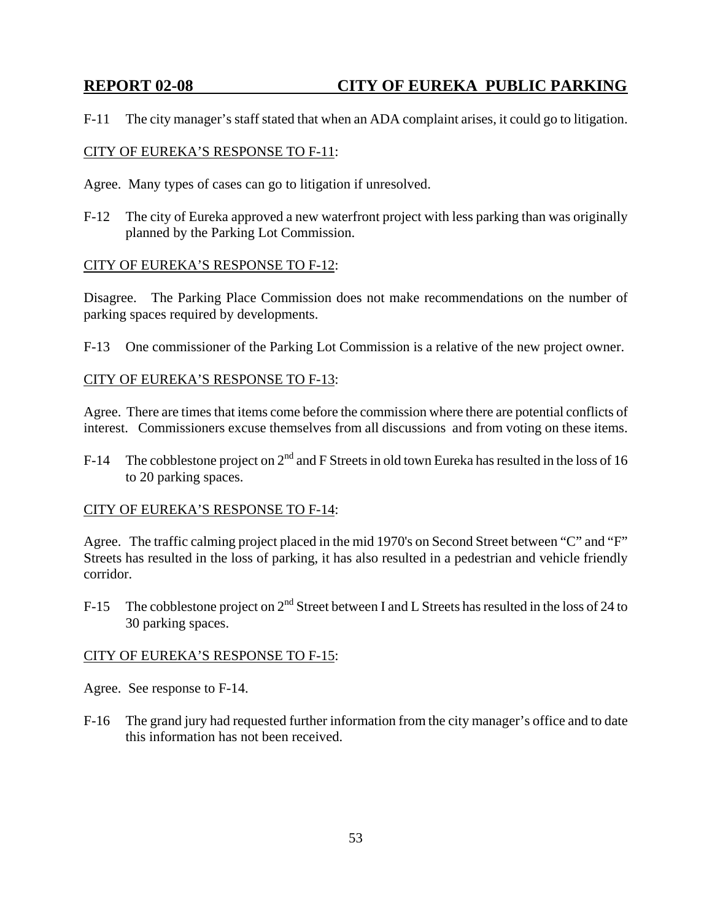## REPORT 02-08 CITY OF EUREKA PUBLIC PARKING

F-11 The city manager's staff stated that when an ADA complaint arises, it could go to litigation.

CITY OF EUREKA'S RESPONSE TO F-11:

Agree. Many types of cases can go to litigation if unresolved.

F-12 The city of Eureka approved a new waterfront project with less parking than was originally planned by the Parking Lot Commission.

CITY OF EUREKA'S RESPONSE TO F-12:

Disagree. The Parking Place Commission does not make recommendations on the number of parking spaces required by developments.

F-13 One commissioner of the Parking Lot Commission is a relative of the new project owner.

CITY OF EUREKA'S RESPONSE TO F-13:

Agree. There are times that items come before the commission where there are potential conflicts of interest. Commissioners excuse themselves from all discussions and from voting on these items.

F-14 The cobblestone project on 2nd and F Streets in old town Eureka has resulted in the loss of 16 to 20 parking spaces.

CITY OF EUREKA'S RESPONSE TO F-14:

Agree. The traffic calming project placed in the mid 1970's on Second Street between "C" and "F" Streets has resulted in the loss of parking, it has also resulted in a pedestrian and vehicle friendly corridor.

F-15 The cobblestone project on 2nd Street between I and L Streets has resulted in the loss of 24 to 30 parking spaces.

CITY OF EUREKA'S RESPONSE TO F-15:

Agree. See response to F-14.

F-16 The grand jury had requested further information from the city manager's office and to date this information has not been received.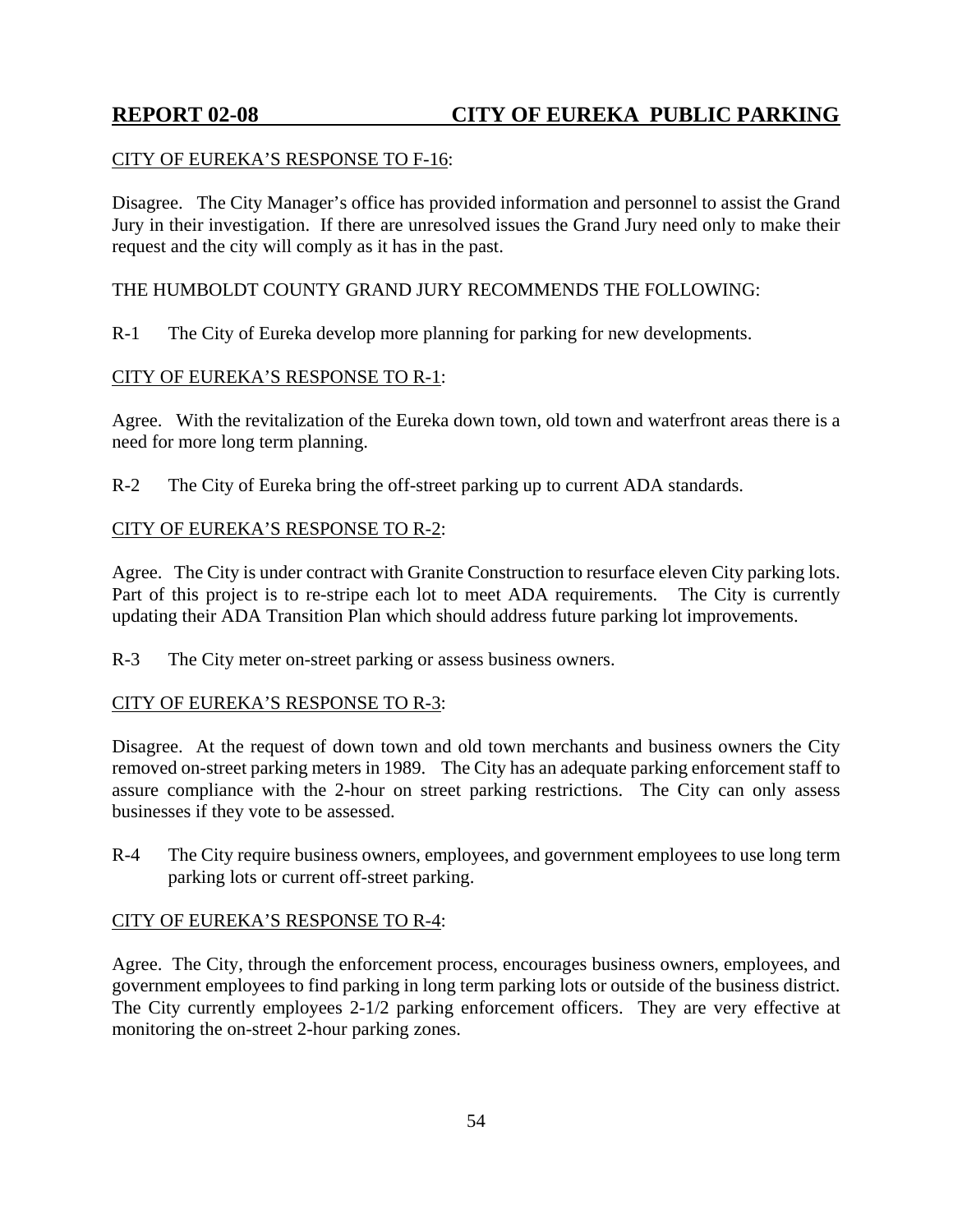CITY OF EUREKA'S RESPONSE TO F-16:

Disagree. The City Manager's office has provided information and personnel to assist the Grand Jury in their investigation. If there are unresolved issues the Grand Jury need only to make their request and the city will comply as it has in the past.

THE HUMBOLDT COUNTY GRAND JURY RECOMMENDS THE FOLLOWING:

R-1 The City of Eureka develop more planning for parking for new developments.

CITY OF EUREKA'S RESPONSE TO R-1:

Agree. With the revitalization of the Eureka down town, old town and waterfront areas there is a need for more long term planning.

R-2 The City of Eureka bring the off-street parking up to current ADA standards.

CITY OF EUREKA'S RESPONSE TO R-2:

Agree. The City is under contract with Granite Construction to resurface eleven City parking lots. Part of this project is to re-stripe each lot to meet ADA requirements. The City is currently updating their ADA Transition Plan which should address future parking lot improvements.

R-3 The City meter on-street parking or assess business owners.

CITY OF EUREKA'S RESPONSE TO R-3:

Disagree. At the request of down town and old town merchants and business owners the City removed on-street parking meters in 1989. The City has an adequate parking enforcement staff to assure compliance with the 2-hour on street parking restrictions. The City can only assess businesses if they vote to be assessed.

R-4 The City require business owners, employees, and government employees to use long term parking lots or current off-street parking.

CITY OF EUREKA'S RESPONSE TO R-4:

Agree. The City, through the enforcement process, encourages business owners, employees, and government employees to find parking in long term parking lots or outside of the business district. The City currently employees 2-1/2 parking enforcement officers. They are very effective at monitoring the on-street 2-hour parking zones.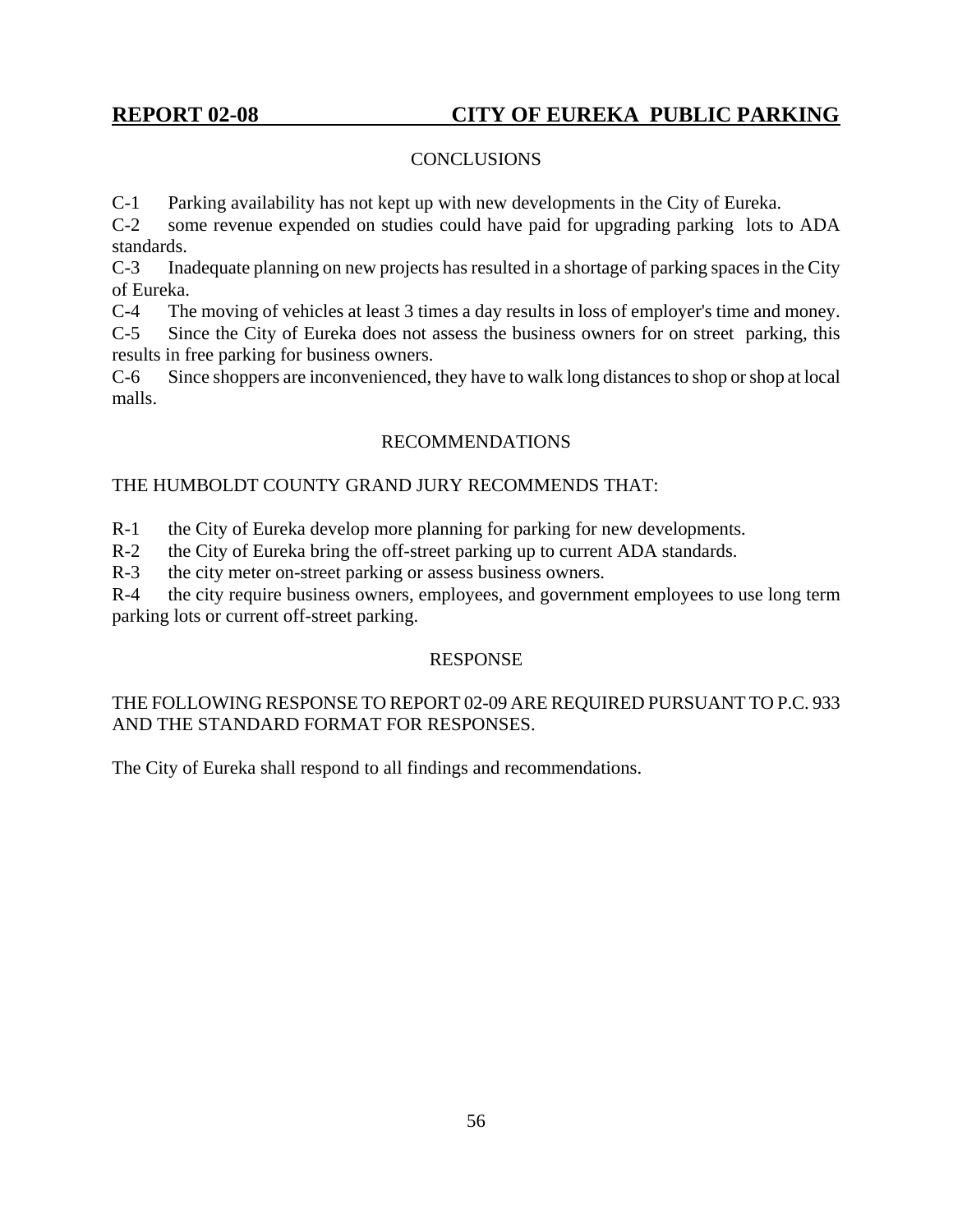**REPORT 02-08 CITY OF EUREKA PUBLIC PARKING**

CONCLUSIONS

C-1 Parking availability has not kept up with new developments in the City of Eureka.

C-2 some revenue expended on studies could have paid for upgrading parking lots to ADA standards.

C-3 Inadequate planning on new projects has resulted in a shortage of parking spaces in the City of Eureka.

C-4 The moving of vehicles at least 3 times a day results in loss of employer's time and money.

C-5 Since the City of Eureka does not assess the business owners for on street parking, this results in free parking for business owners.

C-6 Since shoppers are inconvenienced, they have to walk long distances to shop or shop at local malls.

RECOMMENDATIONS

THE HUMBOLDT COUNTY GRAND JURY RECOMMENDS THAT:

R-1 the City of Eureka develop more planning for parking for new developments.

R-2 the City of Eureka bring the off-street parking up to current ADA standards.

R-3 the city meter on-street parking or assess business owners.

R-4 the city require business owners, employees, and government employees to use long term parking lots or current off-street parking.

RESPONSE

THE FOLLOWING RESPONSE TO REPORT 02-09 ARE REQUIRED PURSUANT TO P.C. 933 AND THE STANDARD FORMAT FOR RESPONSES.

The City of Eureka shall respond to all findings and recommendations.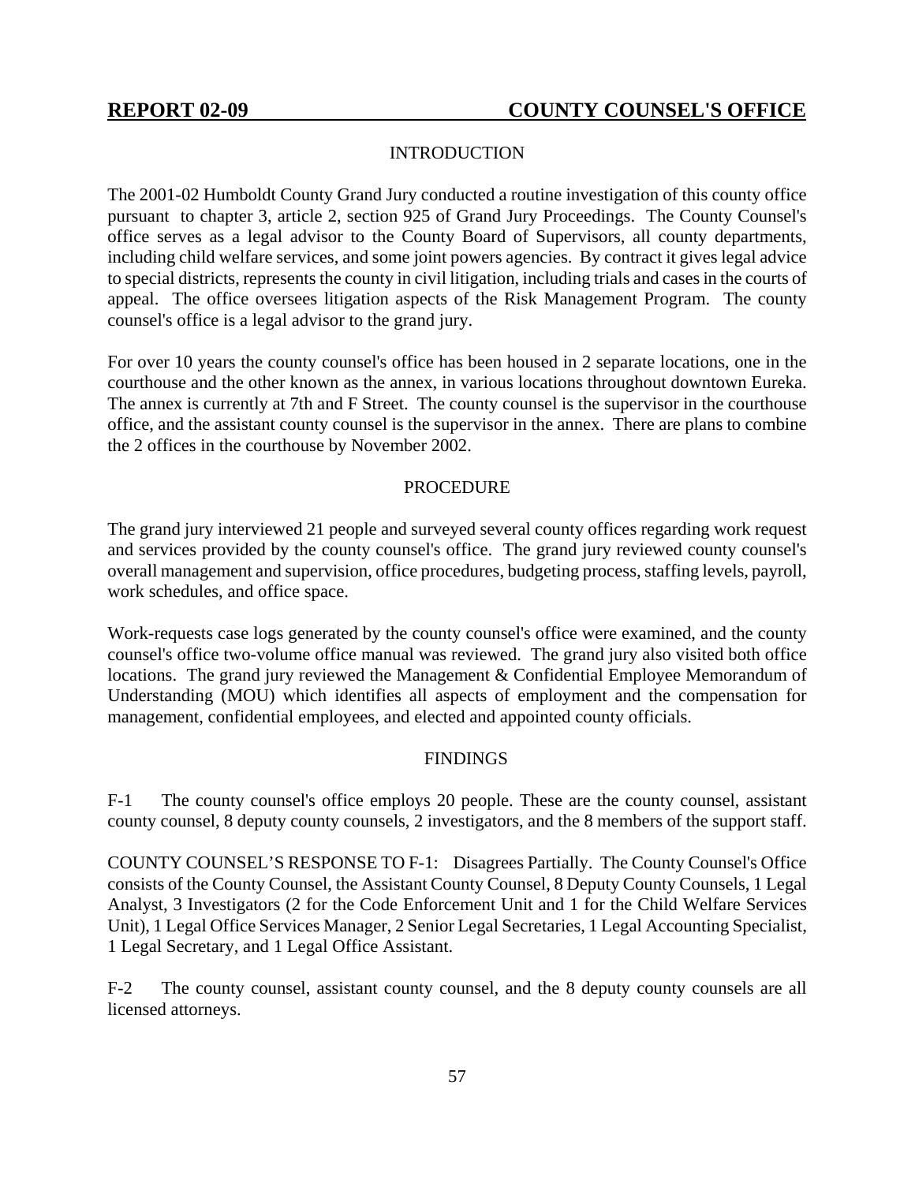## REPORT 02-09 COUNTY COUNSEL'S OFFICE

### INTRODUCTION

The 2001-02 Humboldt County Grand Jury conducted a routine investigation of this county office pursuant to chapter 3, article 2, section 925 of Grand Jury Proceedings. The County Counsel's office serves as a legal advisor to the County Board of Supervisors, all county departments, including child welfare services, and some joint powers agencies. By contract it gives legal advice to special districts, represents the county in civil litigation, including trials and cases in the courts of appeal. The office oversees litigation aspects of the Risk Management Program. The county counsel's office is a legal advisor to the grand jury.

For over 10 years the county counsel's office has been housed in 2 separate locations, one in the courthouse and the other known as the annex, in various locations throughout downtown Eureka. The annex is currently at 7th and F Street. The county counsel is the supervisor in the courthouse office, and the assistant county counsel is the supervisor in the annex. There are plans to combine the 2 offices in the courthouse by November 2002.

### PROCEDURE

The grand jury interviewed 21 people and surveyed several county offices regarding work request and services provided by the county counsel's office. The grand jury reviewed county counsel's overall management and supervision, office procedures, budgeting process, staffing levels, payroll, work schedules, and office space.

Work-requests case logs generated by the county counsel's office were examined, and the county counsel's office two-volume office manual was reviewed. The grand jury also visited both office locations. The grand jury reviewed the Management & Confidential Employee Memorandum of Understanding (MOU) which identifies all aspects of employment and the compensation for management, confidential employees, and elected and appointed county officials.

### FINDINGS

F-1 The county counsel's office employs 20 people. These are the county counsel, assistant county counsel, 8 deputy county counsels, 2 investigators, and the 8 members of the support staff.

COUNTY COUNSEL'S RESPONSE TO F-1: Disagrees Partially. The County Counsel's Office consists of the County Counsel, the Assistant County Counsel, 8 Deputy County Counsels, 1 Legal Analyst, 3 Investigators (2 for the Code Enforcement Unit and 1 for the Child Welfare Services Unit), 1 Legal Office Services Manager, 2 Senior Legal Secretaries, 1 Legal Accounting Specialist, 1 Legal Secretary, and 1 Legal Office Assistant.

F-2 The county counsel, assistant county counsel, and the 8 deputy county counsels are all licensed attorneys.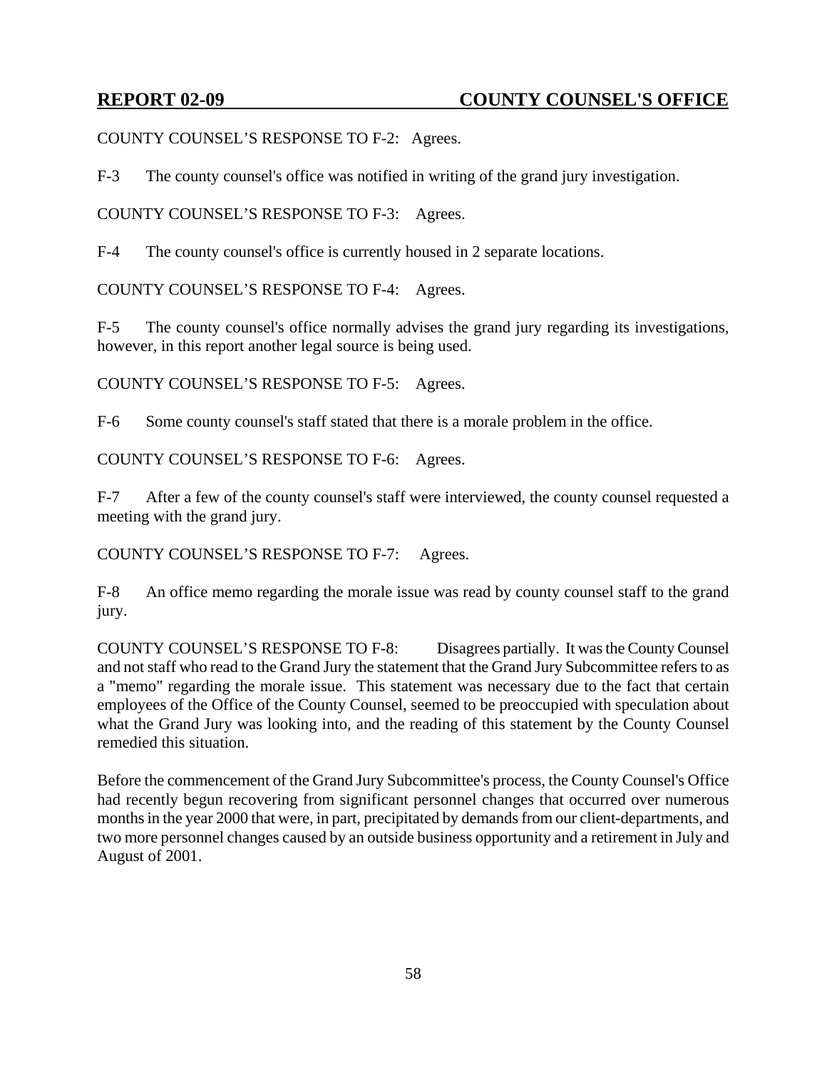COUNTY COUNSEL'S RESPONSE TO F-2: Agrees.

F-3 The county counsel's office was notified in writing of the grand jury investigation.

COUNTY COUNSEL'S RESPONSE TO F-3: Agrees.

F-4 The county counsel's office is currently housed in 2 separate locations.

COUNTY COUNSEL'S RESPONSE TO F-4: Agrees.

F-5 The county counsel's office normally advises the grand jury regarding its investigations, however, in this report another legal source is being used.

COUNTY COUNSEL'S RESPONSE TO F-5: Agrees.

F-6 Some county counsel's staff stated that there is a morale problem in the office.

COUNTY COUNSEL'S RESPONSE TO F-6: Agrees.

F-7 After a few of the county counsel's staff were interviewed, the county counsel requested a meeting with the grand jury.

COUNTY COUNSEL'S RESPONSE TO F-7: Agrees.

F-8 An office memo regarding the morale issue was read by county counsel staff to the grand jury.

COUNTY COUNSEL'S RESPONSE TO F-8: Disagrees partially. It was the County Counsel and not staff who read to the Grand Jury the statement that the Grand Jury Subcommittee refers to as a "memo" regarding the morale issue. This statement was necessary due to the fact that certain employees of the Office of the County Counsel, seemed to be preoccupied with speculation about what the Grand Jury was looking into, and the reading of this statement by the County Counsel remedied this situation.

Before the commencement of the Grand Jury Subcommittee's process, the County Counsel's Office had recently begun recovering from significant personnel changes that occurred over numerous months in the year 2000 that were, in part, precipitated by demands from our client-departments, and two more personnel changes caused by an outside business opportunity and a retirement in July and August of 2001.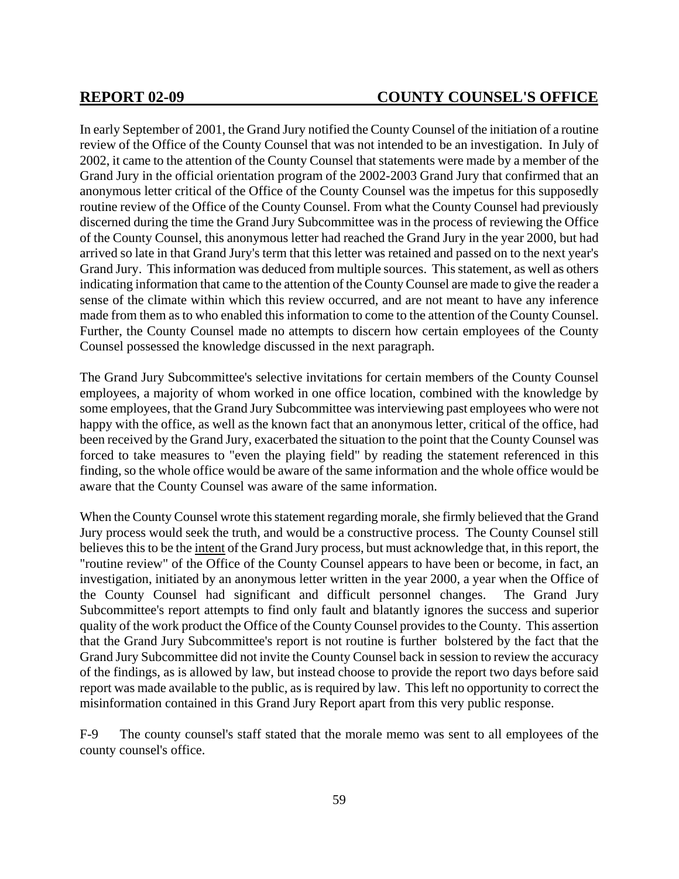In early September of 2001, the Grand Jury notified the County Counsel of the initiation of a routine review of the Office of the County Counsel that was not intended to be an investigation. In July of 2002, it came to the attention of the County Counsel that statements were made by a member of the Grand Jury in the official orientation program of the 2002-2003 Grand Jury that confirmed that an anonymous letter critical of the Office of the County Counsel was the impetus for this supposedly routine review of the Office of the County Counsel. From what the County Counsel had previously discerned during the time the Grand Jury Subcommittee was in the process of reviewing the Office of the County Counsel, this anonymous letter had reached the Grand Jury in the year 2000, but had arrived so late in that Grand Jury's term that this letter was retained and passed on to the next year's Grand Jury. This information was deduced from multiple sources. This statement, as well as others indicating information that came to the attention of the County Counsel are made to give the reader a sense of the climate within which this review occurred, and are not meant to have any inference made from them as to who enabled this information to come to the attention of the County Counsel. Further, the County Counsel made no attempts to discern how certain employees of the County Counsel possessed the knowledge discussed in the next paragraph.

The Grand Jury Subcommittee's selective invitations for certain members of the County Counsel employees, a majority of whom worked in one office location, combined with the knowledge by some employees, that the Grand Jury Subcommittee was interviewing past employees who were not happy with the office, as well as the known fact that an anonymous letter, critical of the office, had been received by the Grand Jury, exacerbated the situation to the point that the County Counsel was forced to take measures to "even the playing field" by reading the statement referenced in this finding, so the whole office would be aware of the same information and the whole office would be aware that the County Counsel was aware of the same information.

When the County Counsel wrote this statement regarding morale, she firmly believed that the Grand Jury process would seek the truth, and would be a constructive process. The County Counsel still believes this to be the intent of the Grand Jury process, but must acknowledge that, in this report, the "routine review" of the Office of the County Counsel appears to have been or become, in fact, an investigation, initiated by an anonymous letter written in the year 2000, a year when the Office of the County Counsel had significant and difficult personnel changes. The Grand Jury Subcommittee's report attempts to find only fault and blatantly ignores the success and superior quality of the work product the Office of the County Counsel provides to the County. This assertion that the Grand Jury Subcommittee's report is not routine is further bolstered by the fact that the Grand Jury Subcommittee did not invite the County Counsel back in session to review the accuracy of the findings, as is allowed by law, but instead choose to provide the report two days before said report was made available to the public, as is required by law. This left no opportunity to correct the misinformation contained in this Grand Jury Report apart from this very public response.

F-9 The county counsel's staff stated that the morale memo was sent to all employees of the county counsel's office.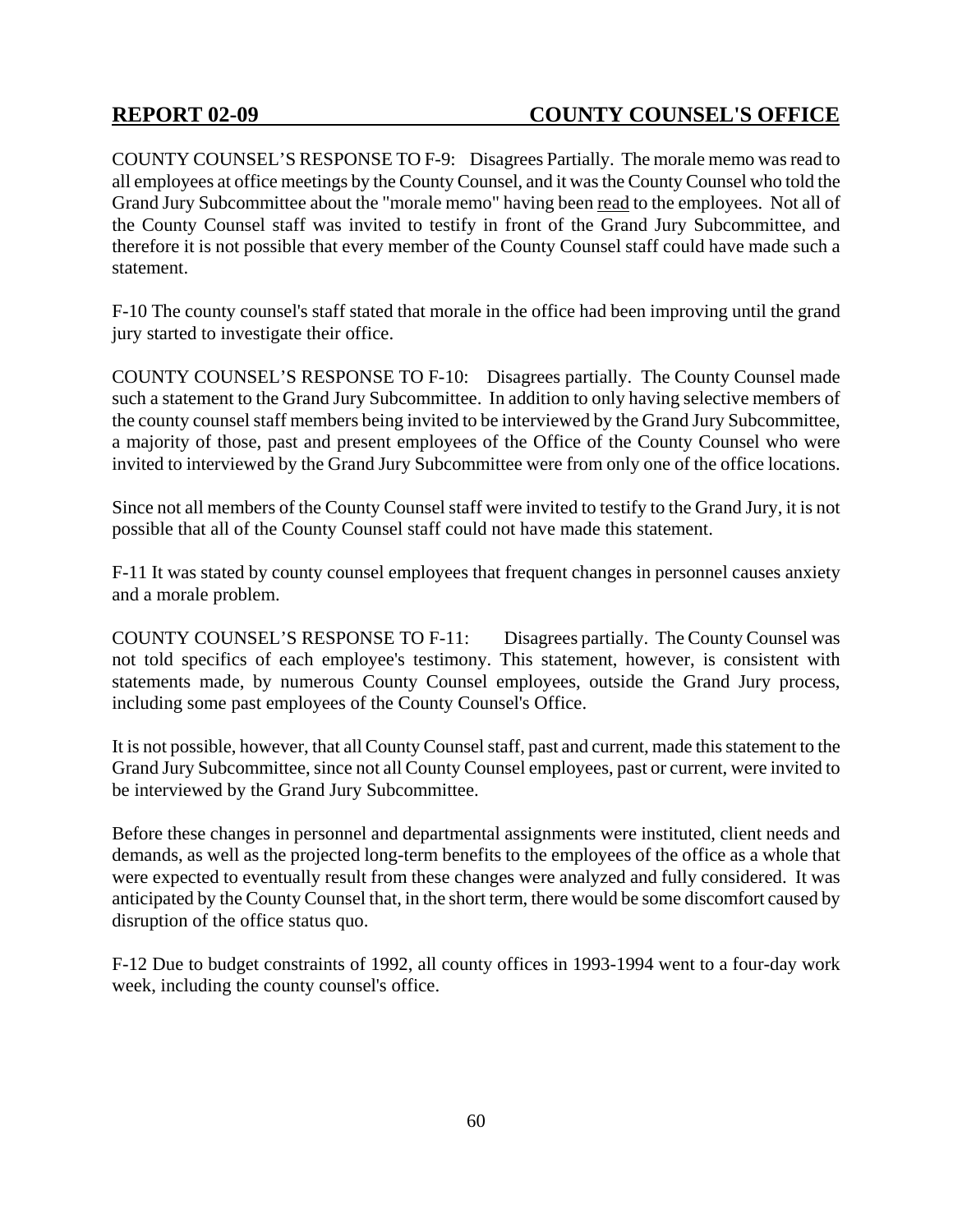COUNTY COUNSEL'S RESPONSE TO F-9: Disagrees Partially. The morale memo was read to all employees at office meetings by the County Counsel, and it was the County Counsel who told the Grand Jury Subcommittee about the "morale memo" having been <u>read</u> to the employees. Not all of the County Counsel staff was invited to testify in front of the Grand Jury Subcommittee, and therefore it is not possible that every member of the County Counsel staff could have made such a statement.

F-10 The county counsel's staff stated that morale in the office had been improving until the grand jury started to investigate their office.

COUNTY COUNSEL'S RESPONSE TO F-10: Disagrees partially. The County Counsel made such a statement to the Grand Jury Subcommittee. In addition to only having selective members of the county counsel staff members being invited to be interviewed by the Grand Jury Subcommittee, a majority of those, past and present employees of the Office of the County Counsel who were invited to interviewed by the Grand Jury Subcommittee were from only one of the office locations.

Since not all members of the County Counsel staff were invited to testify to the Grand Jury, it is not possible that all of the County Counsel staff could not have made this statement.

F-11 It was stated by county counsel employees that frequent changes in personnel causes anxiety and a morale problem.

COUNTY COUNSEL'S RESPONSE TO F-11: Disagrees partially. The County Counsel was not told specifics of each employee's testimony. This statement, however, is consistent with statements made, by numerous County Counsel employees, outside the Grand Jury process, including some past employees of the County Counsel's Office.

It is not possible, however, that all County Counsel staff, past and current, made this statement to the Grand Jury Subcommittee, since not all County Counsel employees, past or current, were invited to be interviewed by the Grand Jury Subcommittee.

Before these changes in personnel and departmental assignments were instituted, client needs and demands, as well as the projected long-term benefits to the employees of the office as a whole that were expected to eventually result from these changes were analyzed and fully considered. It was anticipated by the County Counsel that, in the short term, there would be some discomfort caused by disruption of the office status quo.

F-12 Due to budget constraints of 1992, all county offices in 1993-1994 went to a four-day work week, including the county counsel's office.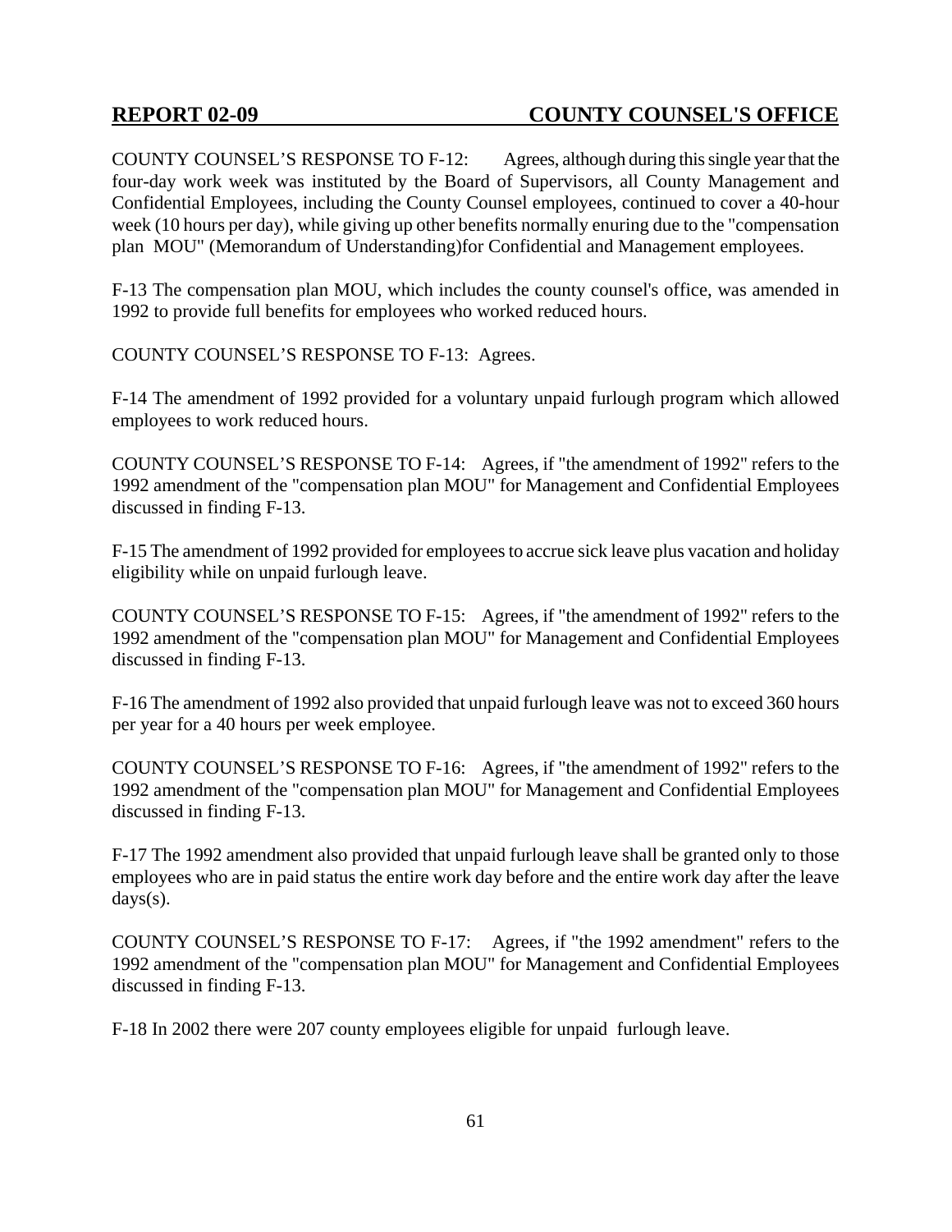COUNTY COUNSEL'S RESPONSE TO F-12: Agrees, although during this single year that the four-day work week was instituted by the Board of Supervisors, all County Management and Confidential Employees, including the County Counsel employees, continued to cover a 40-hour week (10 hours per day), while giving up other benefits normally enuring due to the "compensation plan MOU" (Memorandum of Understanding)for Confidential and Management employees.

F-13 The compensation plan MOU, which includes the county counsel's office, was amended in 1992 to provide full benefits for employees who worked reduced hours.

COUNTY COUNSEL'S RESPONSE TO F-13: Agrees.

F-14 The amendment of 1992 provided for a voluntary unpaid furlough program which allowed employees to work reduced hours.

COUNTY COUNSEL'S RESPONSE TO F-14: Agrees, if "the amendment of 1992" refers to the 1992 amendment of the "compensation plan MOU" for Management and Confidential Employees discussed in finding F-13.

F-15 The amendment of 1992 provided for employees to accrue sick leave plus vacation and holiday eligibility while on unpaid furlough leave.

COUNTY COUNSEL'S RESPONSE TO F-15: Agrees, if "the amendment of 1992" refers to the 1992 amendment of the "compensation plan MOU" for Management and Confidential Employees discussed in finding F-13.

F-16 The amendment of 1992 also provided that unpaid furlough leave was not to exceed 360 hours per year for a 40 hours per week employee.

COUNTY COUNSEL'S RESPONSE TO F-16: Agrees, if "the amendment of 1992" refers to the 1992 amendment of the "compensation plan MOU" for Management and Confidential Employees discussed in finding F-13.

F-17 The 1992 amendment also provided that unpaid furlough leave shall be granted only to those employees who are in paid status the entire work day before and the entire work day after the leave days(s).

COUNTY COUNSEL'S RESPONSE TO F-17: Agrees, if "the 1992 amendment" refers to the 1992 amendment of the "compensation plan MOU" for Management and Confidential Employees discussed in finding F-13.

F-18 In 2002 there were 207 county employees eligible for unpaid furlough leave.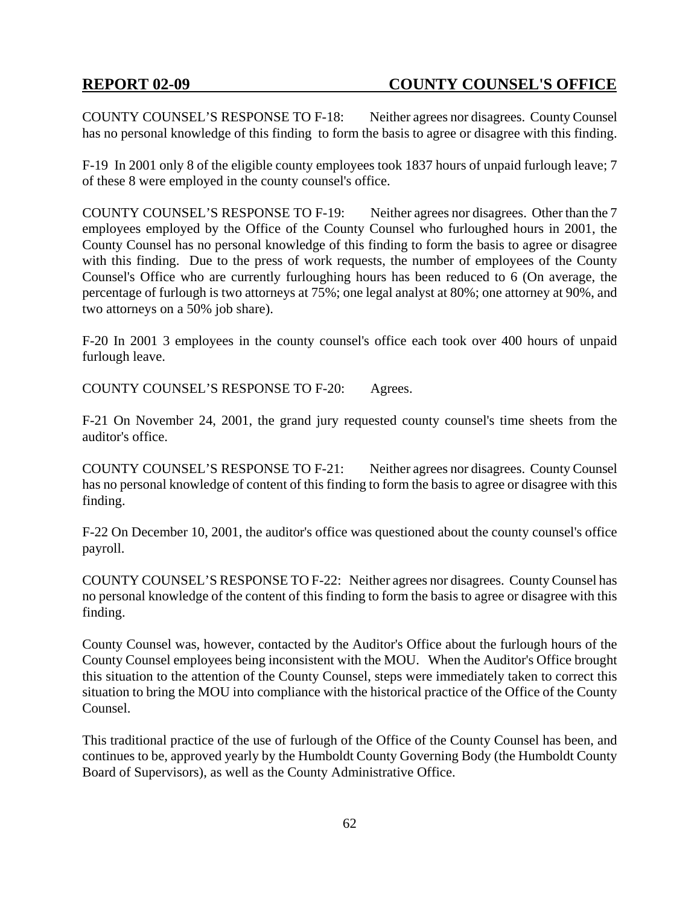COUNTY COUNSEL'S RESPONSE TO F-18: Neither agrees nor disagrees. County Counsel has no personal knowledge of this finding to form the basis to agree or disagree with this finding.

F-19 In 2001 only 8 of the eligible county employees took 1837 hours of unpaid furlough leave; 7 of these 8 were employed in the county counsel's office.

COUNTY COUNSEL'S RESPONSE TO F-19: Neither agrees nor disagrees. Other than the 7 employees employed by the Office of the County Counsel who furloughed hours in 2001, the County Counsel has no personal knowledge of this finding to form the basis to agree or disagree with this finding. Due to the press of work requests, the number of employees of the County Counsel's Office who are currently furloughing hours has been reduced to 6 (On average, the percentage of furlough is two attorneys at 75%; one legal analyst at 80%; one attorney at 90%, and two attorneys on a 50% job share).

F-20 In 2001 3 employees in the county counsel's office each took over 400 hours of unpaid furlough leave.

COUNTY COUNSEL'S RESPONSE TO F-20: Agrees.

F-21 On November 24, 2001, the grand jury requested county counsel's time sheets from the auditor's office.

COUNTY COUNSEL'S RESPONSE TO F-21: Neither agrees nor disagrees. County Counsel has no personal knowledge of content of this finding to form the basis to agree or disagree with this finding.

F-22 On December 10, 2001, the auditor's office was questioned about the county counsel's office payroll.

COUNTY COUNSEL'S RESPONSE TO F-22: Neither agrees nor disagrees. County Counsel has no personal knowledge of the content of this finding to form the basis to agree or disagree with this finding.

County Counsel was, however, contacted by the Auditor's Office about the furlough hours of the County Counsel employees being inconsistent with the MOU. When the Auditor's Office brought this situation to the attention of the County Counsel, steps were immediately taken to correct this situation to bring the MOU into compliance with the historical practice of the Office of the County Counsel.

This traditional practice of the use of furlough of the Office of the County Counsel has been, and continues to be, approved yearly by the Humboldt County Governing Body (the Humboldt County Board of Supervisors), as well as the County Administrative Office.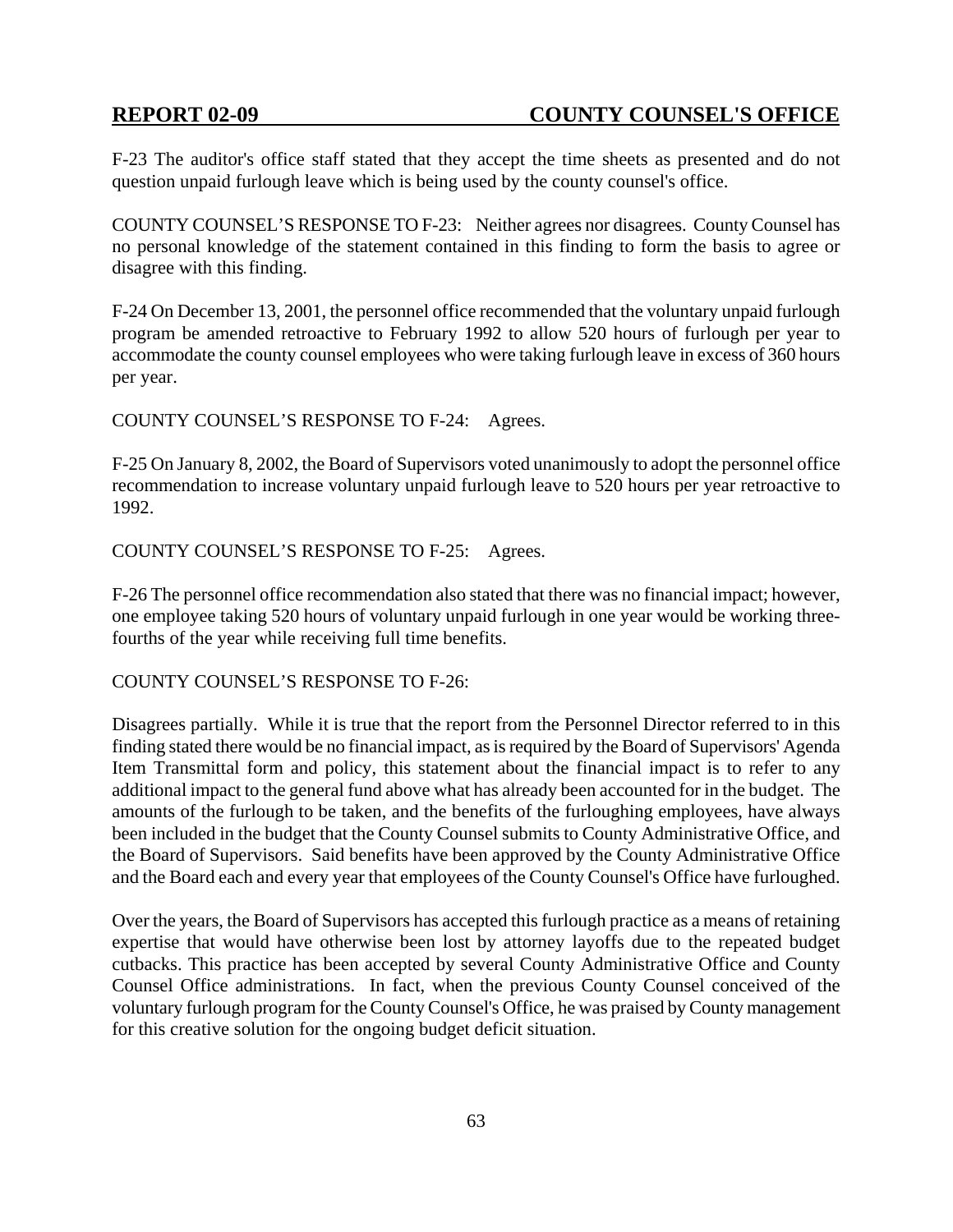F-23 The auditor's office staff stated that they accept the time sheets as presented and do not question unpaid furlough leave which is being used by the county counsel's office.

COUNTY COUNSEL'S RESPONSE TO F-23: Neither agrees nor disagrees. County Counsel has no personal knowledge of the statement contained in this finding to form the basis to agree or disagree with this finding.

F-24 On December 13, 2001, the personnel office recommended that the voluntary unpaid furlough program be amended retroactive to February 1992 to allow 520 hours of furlough per year to accommodate the county counsel employees who were taking furlough leave in excess of 360 hours per year.

COUNTY COUNSEL'S RESPONSE TO F-24: Agrees.

F-25 On January 8, 2002, the Board of Supervisors voted unanimously to adopt the personnel office recommendation to increase voluntary unpaid furlough leave to 520 hours per year retroactive to 1992.

COUNTY COUNSEL'S RESPONSE TO F-25: Agrees.

F-26 The personnel office recommendation also stated that there was no financial impact; however, one employee taking 520 hours of voluntary unpaid furlough in one year would be working three-fourths of the year while receiving full time benefits.

COUNTY COUNSEL'S RESPONSE TO F-26:

Disagrees partially. While it is true that the report from the Personnel Director referred to in this finding stated there would be no financial impact, as is required by the Board of Supervisors' Agenda Item Transmittal form and policy, this statement about the financial impact is to refer to any additional impact to the general fund above what has already been accounted for in the budget. The amounts of the furlough to be taken, and the benefits of the furloughing employees, have always been included in the budget that the County Counsel submits to County Administrative Office, and the Board of Supervisors. Said benefits have been approved by the County Administrative Office and the Board each and every year that employees of the County Counsel's Office have furloughed.

Over the years, the Board of Supervisors has accepted this furlough practice as a means of retaining expertise that would have otherwise been lost by attorney layoffs due to the repeated budget cutbacks. This practice has been accepted by several County Administrative Office and County Counsel Office administrations. In fact, when the previous County Counsel conceived of the voluntary furlough program for the County Counsel's Office, he was praised by County management for this creative solution for the ongoing budget deficit situation.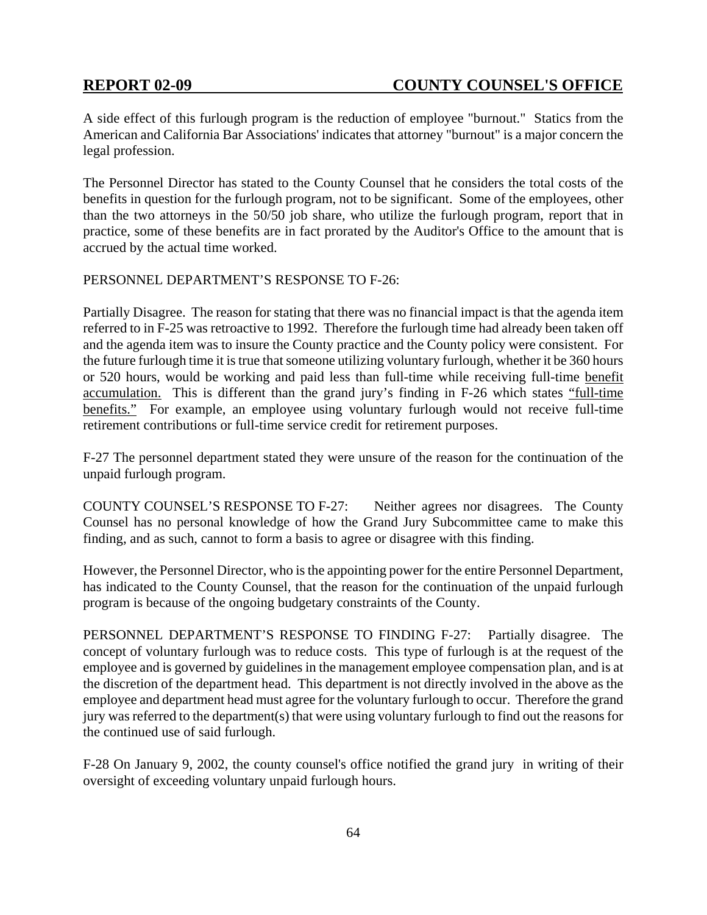A side effect of this furlough program is the reduction of employee "burnout." Statics from the American and California Bar Associations' indicates that attorney "burnout" is a major concern the legal profession.

The Personnel Director has stated to the County Counsel that he considers the total costs of the benefits in question for the furlough program, not to be significant. Some of the employees, other than the two attorneys in the 50/50 job share, who utilize the furlough program, report that in practice, some of these benefits are in fact prorated by the Auditor's Office to the amount that is accrued by the actual time worked.

PERSONNEL DEPARTMENT'S RESPONSE TO F-26:

Partially Disagree. The reason for stating that there was no financial impact is that the agenda item referred to in F-25 was retroactive to 1992. Therefore the furlough time had already been taken off and the agenda item was to insure the County practice and the County policy were consistent. For the future furlough time it is true that someone utilizing voluntary furlough, whether it be 360 hours or 520 hours, would be working and paid less than full-time while receiving full-time benefit accumulation. This is different than the grand jury's finding in F-26 which states "full-time benefits." For example, an employee using voluntary furlough would not receive full-time retirement contributions or full-time service credit for retirement purposes.

F-27 The personnel department stated they were unsure of the reason for the continuation of the unpaid furlough program.

COUNTY COUNSEL'S RESPONSE TO F-27: Neither agrees nor disagrees. The County Counsel has no personal knowledge of how the Grand Jury Subcommittee came to make this finding, and as such, cannot to form a basis to agree or disagree with this finding.

However, the Personnel Director, who is the appointing power for the entire Personnel Department, has indicated to the County Counsel, that the reason for the continuation of the unpaid furlough program is because of the ongoing budgetary constraints of the County.

PERSONNEL DEPARTMENT'S RESPONSE TO FINDING F-27: Partially disagree. The concept of voluntary furlough was to reduce costs. This type of furlough is at the request of the employee and is governed by guidelines in the management employee compensation plan, and is at the discretion of the department head. This department is not directly involved in the above as the employee and department head must agree for the voluntary furlough to occur. Therefore the grand jury was referred to the department(s) that were using voluntary furlough to find out the reasons for the continued use of said furlough.

F-28 On January 9, 2002, the county counsel's office notified the grand jury in writing of their oversight of exceeding voluntary unpaid furlough hours.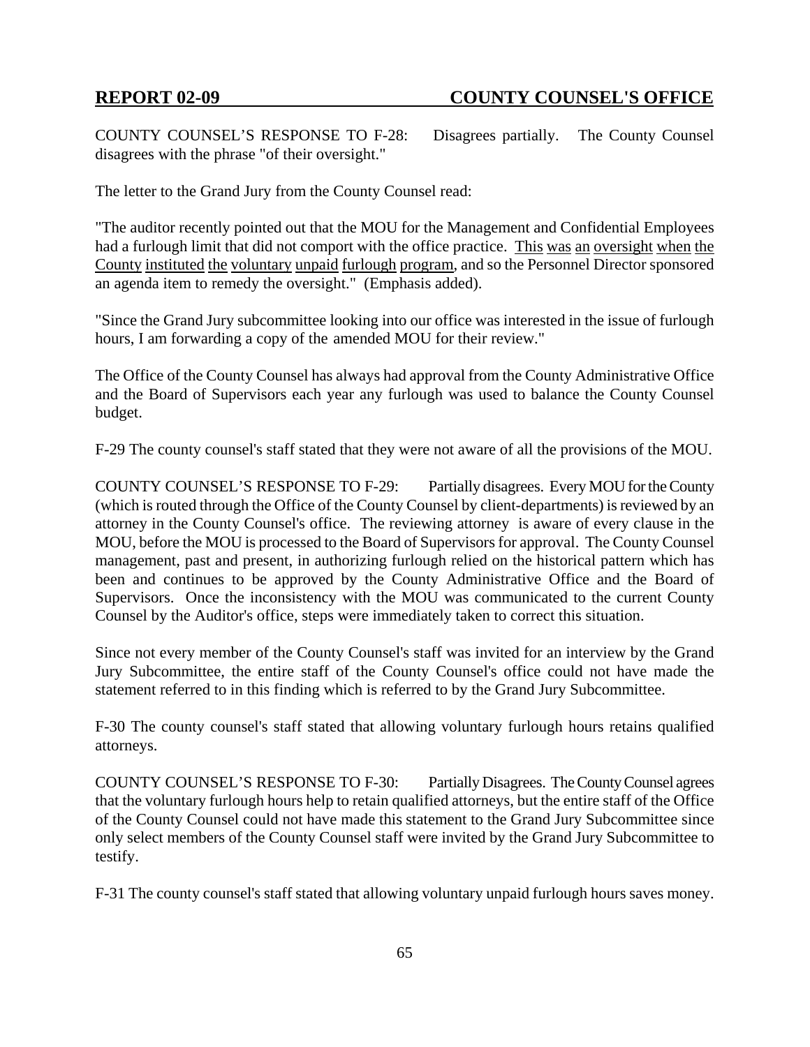COUNTY COUNSEL'S RESPONSE TO F-28: Disagrees partially. The County Counsel disagrees with the phrase "of their oversight."

The letter to the Grand Jury from the County Counsel read:

"The auditor recently pointed out that the MOU for the Management and Confidential Employees had a furlough limit that did not comport with the office practice. <u>This was an oversight when the County instituted the voluntary unpaid furlough program</u>, and so the Personnel Director sponsored an agenda item to remedy the oversight." (Emphasis added).

"Since the Grand Jury subcommittee looking into our office was interested in the issue of furlough hours, I am forwarding a copy of the amended MOU for their review."

The Office of the County Counsel has always had approval from the County Administrative Office and the Board of Supervisors each year any furlough was used to balance the County Counsel budget.

F-29 The county counsel's staff stated that they were not aware of all the provisions of the MOU.

COUNTY COUNSEL'S RESPONSE TO F-29: Partially disagrees. Every MOU for the County (which is routed through the Office of the County Counsel by client-departments) is reviewed by an attorney in the County Counsel's office. The reviewing attorney is aware of every clause in the MOU, before the MOU is processed to the Board of Supervisors for approval. The County Counsel management, past and present, in authorizing furlough relied on the historical pattern which has been and continues to be approved by the County Administrative Office and the Board of Supervisors. Once the inconsistency with the MOU was communicated to the current County Counsel by the Auditor's office, steps were immediately taken to correct this situation.

Since not every member of the County Counsel's staff was invited for an interview by the Grand Jury Subcommittee, the entire staff of the County Counsel's office could not have made the statement referred to in this finding which is referred to by the Grand Jury Subcommittee.

F-30 The county counsel's staff stated that allowing voluntary furlough hours retains qualified attorneys.

COUNTY COUNSEL'S RESPONSE TO F-30: Partially Disagrees. The County Counsel agrees that the voluntary furlough hours help to retain qualified attorneys, but the entire staff of the Office of the County Counsel could not have made this statement to the Grand Jury Subcommittee since only select members of the County Counsel staff were invited by the Grand Jury Subcommittee to testify.

F-31 The county counsel's staff stated that allowing voluntary unpaid furlough hours saves money.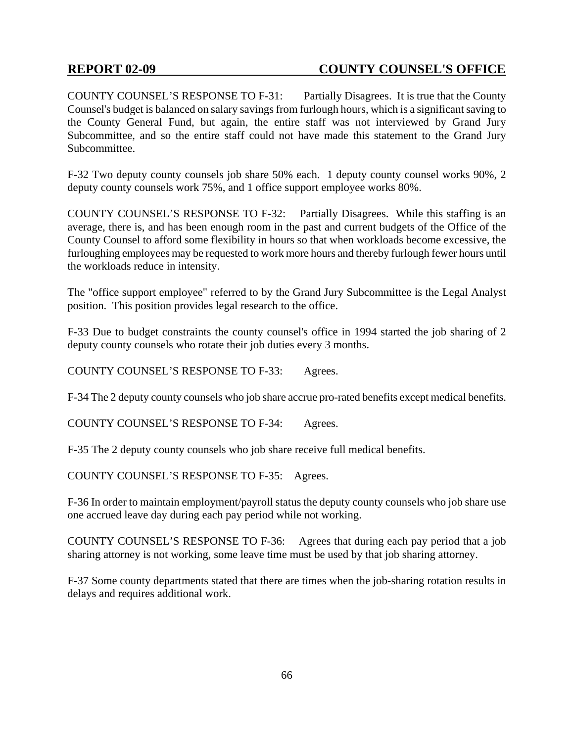COUNTY COUNSEL'S RESPONSE TO F-31: Partially Disagrees. It is true that the County Counsel's budget is balanced on salary savings from furlough hours, which is a significant saving to the County General Fund, but again, the entire staff was not interviewed by Grand Jury Subcommittee, and so the entire staff could not have made this statement to the Grand Jury Subcommittee.

F-32 Two deputy county counsels job share 50% each. 1 deputy county counsel works 90%, 2 deputy county counsels work 75%, and 1 office support employee works 80%.

COUNTY COUNSEL'S RESPONSE TO F-32: Partially Disagrees. While this staffing is an average, there is, and has been enough room in the past and current budgets of the Office of the County Counsel to afford some flexibility in hours so that when workloads become excessive, the furloughing employees may be requested to work more hours and thereby furlough fewer hours until the workloads reduce in intensity.

The "office support employee" referred to by the Grand Jury Subcommittee is the Legal Analyst position. This position provides legal research to the office.

F-33 Due to budget constraints the county counsel's office in 1994 started the job sharing of 2 deputy county counsels who rotate their job duties every 3 months.

COUNTY COUNSEL'S RESPONSE TO F-33: Agrees.

F-34 The 2 deputy county counsels who job share accrue pro-rated benefits except medical benefits.

COUNTY COUNSEL'S RESPONSE TO F-34: Agrees.

F-35 The 2 deputy county counsels who job share receive full medical benefits.

COUNTY COUNSEL'S RESPONSE TO F-35: Agrees.

F-36 In order to maintain employment/payroll status the deputy county counsels who job share use one accrued leave day during each pay period while not working.

COUNTY COUNSEL'S RESPONSE TO F-36: Agrees that during each pay period that a job sharing attorney is not working, some leave time must be used by that job sharing attorney.

F-37 Some county departments stated that there are times when the job-sharing rotation results in delays and requires additional work.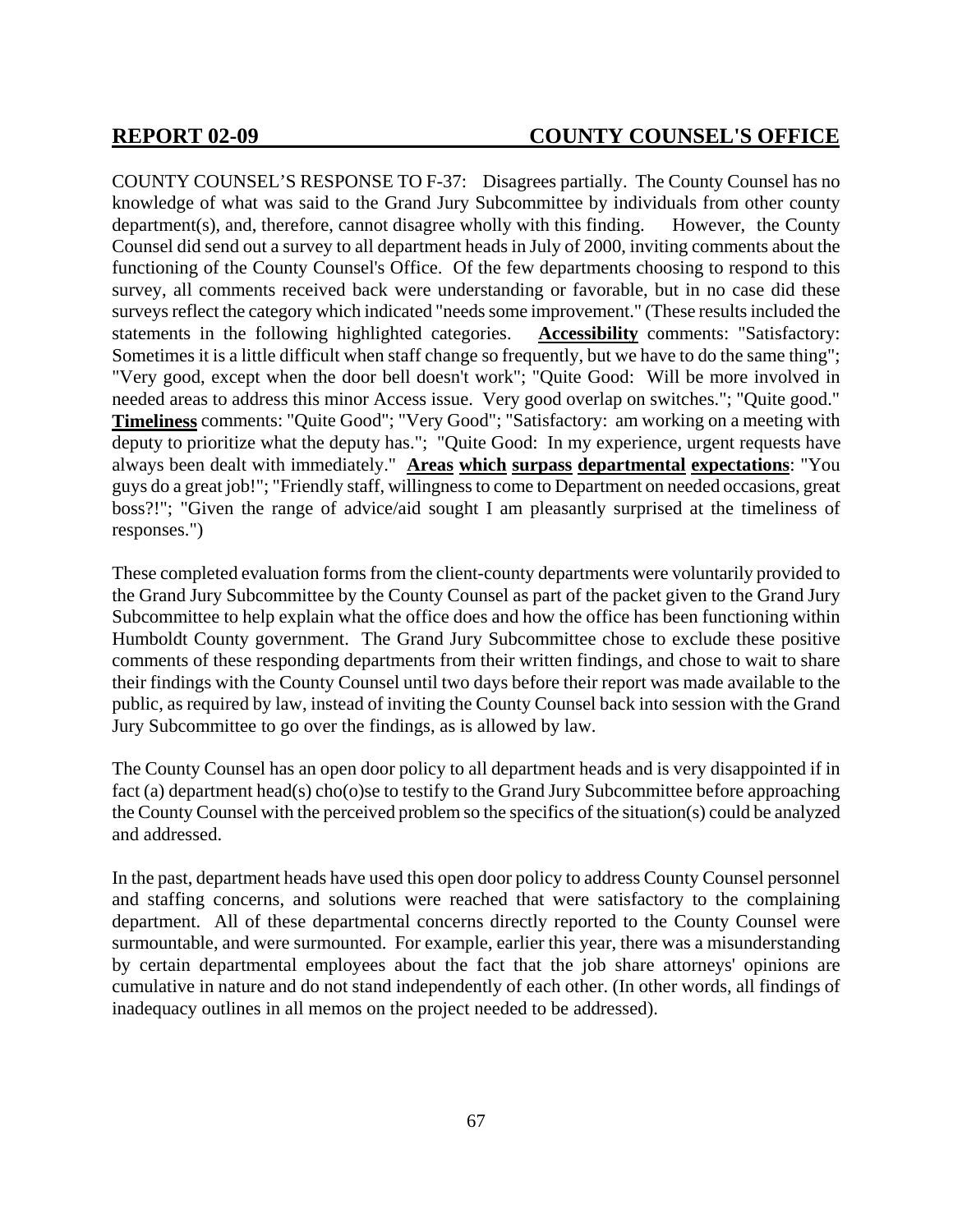COUNTY COUNSEL'S RESPONSE TO F-37: Disagrees partially. The County Counsel has no knowledge of what was said to the Grand Jury Subcommittee by individuals from other county department(s), and, therefore, cannot disagree wholly with this finding. However, the County Counsel did send out a survey to all department heads in July of 2000, inviting comments about the functioning of the County Counsel's Office. Of the few departments choosing to respond to this survey, all comments received back were understanding or favorable, but in no case did these surveys reflect the category which indicated "needs some improvement." (These results included the statements in the following highlighted categories. **Accessibility** comments: "Satisfactory: Sometimes it is a little difficult when staff change so frequently, but we have to do the same thing"; "Very good, except when the door bell doesn't work"; "Quite Good: Will be more involved in needed areas to address this minor Access issue. Very good overlap on switches."; "Quite good." **Timeliness** comments: "Quite Good"; "Very Good"; "Satisfactory: am working on a meeting with deputy to prioritize what the deputy has."; "Quite Good: In my experience, urgent requests have always been dealt with immediately." **Areas which surpass departmental expectations**: "You guys do a great job!"; "Friendly staff, willingness to come to Department on needed occasions, great boss?!"; "Given the range of advice/aid sought I am pleasantly surprised at the timeliness of responses.")

These completed evaluation forms from the client-county departments were voluntarily provided to the Grand Jury Subcommittee by the County Counsel as part of the packet given to the Grand Jury Subcommittee to help explain what the office does and how the office has been functioning within Humboldt County government. The Grand Jury Subcommittee chose to exclude these positive comments of these responding departments from their written findings, and chose to wait to share their findings with the County Counsel until two days before their report was made available to the public, as required by law, instead of inviting the County Counsel back into session with the Grand Jury Subcommittee to go over the findings, as is allowed by law.

The County Counsel has an open door policy to all department heads and is very disappointed if in fact (a) department head(s) cho(o)se to testify to the Grand Jury Subcommittee before approaching the County Counsel with the perceived problem so the specifics of the situation(s) could be analyzed and addressed.

In the past, department heads have used this open door policy to address County Counsel personnel and staffing concerns, and solutions were reached that were satisfactory to the complaining department. All of these departmental concerns directly reported to the County Counsel were surmountable, and were surmounted. For example, earlier this year, there was a misunderstanding by certain departmental employees about the fact that the job share attorneys' opinions are cumulative in nature and do not stand independently of each other. (In other words, all findings of inadequacy outlines in all memos on the project needed to be addressed).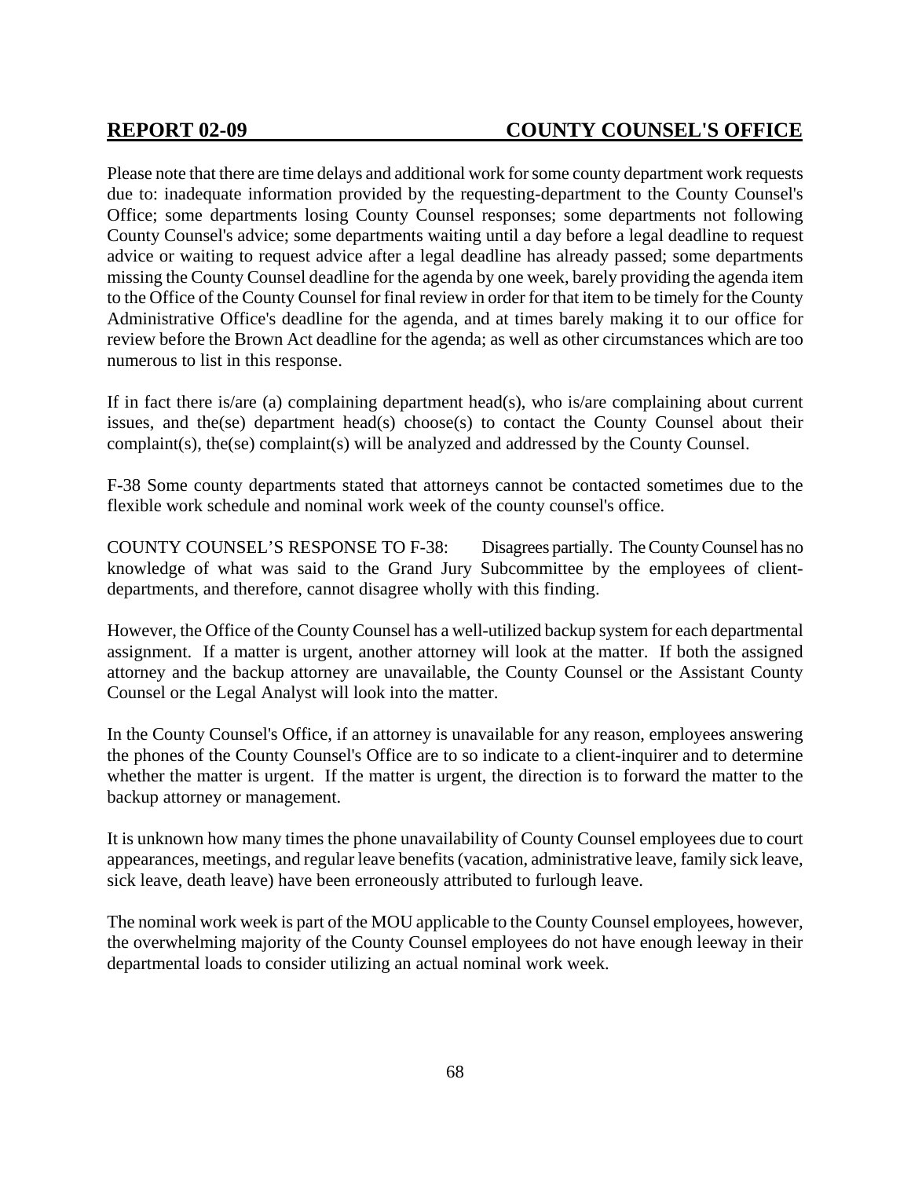Please note that there are time delays and additional work for some county department work requests due to: inadequate information provided by the requesting-department to the County Counsel's Office; some departments losing County Counsel responses; some departments not following County Counsel's advice; some departments waiting until a day before a legal deadline to request advice or waiting to request advice after a legal deadline has already passed; some departments missing the County Counsel deadline for the agenda by one week, barely providing the agenda item to the Office of the County Counsel for final review in order for that item to be timely for the County Administrative Office's deadline for the agenda, and at times barely making it to our office for review before the Brown Act deadline for the agenda; as well as other circumstances which are too numerous to list in this response.

If in fact there is/are (a) complaining department head(s), who is/are complaining about current issues, and the(se) department head(s) choose(s) to contact the County Counsel about their complaint(s), the(se) complaint(s) will be analyzed and addressed by the County Counsel.

F-38 Some county departments stated that attorneys cannot be contacted sometimes due to the flexible work schedule and nominal work week of the county counsel's office.

COUNTY COUNSEL'S RESPONSE TO F-38: Disagrees partially. The County Counsel has no knowledge of what was said to the Grand Jury Subcommittee by the employees of client-departments, and therefore, cannot disagree wholly with this finding.

However, the Office of the County Counsel has a well-utilized backup system for each departmental assignment. If a matter is urgent, another attorney will look at the matter. If both the assigned attorney and the backup attorney are unavailable, the County Counsel or the Assistant County Counsel or the Legal Analyst will look into the matter.

In the County Counsel's Office, if an attorney is unavailable for any reason, employees answering the phones of the County Counsel's Office are to so indicate to a client-inquirer and to determine whether the matter is urgent. If the matter is urgent, the direction is to forward the matter to the backup attorney or management.

It is unknown how many times the phone unavailability of County Counsel employees due to court appearances, meetings, and regular leave benefits (vacation, administrative leave, family sick leave, sick leave, death leave) have been erroneously attributed to furlough leave.

The nominal work week is part of the MOU applicable to the County Counsel employees, however, the overwhelming majority of the County Counsel employees do not have enough leeway in their departmental loads to consider utilizing an actual nominal work week.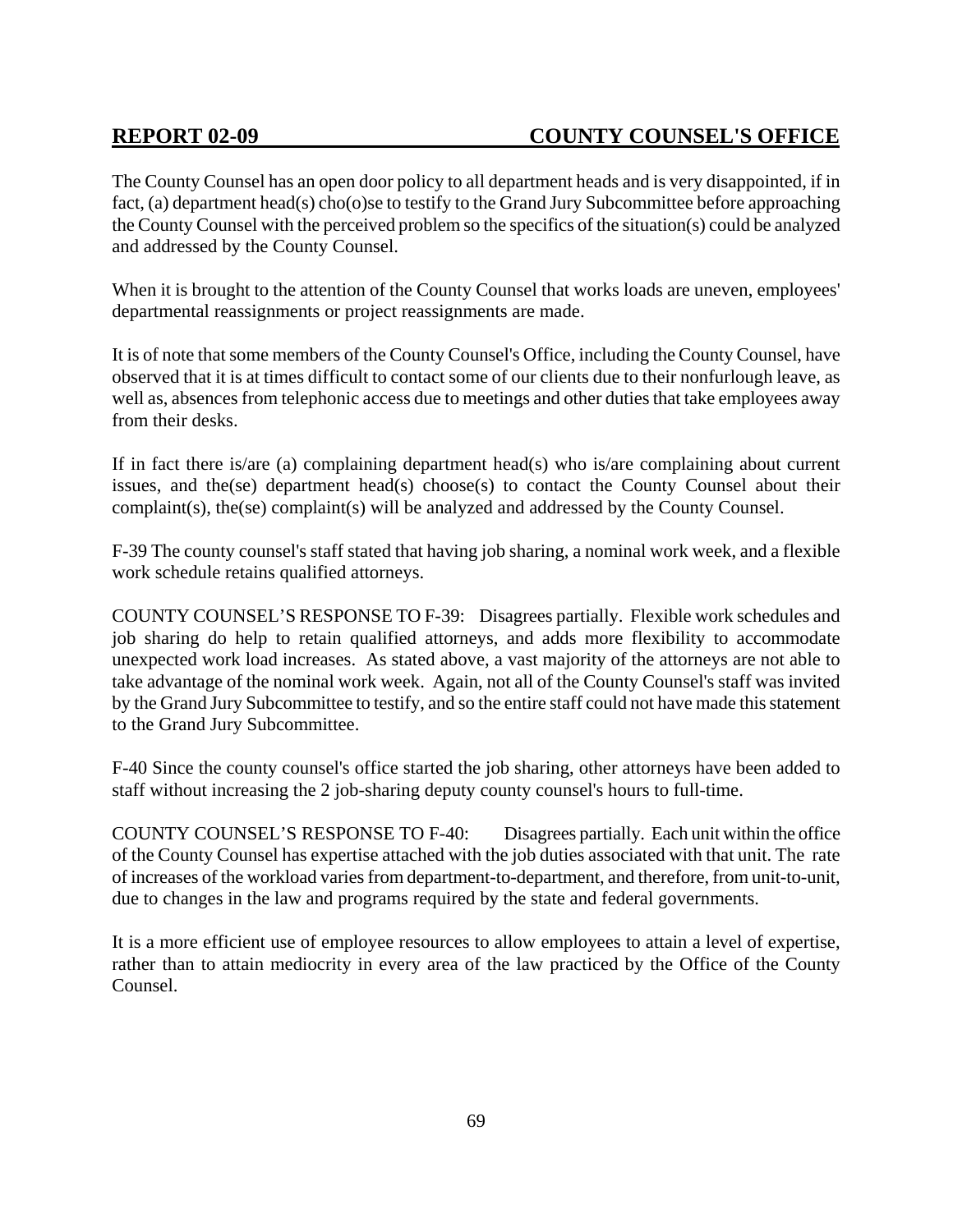The County Counsel has an open door policy to all department heads and is very disappointed, if in fact, (a) department head(s) cho(o)se to testify to the Grand Jury Subcommittee before approaching the County Counsel with the perceived problem so the specifics of the situation(s) could be analyzed and addressed by the County Counsel.

When it is brought to the attention of the County Counsel that works loads are uneven, employees' departmental reassignments or project reassignments are made.

It is of note that some members of the County Counsel's Office, including the County Counsel, have observed that it is at times difficult to contact some of our clients due to their nonfurlough leave, as well as, absences from telephonic access due to meetings and other duties that take employees away from their desks.

If in fact there is/are (a) complaining department head(s) who is/are complaining about current issues, and the(se) department head(s) choose(s) to contact the County Counsel about their complaint(s), the(se) complaint(s) will be analyzed and addressed by the County Counsel.

F-39 The county counsel's staff stated that having job sharing, a nominal work week, and a flexible work schedule retains qualified attorneys.

COUNTY COUNSEL'S RESPONSE TO F-39: Disagrees partially. Flexible work schedules and job sharing do help to retain qualified attorneys, and adds more flexibility to accommodate unexpected work load increases. As stated above, a vast majority of the attorneys are not able to take advantage of the nominal work week. Again, not all of the County Counsel's staff was invited by the Grand Jury Subcommittee to testify, and so the entire staff could not have made this statement to the Grand Jury Subcommittee.

F-40 Since the county counsel's office started the job sharing, other attorneys have been added to staff without increasing the 2 job-sharing deputy county counsel's hours to full-time.

COUNTY COUNSEL'S RESPONSE TO F-40: Disagrees partially. Each unit within the office of the County Counsel has expertise attached with the job duties associated with that unit. The rate of increases of the workload varies from department-to-department, and therefore, from unit-to-unit, due to changes in the law and programs required by the state and federal governments.

It is a more efficient use of employee resources to allow employees to attain a level of expertise, rather than to attain mediocrity in every area of the law practiced by the Office of the County Counsel.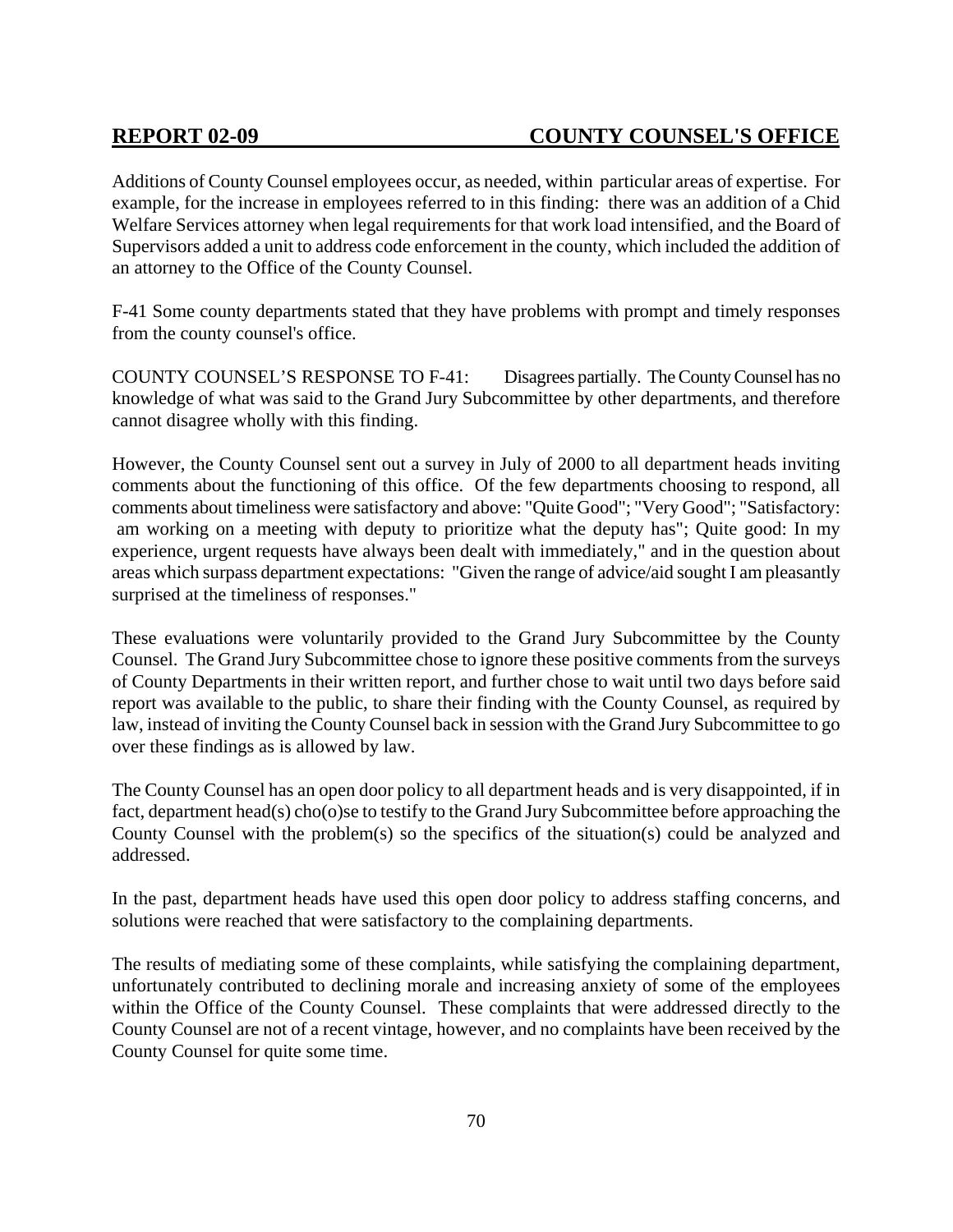Additions of County Counsel employees occur, as needed, within particular areas of expertise. For example, for the increase in employees referred to in this finding: there was an addition of a Chid Welfare Services attorney when legal requirements for that work load intensified, and the Board of Supervisors added a unit to address code enforcement in the county, which included the addition of an attorney to the Office of the County Counsel.

F-41 Some county departments stated that they have problems with prompt and timely responses from the county counsel's office.

COUNTY COUNSEL'S RESPONSE TO F-41: Disagrees partially. The County Counsel has no knowledge of what was said to the Grand Jury Subcommittee by other departments, and therefore cannot disagree wholly with this finding.

However, the County Counsel sent out a survey in July of 2000 to all department heads inviting comments about the functioning of this office. Of the few departments choosing to respond, all comments about timeliness were satisfactory and above: "Quite Good"; "Very Good"; "Satisfactory: am working on a meeting with deputy to prioritize what the deputy has"; Quite good: In my experience, urgent requests have always been dealt with immediately," and in the question about areas which surpass department expectations: "Given the range of advice/aid sought I am pleasantly surprised at the timeliness of responses."

These evaluations were voluntarily provided to the Grand Jury Subcommittee by the County Counsel. The Grand Jury Subcommittee chose to ignore these positive comments from the surveys of County Departments in their written report, and further chose to wait until two days before said report was available to the public, to share their finding with the County Counsel, as required by law, instead of inviting the County Counsel back in session with the Grand Jury Subcommittee to go over these findings as is allowed by law.

The County Counsel has an open door policy to all department heads and is very disappointed, if in fact, department head(s) cho(o)se to testify to the Grand Jury Subcommittee before approaching the County Counsel with the problem(s) so the specifics of the situation(s) could be analyzed and addressed.

In the past, department heads have used this open door policy to address staffing concerns, and solutions were reached that were satisfactory to the complaining departments.

The results of mediating some of these complaints, while satisfying the complaining department, unfortunately contributed to declining morale and increasing anxiety of some of the employees within the Office of the County Counsel. These complaints that were addressed directly to the County Counsel are not of a recent vintage, however, and no complaints have been received by the County Counsel for quite some time.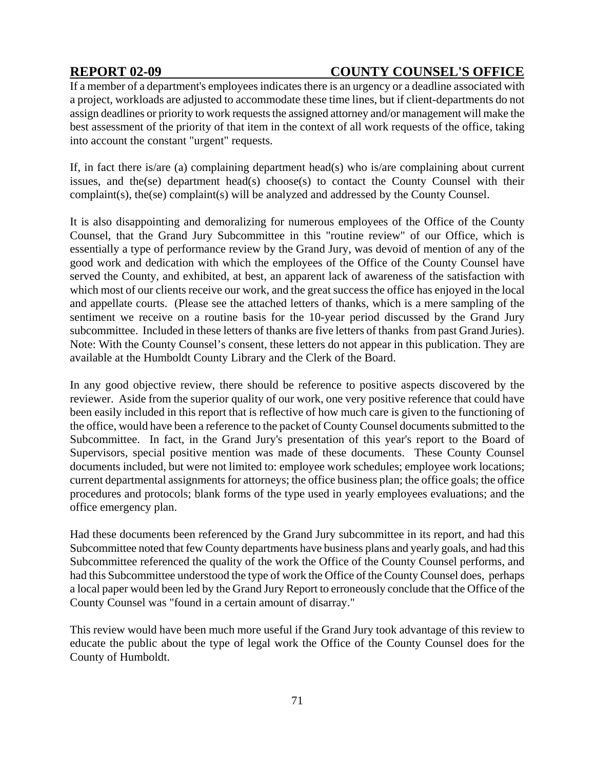If a member of a department's employees indicates there is an urgency or a deadline associated with a project, workloads are adjusted to accommodate these time lines, but if client-departments do not assign deadlines or priority to work requests the assigned attorney and/or management will make the best assessment of the priority of that item in the context of all work requests of the office, taking into account the constant "urgent" requests.

If, in fact there is/are (a) complaining department head(s) who is/are complaining about current issues, and the(se) department head(s) choose(s) to contact the County Counsel with their complaint(s), the(se) complaint(s) will be analyzed and addressed by the County Counsel.

It is also disappointing and demoralizing for numerous employees of the Office of the County Counsel, that the Grand Jury Subcommittee in this "routine review" of our Office, which is essentially a type of performance review by the Grand Jury, was devoid of mention of any of the good work and dedication with which the employees of the Office of the County Counsel have served the County, and exhibited, at best, an apparent lack of awareness of the satisfaction with which most of our clients receive our work, and the great success the office has enjoyed in the local and appellate courts. (Please see the attached letters of thanks, which is a mere sampling of the sentiment we receive on a routine basis for the 10-year period discussed by the Grand Jury subcommittee. Included in these letters of thanks are five letters of thanks from past Grand Juries). Note: With the County Counsel's consent, these letters do not appear in this publication. They are available at the Humboldt County Library and the Clerk of the Board.

In any good objective review, there should be reference to positive aspects discovered by the reviewer. Aside from the superior quality of our work, one very positive reference that could have been easily included in this report that is reflective of how much care is given to the functioning of the office, would have been a reference to the packet of County Counsel documents submitted to the Subcommittee. In fact, in the Grand Jury's presentation of this year's report to the Board of Supervisors, special positive mention was made of these documents. These County Counsel documents included, but were not limited to: employee work schedules; employee work locations; current departmental assignments for attorneys; the office business plan; the office goals; the office procedures and protocols; blank forms of the type used in yearly employees evaluations; and the office emergency plan.

Had these documents been referenced by the Grand Jury subcommittee in its report, and had this Subcommittee noted that few County departments have business plans and yearly goals, and had this Subcommittee referenced the quality of the work the Office of the County Counsel performs, and had this Subcommittee understood the type of work the Office of the County Counsel does, perhaps a local paper would been led by the Grand Jury Report to erroneously conclude that the Office of the County Counsel was "found in a certain amount of disarray."

This review would have been much more useful if the Grand Jury took advantage of this review to educate the public about the type of legal work the Office of the County Counsel does for the County of Humboldt.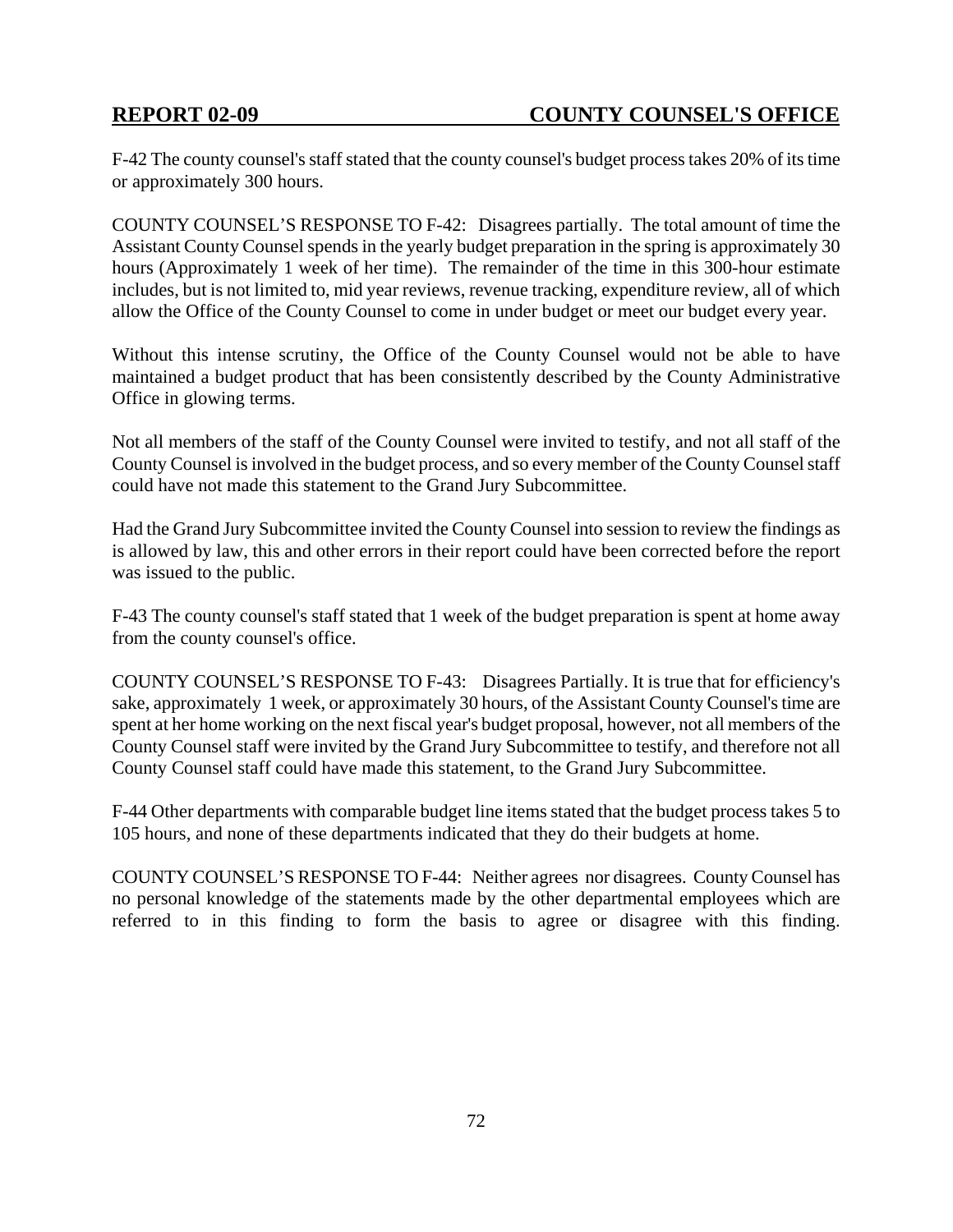F-42 The county counsel's staff stated that the county counsel's budget process takes 20% of its time or approximately 300 hours.

COUNTY COUNSEL'S RESPONSE TO F-42: Disagrees partially. The total amount of time the Assistant County Counsel spends in the yearly budget preparation in the spring is approximately 30 hours (Approximately 1 week of her time). The remainder of the time in this 300-hour estimate includes, but is not limited to, mid year reviews, revenue tracking, expenditure review, all of which allow the Office of the County Counsel to come in under budget or meet our budget every year.

Without this intense scrutiny, the Office of the County Counsel would not be able to have maintained a budget product that has been consistently described by the County Administrative Office in glowing terms.

Not all members of the staff of the County Counsel were invited to testify, and not all staff of the County Counsel is involved in the budget process, and so every member of the County Counsel staff could have not made this statement to the Grand Jury Subcommittee.

Had the Grand Jury Subcommittee invited the County Counsel into session to review the findings as is allowed by law, this and other errors in their report could have been corrected before the report was issued to the public.

F-43 The county counsel's staff stated that 1 week of the budget preparation is spent at home away from the county counsel's office.

COUNTY COUNSEL'S RESPONSE TO F-43: Disagrees Partially. It is true that for efficiency's sake, approximately 1 week, or approximately 30 hours, of the Assistant County Counsel's time are spent at her home working on the next fiscal year's budget proposal, however, not all members of the County Counsel staff were invited by the Grand Jury Subcommittee to testify, and therefore not all County Counsel staff could have made this statement, to the Grand Jury Subcommittee.

F-44 Other departments with comparable budget line items stated that the budget process takes 5 to 105 hours, and none of these departments indicated that they do their budgets at home.

COUNTY COUNSEL'S RESPONSE TO F-44: Neither agrees nor disagrees. County Counsel has no personal knowledge of the statements made by the other departmental employees which are referred to in this finding to form the basis to agree or disagree with this finding.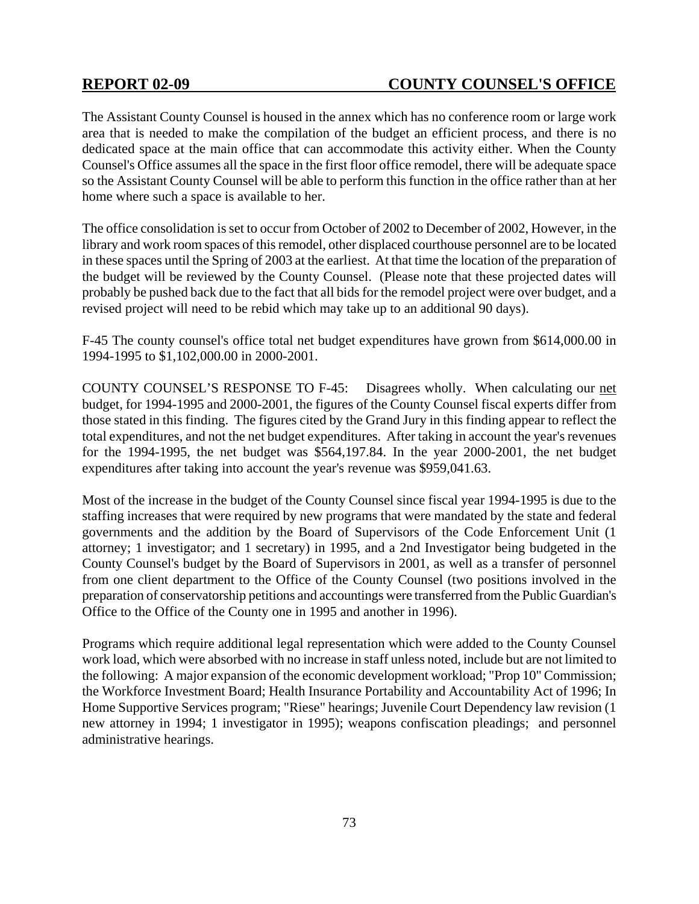The Assistant County Counsel is housed in the annex which has no conference room or large work area that is needed to make the compilation of the budget an efficient process, and there is no dedicated space at the main office that can accommodate this activity either. When the County Counsel's Office assumes all the space in the first floor office remodel, there will be adequate space so the Assistant County Counsel will be able to perform this function in the office rather than at her home where such a space is available to her.

The office consolidation is set to occur from October of 2002 to December of 2002, However, in the library and work room spaces of this remodel, other displaced courthouse personnel are to be located in these spaces until the Spring of 2003 at the earliest. At that time the location of the preparation of the budget will be reviewed by the County Counsel. (Please note that these projected dates will probably be pushed back due to the fact that all bids for the remodel project were over budget, and a revised project will need to be rebid which may take up to an additional 90 days).

F-45 The county counsel's office total net budget expenditures have grown from $614,000.00 in 1994-1995 to $1,102,000.00 in 2000-2001.

COUNTY COUNSEL'S RESPONSE TO F-45: Disagrees wholly. When calculating our net budget, for 1994-1995 and 2000-2001, the figures of the County Counsel fiscal experts differ from those stated in this finding. The figures cited by the Grand Jury in this finding appear to reflect the total expenditures, and not the net budget expenditures. After taking in account the year's revenues for the 1994-1995, the net budget was $564,197.84. In the year 2000-2001, the net budget expenditures after taking into account the year's revenue was $959,041.63.

Most of the increase in the budget of the County Counsel since fiscal year 1994-1995 is due to the staffing increases that were required by new programs that were mandated by the state and federal governments and the addition by the Board of Supervisors of the Code Enforcement Unit (1 attorney; 1 investigator; and 1 secretary) in 1995, and a 2nd Investigator being budgeted in the County Counsel's budget by the Board of Supervisors in 2001, as well as a transfer of personnel from one client department to the Office of the County Counsel (two positions involved in the preparation of conservatorship petitions and accountings were transferred from the Public Guardian's Office to the Office of the County one in 1995 and another in 1996).

Programs which require additional legal representation which were added to the County Counsel work load, which were absorbed with no increase in staff unless noted, include but are not limited to the following: A major expansion of the economic development workload; "Prop 10" Commission; the Workforce Investment Board; Health Insurance Portability and Accountability Act of 1996; In Home Supportive Services program; "Riese" hearings; Juvenile Court Dependency law revision (1 new attorney in 1994; 1 investigator in 1995); weapons confiscation pleadings; and personnel administrative hearings.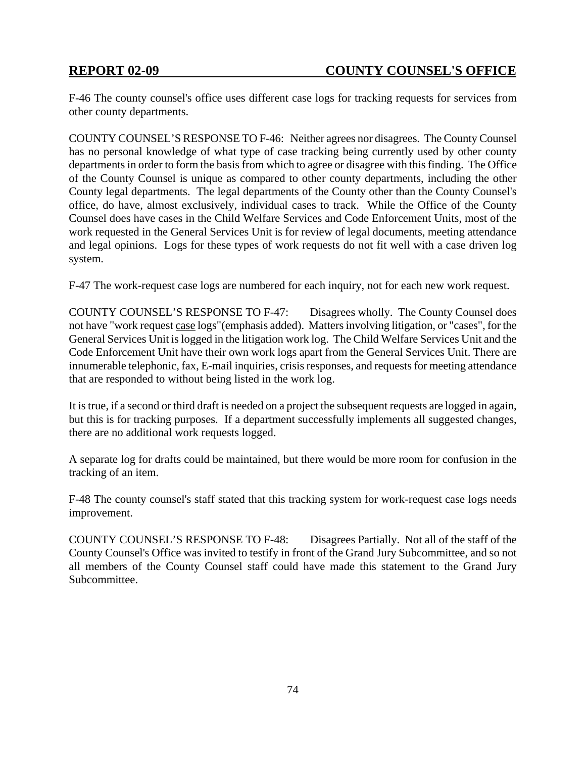F-46 The county counsel's office uses different case logs for tracking requests for services from other county departments.

COUNTY COUNSEL'S RESPONSE TO F-46: Neither agrees nor disagrees. The County Counsel has no personal knowledge of what type of case tracking being currently used by other county departments in order to form the basis from which to agree or disagree with this finding. The Office of the County Counsel is unique as compared to other county departments, including the other County legal departments. The legal departments of the County other than the County Counsel's office, do have, almost exclusively, individual cases to track. While the Office of the County Counsel does have cases in the Child Welfare Services and Code Enforcement Units, most of the work requested in the General Services Unit is for review of legal documents, meeting attendance and legal opinions. Logs for these types of work requests do not fit well with a case driven log system.

F-47 The work-request case logs are numbered for each inquiry, not for each new work request.

COUNTY COUNSEL'S RESPONSE TO F-47: Disagrees wholly. The County Counsel does not have "work request <u>case</u> logs"(emphasis added). Matters involving litigation, or "cases", for the General Services Unit is logged in the litigation work log. The Child Welfare Services Unit and the Code Enforcement Unit have their own work logs apart from the General Services Unit. There are innumerable telephonic, fax, E-mail inquiries, crisis responses, and requests for meeting attendance that are responded to without being listed in the work log.

It is true, if a second or third draft is needed on a project the subsequent requests are logged in again, but this is for tracking purposes. If a department successfully implements all suggested changes, there are no additional work requests logged.

A separate log for drafts could be maintained, but there would be more room for confusion in the tracking of an item.

F-48 The county counsel's staff stated that this tracking system for work-request case logs needs improvement.

COUNTY COUNSEL'S RESPONSE TO F-48: Disagrees Partially. Not all of the staff of the County Counsel's Office was invited to testify in front of the Grand Jury Subcommittee, and so not all members of the County Counsel staff could have made this statement to the Grand Jury Subcommittee.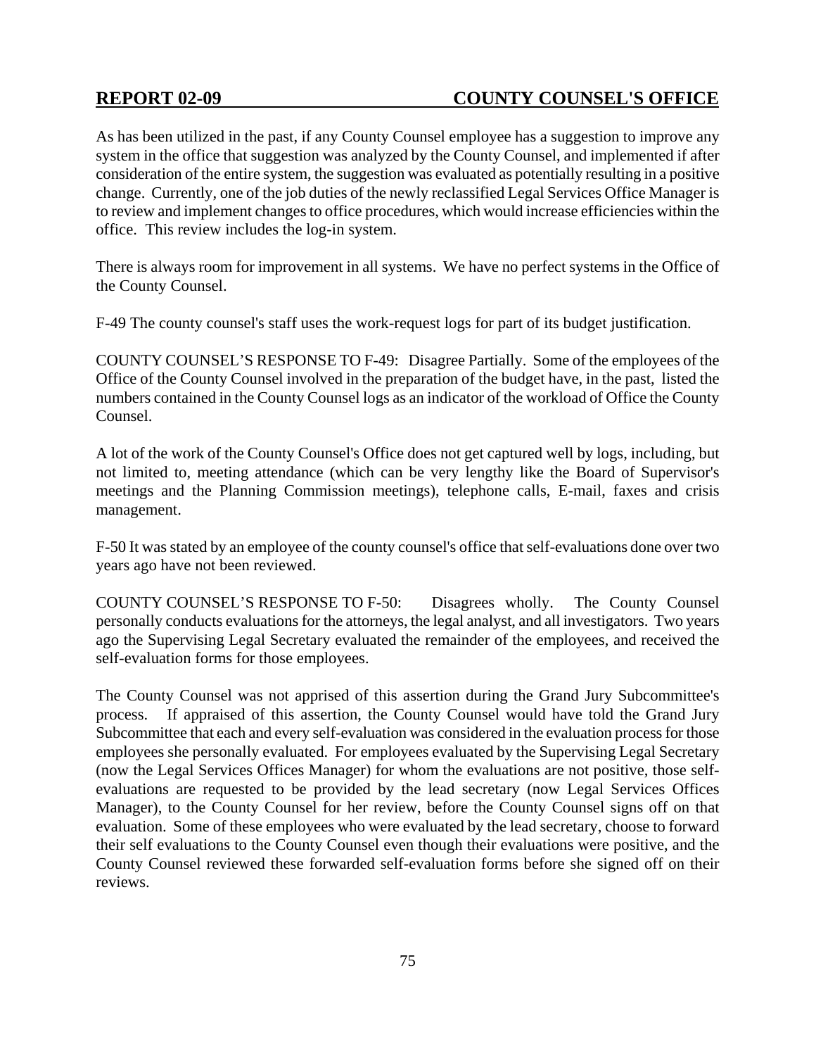As has been utilized in the past, if any County Counsel employee has a suggestion to improve any system in the office that suggestion was analyzed by the County Counsel, and implemented if after consideration of the entire system, the suggestion was evaluated as potentially resulting in a positive change. Currently, one of the job duties of the newly reclassified Legal Services Office Manager is to review and implement changes to office procedures, which would increase efficiencies within the office. This review includes the log-in system.

There is always room for improvement in all systems. We have no perfect systems in the Office of the County Counsel.

F-49 The county counsel's staff uses the work-request logs for part of its budget justification.

COUNTY COUNSEL'S RESPONSE TO F-49: Disagree Partially. Some of the employees of the Office of the County Counsel involved in the preparation of the budget have, in the past, listed the numbers contained in the County Counsel logs as an indicator of the workload of Office the County Counsel.

A lot of the work of the County Counsel's Office does not get captured well by logs, including, but not limited to, meeting attendance (which can be very lengthy like the Board of Supervisor's meetings and the Planning Commission meetings), telephone calls, E-mail, faxes and crisis management.

F-50 It was stated by an employee of the county counsel's office that self-evaluations done over two years ago have not been reviewed.

COUNTY COUNSEL'S RESPONSE TO F-50: Disagrees wholly. The County Counsel personally conducts evaluations for the attorneys, the legal analyst, and all investigators. Two years ago the Supervising Legal Secretary evaluated the remainder of the employees, and received the self-evaluation forms for those employees.

The County Counsel was not apprised of this assertion during the Grand Jury Subcommittee's process. If appraised of this assertion, the County Counsel would have told the Grand Jury Subcommittee that each and every self-evaluation was considered in the evaluation process for those employees she personally evaluated. For employees evaluated by the Supervising Legal Secretary (now the Legal Services Offices Manager) for whom the evaluations are not positive, those self-evaluations are requested to be provided by the lead secretary (now Legal Services Offices Manager), to the County Counsel for her review, before the County Counsel signs off on that evaluation. Some of these employees who were evaluated by the lead secretary, choose to forward their self evaluations to the County Counsel even though their evaluations were positive, and the County Counsel reviewed these forwarded self-evaluation forms before she signed off on their reviews.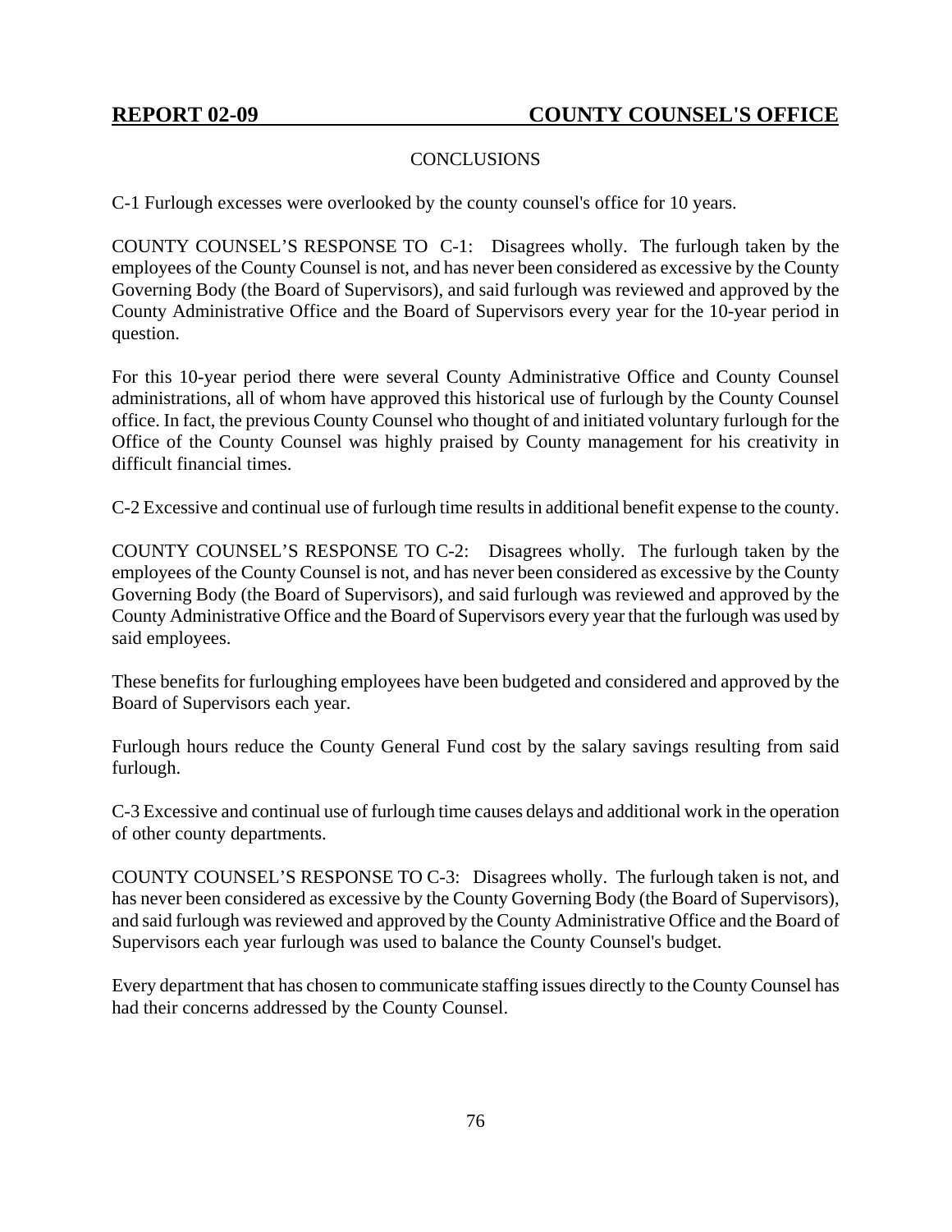**REPORT 02-09 COUNTY COUNSEL'S OFFICE**

CONCLUSIONS

C-1 Furlough excesses were overlooked by the county counsel's office for 10 years.

COUNTY COUNSEL'S RESPONSE TO C-1: Disagrees wholly. The furlough taken by the employees of the County Counsel is not, and has never been considered as excessive by the County Governing Body (the Board of Supervisors), and said furlough was reviewed and approved by the County Administrative Office and the Board of Supervisors every year for the 10-year period in question.

For this 10-year period there were several County Administrative Office and County Counsel administrations, all of whom have approved this historical use of furlough by the County Counsel office. In fact, the previous County Counsel who thought of and initiated voluntary furlough for the Office of the County Counsel was highly praised by County management for his creativity in difficult financial times.

C-2 Excessive and continual use of furlough time results in additional benefit expense to the county.

COUNTY COUNSEL'S RESPONSE TO C-2: Disagrees wholly. The furlough taken by the employees of the County Counsel is not, and has never been considered as excessive by the County Governing Body (the Board of Supervisors), and said furlough was reviewed and approved by the County Administrative Office and the Board of Supervisors every year that the furlough was used by said employees.

These benefits for furloughing employees have been budgeted and considered and approved by the Board of Supervisors each year.

Furlough hours reduce the County General Fund cost by the salary savings resulting from said furlough.

C-3 Excessive and continual use of furlough time causes delays and additional work in the operation of other county departments.

COUNTY COUNSEL'S RESPONSE TO C-3: Disagrees wholly. The furlough taken is not, and has never been considered as excessive by the County Governing Body (the Board of Supervisors), and said furlough was reviewed and approved by the County Administrative Office and the Board of Supervisors each year furlough was used to balance the County Counsel's budget.

Every department that has chosen to communicate staffing issues directly to the County Counsel has had their concerns addressed by the County Counsel.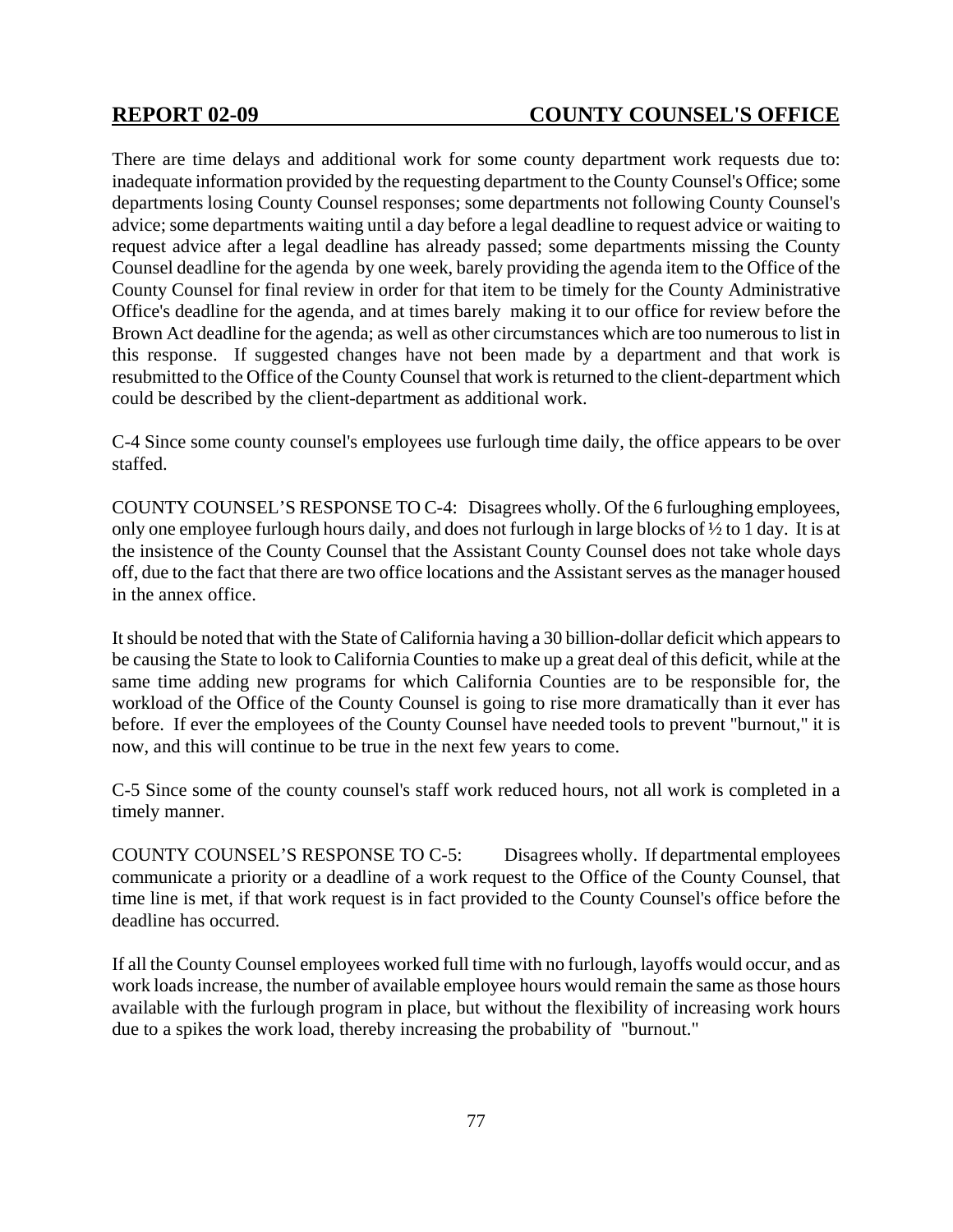There are time delays and additional work for some county department work requests due to: inadequate information provided by the requesting department to the County Counsel's Office; some departments losing County Counsel responses; some departments not following County Counsel's advice; some departments waiting until a day before a legal deadline to request advice or waiting to request advice after a legal deadline has already passed; some departments missing the County Counsel deadline for the agenda by one week, barely providing the agenda item to the Office of the County Counsel for final review in order for that item to be timely for the County Administrative Office's deadline for the agenda, and at times barely making it to our office for review before the Brown Act deadline for the agenda; as well as other circumstances which are too numerous to list in this response. If suggested changes have not been made by a department and that work is resubmitted to the Office of the County Counsel that work is returned to the client-department which could be described by the client-department as additional work.

C-4 Since some county counsel's employees use furlough time daily, the office appears to be over staffed.

COUNTY COUNSEL'S RESPONSE TO C-4: Disagrees wholly. Of the 6 furloughing employees, only one employee furlough hours daily, and does not furlough in large blocks of ½ to 1 day. It is at the insistence of the County Counsel that the Assistant County Counsel does not take whole days off, due to the fact that there are two office locations and the Assistant serves as the manager housed in the annex office.

It should be noted that with the State of California having a 30 billion-dollar deficit which appears to be causing the State to look to California Counties to make up a great deal of this deficit, while at the same time adding new programs for which California Counties are to be responsible for, the workload of the Office of the County Counsel is going to rise more dramatically than it ever has before. If ever the employees of the County Counsel have needed tools to prevent "burnout," it is now, and this will continue to be true in the next few years to come.

C-5 Since some of the county counsel's staff work reduced hours, not all work is completed in a timely manner.

COUNTY COUNSEL'S RESPONSE TO C-5: Disagrees wholly. If departmental employees communicate a priority or a deadline of a work request to the Office of the County Counsel, that time line is met, if that work request is in fact provided to the County Counsel's office before the deadline has occurred.

If all the County Counsel employees worked full time with no furlough, layoffs would occur, and as work loads increase, the number of available employee hours would remain the same as those hours available with the furlough program in place, but without the flexibility of increasing work hours due to a spikes the work load, thereby increasing the probability of "burnout."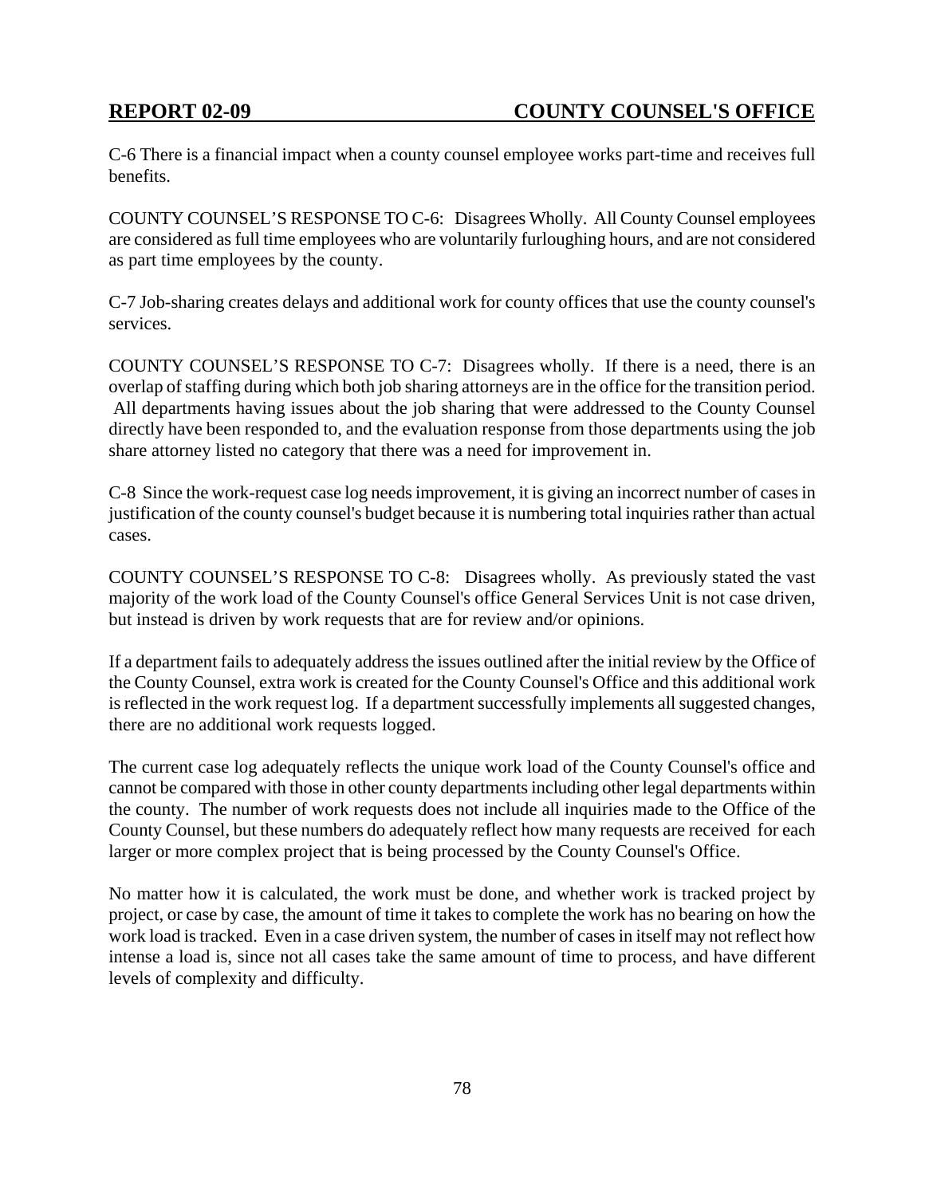C-6 There is a financial impact when a county counsel employee works part-time and receives full benefits.

COUNTY COUNSEL'S RESPONSE TO C-6: Disagrees Wholly. All County Counsel employees are considered as full time employees who are voluntarily furloughing hours, and are not considered as part time employees by the county.

C-7 Job-sharing creates delays and additional work for county offices that use the county counsel's services.

COUNTY COUNSEL'S RESPONSE TO C-7: Disagrees wholly. If there is a need, there is an overlap of staffing during which both job sharing attorneys are in the office for the transition period. All departments having issues about the job sharing that were addressed to the County Counsel directly have been responded to, and the evaluation response from those departments using the job share attorney listed no category that there was a need for improvement in.

C-8 Since the work-request case log needs improvement, it is giving an incorrect number of cases in justification of the county counsel's budget because it is numbering total inquiries rather than actual cases.

COUNTY COUNSEL'S RESPONSE TO C-8: Disagrees wholly. As previously stated the vast majority of the work load of the County Counsel's office General Services Unit is not case driven, but instead is driven by work requests that are for review and/or opinions.

If a department fails to adequately address the issues outlined after the initial review by the Office of the County Counsel, extra work is created for the County Counsel's Office and this additional work is reflected in the work request log. If a department successfully implements all suggested changes, there are no additional work requests logged.

The current case log adequately reflects the unique work load of the County Counsel's office and cannot be compared with those in other county departments including other legal departments within the county. The number of work requests does not include all inquiries made to the Office of the County Counsel, but these numbers do adequately reflect how many requests are received for each larger or more complex project that is being processed by the County Counsel's Office.

No matter how it is calculated, the work must be done, and whether work is tracked project by project, or case by case, the amount of time it takes to complete the work has no bearing on how the work load is tracked. Even in a case driven system, the number of cases in itself may not reflect how intense a load is, since not all cases take the same amount of time to process, and have different levels of complexity and difficulty.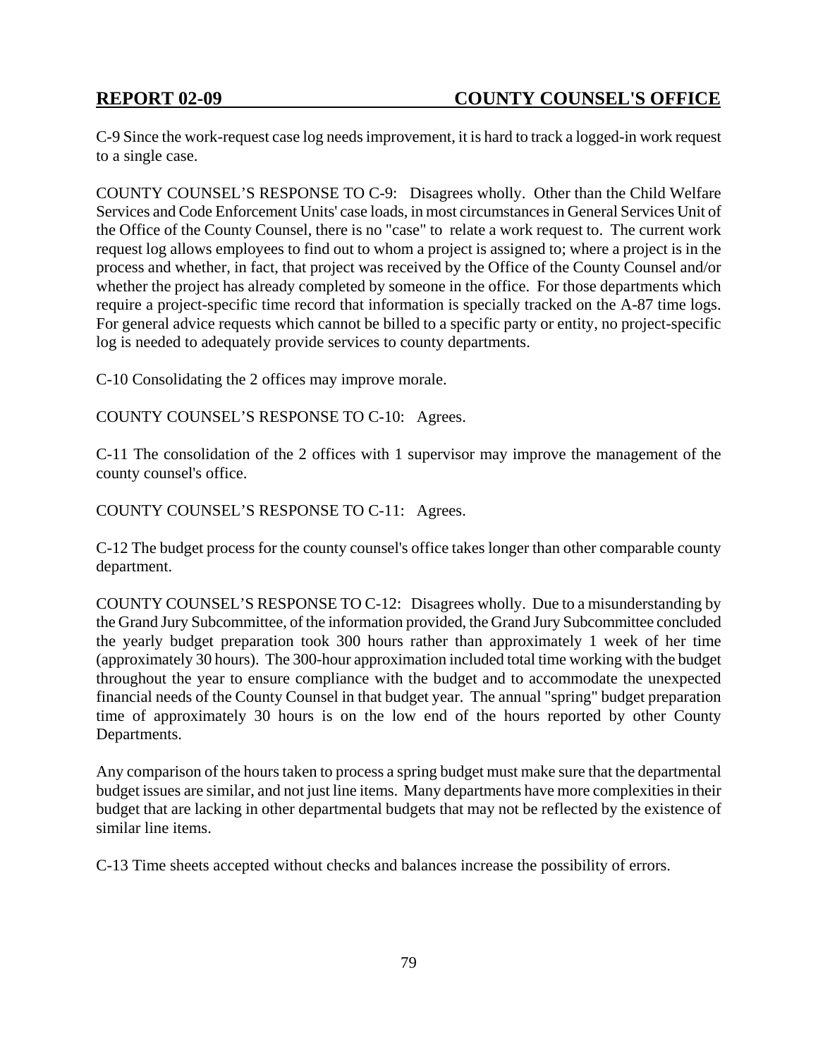C-9 Since the work-request case log needs improvement, it is hard to track a logged-in work request to a single case.

COUNTY COUNSEL'S RESPONSE TO C-9: Disagrees wholly. Other than the Child Welfare Services and Code Enforcement Units' case loads, in most circumstances in General Services Unit of the Office of the County Counsel, there is no "case" to relate a work request to. The current work request log allows employees to find out to whom a project is assigned to; where a project is in the process and whether, in fact, that project was received by the Office of the County Counsel and/or whether the project has already completed by someone in the office. For those departments which require a project-specific time record that information is specially tracked on the A-87 time logs. For general advice requests which cannot be billed to a specific party or entity, no project-specific log is needed to adequately provide services to county departments.

C-10 Consolidating the 2 offices may improve morale.

COUNTY COUNSEL'S RESPONSE TO C-10: Agrees.

C-11 The consolidation of the 2 offices with 1 supervisor may improve the management of the county counsel's office.

COUNTY COUNSEL'S RESPONSE TO C-11: Agrees.

C-12 The budget process for the county counsel's office takes longer than other comparable county department.

COUNTY COUNSEL'S RESPONSE TO C-12: Disagrees wholly. Due to a misunderstanding by the Grand Jury Subcommittee, of the information provided, the Grand Jury Subcommittee concluded the yearly budget preparation took 300 hours rather than approximately 1 week of her time (approximately 30 hours). The 300-hour approximation included total time working with the budget throughout the year to ensure compliance with the budget and to accommodate the unexpected financial needs of the County Counsel in that budget year. The annual "spring" budget preparation time of approximately 30 hours is on the low end of the hours reported by other County Departments.

Any comparison of the hours taken to process a spring budget must make sure that the departmental budget issues are similar, and not just line items. Many departments have more complexities in their budget that are lacking in other departmental budgets that may not be reflected by the existence of similar line items.

C-13 Time sheets accepted without checks and balances increase the possibility of errors.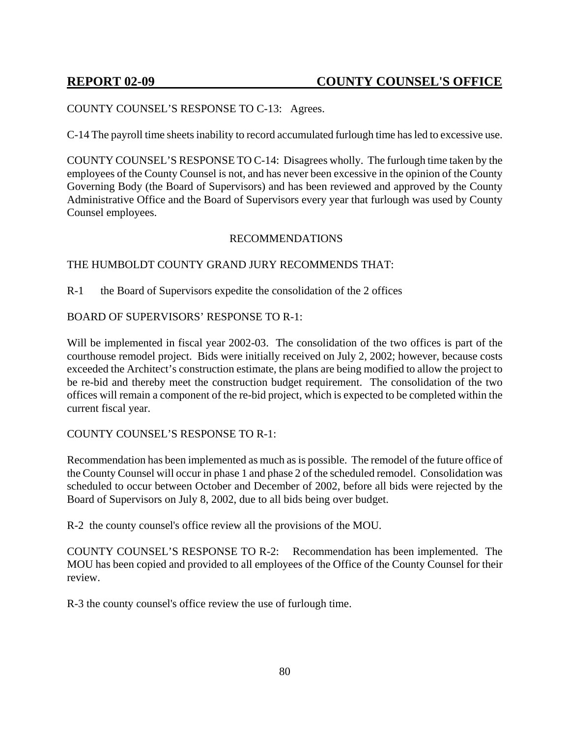COUNTY COUNSEL'S RESPONSE TO C-13: Agrees.

C-14 The payroll time sheets inability to record accumulated furlough time has led to excessive use.

COUNTY COUNSEL'S RESPONSE TO C-14: Disagrees wholly. The furlough time taken by the employees of the County Counsel is not, and has never been excessive in the opinion of the County Governing Body (the Board of Supervisors) and has been reviewed and approved by the County Administrative Office and the Board of Supervisors every year that furlough was used by County Counsel employees.

## RECOMMENDATIONS

THE HUMBOLDT COUNTY GRAND JURY RECOMMENDS THAT:

R-1 the Board of Supervisors expedite the consolidation of the 2 offices

BOARD OF SUPERVISORS' RESPONSE TO R-1:

Will be implemented in fiscal year 2002-03. The consolidation of the two offices is part of the courthouse remodel project. Bids were initially received on July 2, 2002; however, because costs exceeded the Architect's construction estimate, the plans are being modified to allow the project to be re-bid and thereby meet the construction budget requirement. The consolidation of the two offices will remain a component of the re-bid project, which is expected to be completed within the current fiscal year.

COUNTY COUNSEL'S RESPONSE TO R-1:

Recommendation has been implemented as much as is possible. The remodel of the future office of the County Counsel will occur in phase 1 and phase 2 of the scheduled remodel. Consolidation was scheduled to occur between October and December of 2002, before all bids were rejected by the Board of Supervisors on July 8, 2002, due to all bids being over budget.

R-2 the county counsel's office review all the provisions of the MOU.

COUNTY COUNSEL'S RESPONSE TO R-2: Recommendation has been implemented. The MOU has been copied and provided to all employees of the Office of the County Counsel for their review.

R-3 the county counsel's office review the use of furlough time.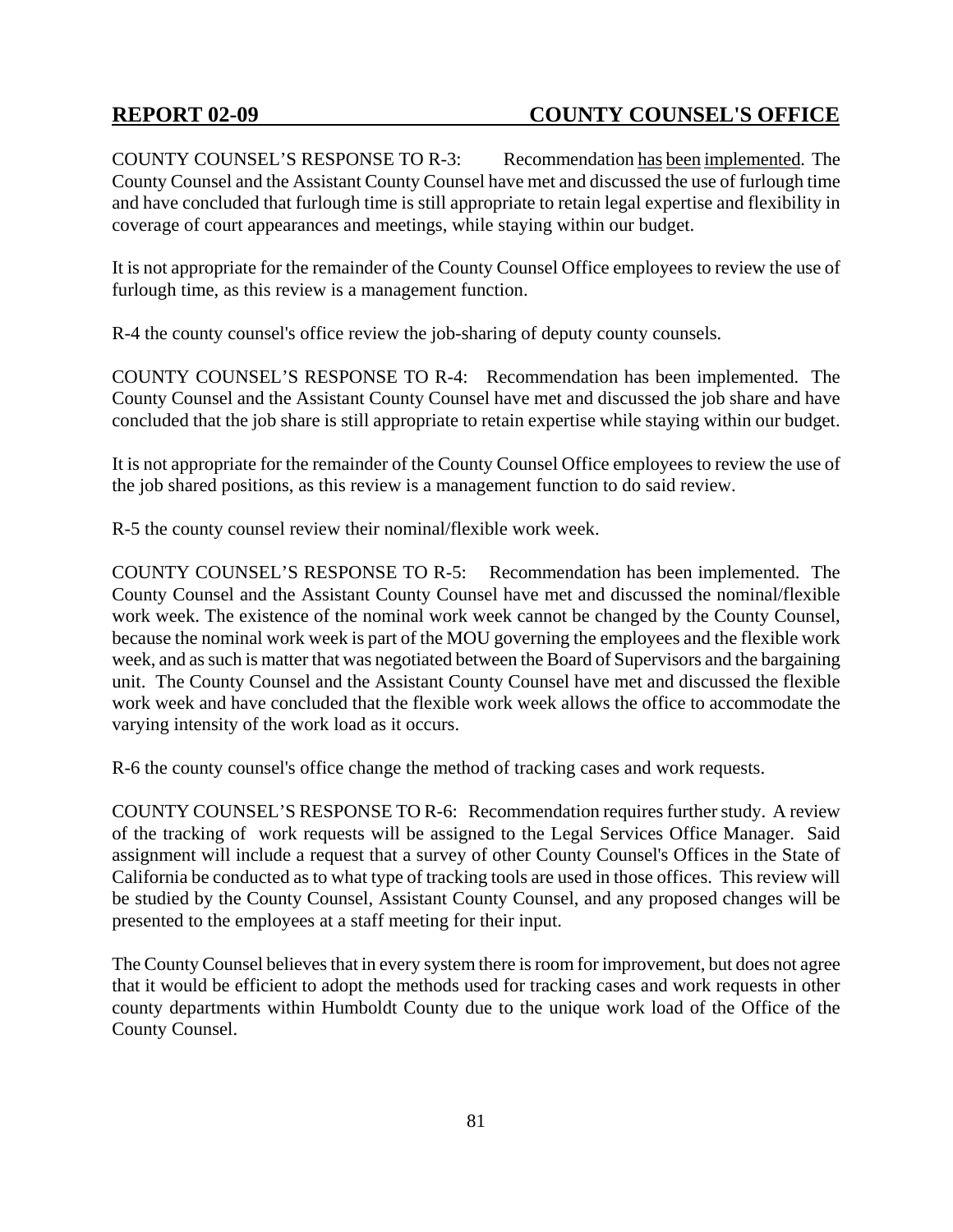COUNTY COUNSEL'S RESPONSE TO R-3: Recommendation has been implemented. The County Counsel and the Assistant County Counsel have met and discussed the use of furlough time and have concluded that furlough time is still appropriate to retain legal expertise and flexibility in coverage of court appearances and meetings, while staying within our budget.

It is not appropriate for the remainder of the County Counsel Office employees to review the use of furlough time, as this review is a management function.

R-4 the county counsel's office review the job-sharing of deputy county counsels.

COUNTY COUNSEL'S RESPONSE TO R-4: Recommendation has been implemented. The County Counsel and the Assistant County Counsel have met and discussed the job share and have concluded that the job share is still appropriate to retain expertise while staying within our budget.

It is not appropriate for the remainder of the County Counsel Office employees to review the use of the job shared positions, as this review is a management function to do said review.

R-5 the county counsel review their nominal/flexible work week.

COUNTY COUNSEL'S RESPONSE TO R-5: Recommendation has been implemented. The County Counsel and the Assistant County Counsel have met and discussed the nominal/flexible work week. The existence of the nominal work week cannot be changed by the County Counsel, because the nominal work week is part of the MOU governing the employees and the flexible work week, and as such is matter that was negotiated between the Board of Supervisors and the bargaining unit. The County Counsel and the Assistant County Counsel have met and discussed the flexible work week and have concluded that the flexible work week allows the office to accommodate the varying intensity of the work load as it occurs.

R-6 the county counsel's office change the method of tracking cases and work requests.

COUNTY COUNSEL'S RESPONSE TO R-6: Recommendation requires further study. A review of the tracking of work requests will be assigned to the Legal Services Office Manager. Said assignment will include a request that a survey of other County Counsel's Offices in the State of California be conducted as to what type of tracking tools are used in those offices. This review will be studied by the County Counsel, Assistant County Counsel, and any proposed changes will be presented to the employees at a staff meeting for their input.

The County Counsel believes that in every system there is room for improvement, but does not agree that it would be efficient to adopt the methods used for tracking cases and work requests in other county departments within Humboldt County due to the unique work load of the Office of the County Counsel.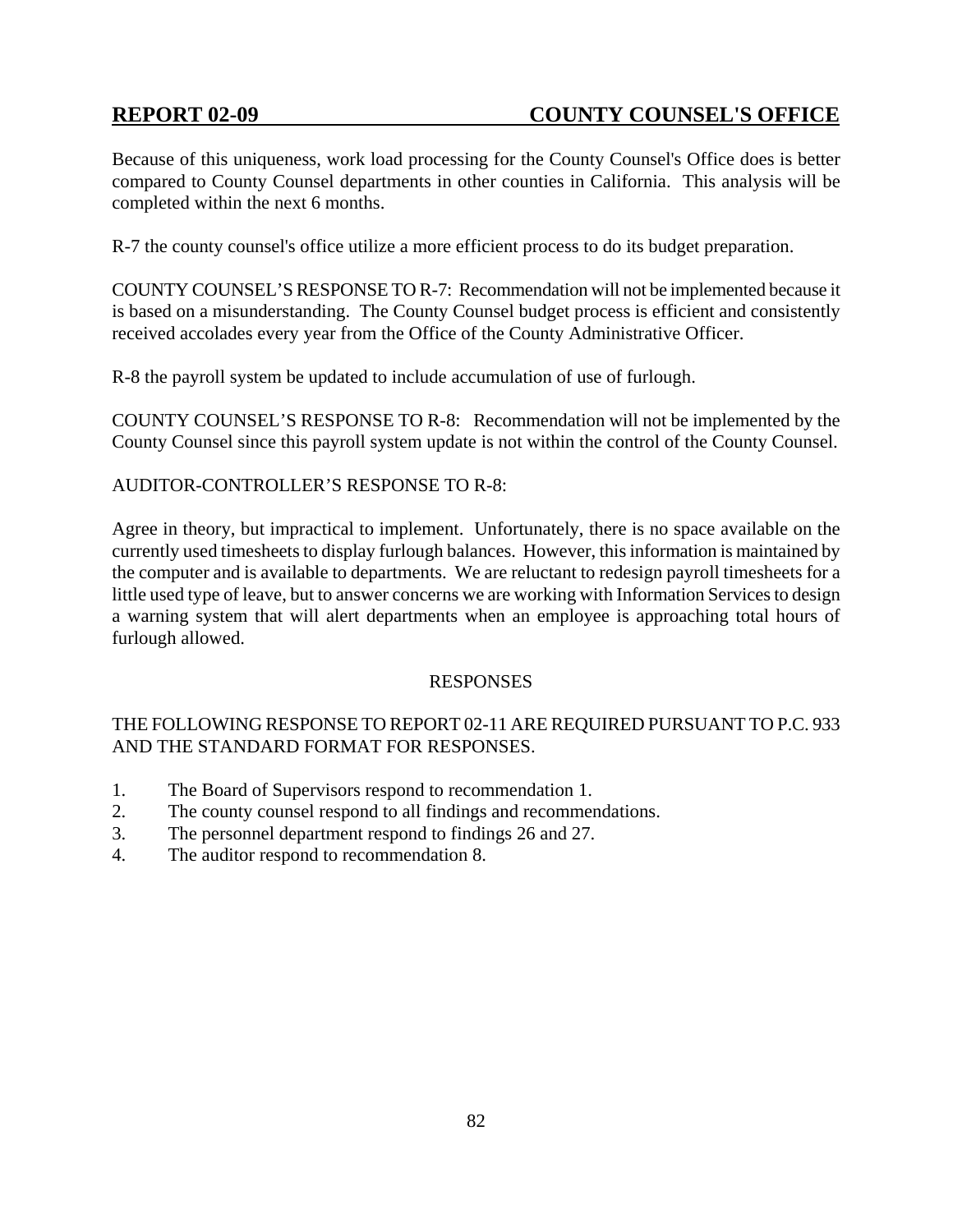Because of this uniqueness, work load processing for the County Counsel's Office does is better compared to County Counsel departments in other counties in California. This analysis will be completed within the next 6 months.

R-7 the county counsel's office utilize a more efficient process to do its budget preparation.

COUNTY COUNSEL'S RESPONSE TO R-7: Recommendation will not be implemented because it is based on a misunderstanding. The County Counsel budget process is efficient and consistently received accolades every year from the Office of the County Administrative Officer.

R-8 the payroll system be updated to include accumulation of use of furlough.

COUNTY COUNSEL'S RESPONSE TO R-8: Recommendation will not be implemented by the County Counsel since this payroll system update is not within the control of the County Counsel.

AUDITOR-CONTROLLER'S RESPONSE TO R-8:

Agree in theory, but impractical to implement. Unfortunately, there is no space available on the currently used timesheets to display furlough balances. However, this information is maintained by the computer and is available to departments. We are reluctant to redesign payroll timesheets for a little used type of leave, but to answer concerns we are working with Information Services to design a warning system that will alert departments when an employee is approaching total hours of furlough allowed.

RESPONSES

THE FOLLOWING RESPONSE TO REPORT 02-11 ARE REQUIRED PURSUANT TO P.C. 933 AND THE STANDARD FORMAT FOR RESPONSES.

1. The Board of Supervisors respond to recommendation 1.
2. The county counsel respond to all findings and recommendations.
3. The personnel department respond to findings 26 and 27.
4. The auditor respond to recommendation 8.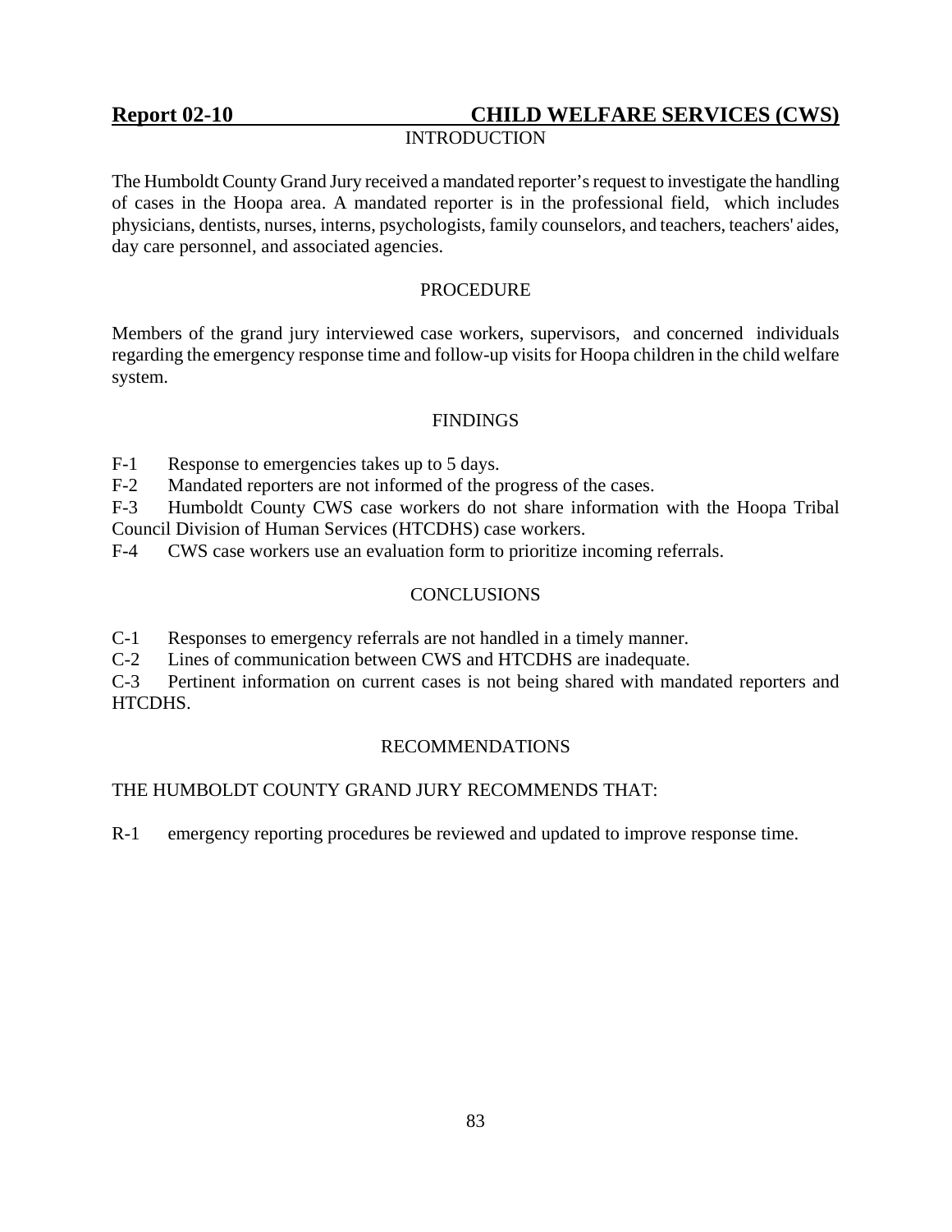## Report 02-10 CHILD WELFARE SERVICES (CWS)

### INTRODUCTION

The Humboldt County Grand Jury received a mandated reporter's request to investigate the handling of cases in the Hoopa area. A mandated reporter is in the professional field, which includes physicians, dentists, nurses, interns, psychologists, family counselors, and teachers, teachers' aides, day care personnel, and associated agencies.

### PROCEDURE

Members of the grand jury interviewed case workers, supervisors, and concerned individuals regarding the emergency response time and follow-up visits for Hoopa children in the child welfare system.

### FINDINGS

F-1 Response to emergencies takes up to 5 days.

F-2 Mandated reporters are not informed of the progress of the cases.

F-3 Humboldt County CWS case workers do not share information with the Hoopa Tribal Council Division of Human Services (HTCDHS) case workers.

F-4 CWS case workers use an evaluation form to prioritize incoming referrals.

### CONCLUSIONS

C-1 Responses to emergency referrals are not handled in a timely manner.

C-2 Lines of communication between CWS and HTCDHS are inadequate.

C-3 Pertinent information on current cases is not being shared with mandated reporters and HTCDHS.

### RECOMMENDATIONS

THE HUMBOLDT COUNTY GRAND JURY RECOMMENDS THAT:

R-1 emergency reporting procedures be reviewed and updated to improve response time.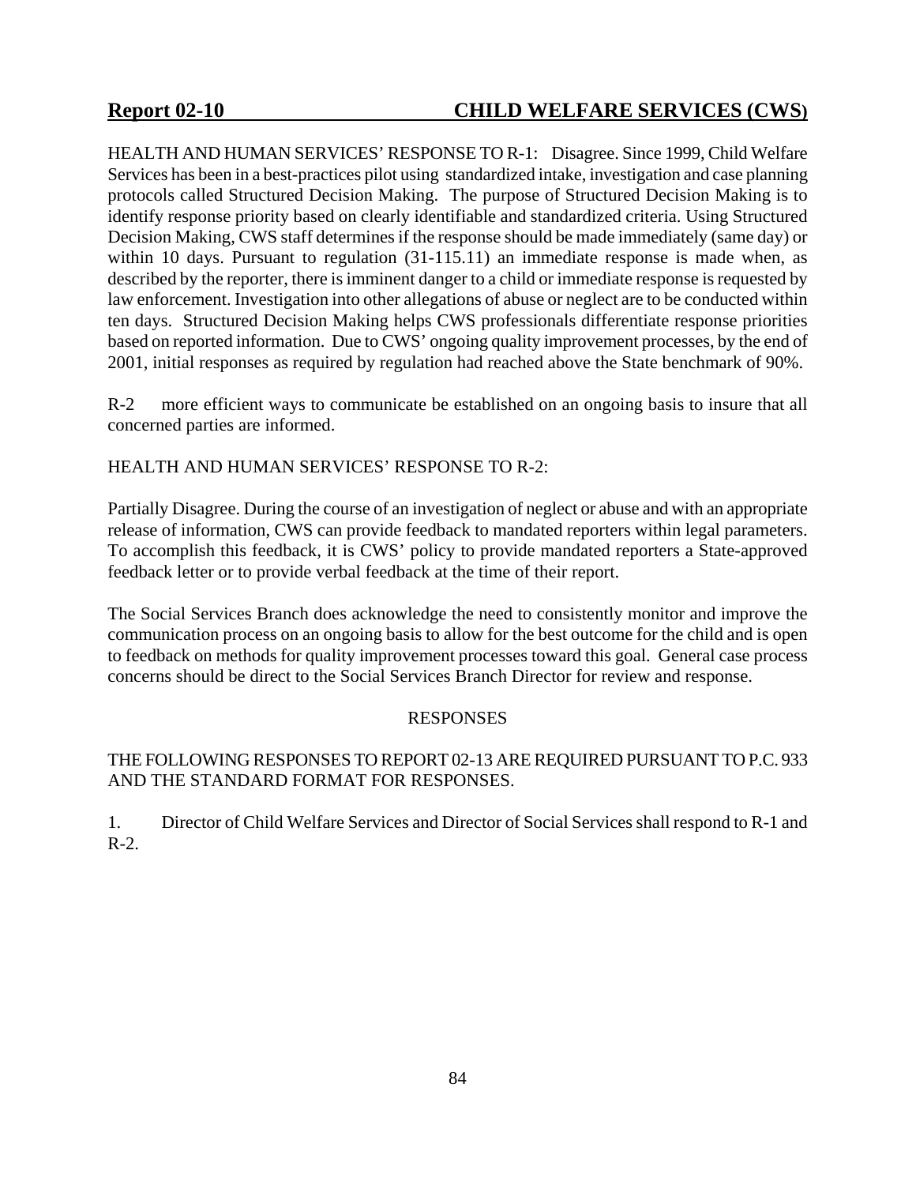**Report 02-10 CHILD WELFARE SERVICES (CWS)**

HEALTH AND HUMAN SERVICES' RESPONSE TO R-1: Disagree. Since 1999, Child Welfare Services has been in a best-practices pilot using standardized intake, investigation and case planning protocols called Structured Decision Making. The purpose of Structured Decision Making is to identify response priority based on clearly identifiable and standardized criteria. Using Structured Decision Making, CWS staff determines if the response should be made immediately (same day) or within 10 days. Pursuant to regulation (31-115.11) an immediate response is made when, as described by the reporter, there is imminent danger to a child or immediate response is requested by law enforcement. Investigation into other allegations of abuse or neglect are to be conducted within ten days. Structured Decision Making helps CWS professionals differentiate response priorities based on reported information. Due to CWS' ongoing quality improvement processes, by the end of 2001, initial responses as required by regulation had reached above the State benchmark of 90%.

R-2 more efficient ways to communicate be established on an ongoing basis to insure that all concerned parties are informed.

HEALTH AND HUMAN SERVICES' RESPONSE TO R-2:

Partially Disagree. During the course of an investigation of neglect or abuse and with an appropriate release of information, CWS can provide feedback to mandated reporters within legal parameters. To accomplish this feedback, it is CWS' policy to provide mandated reporters a State-approved feedback letter or to provide verbal feedback at the time of their report.

The Social Services Branch does acknowledge the need to consistently monitor and improve the communication process on an ongoing basis to allow for the best outcome for the child and is open to feedback on methods for quality improvement processes toward this goal. General case process concerns should be direct to the Social Services Branch Director for review and response.

RESPONSES

THE FOLLOWING RESPONSES TO REPORT 02-13 ARE REQUIRED PURSUANT TO P.C. 933 AND THE STANDARD FORMAT FOR RESPONSES.

1. Director of Child Welfare Services and Director of Social Services shall respond to R-1 and R-2.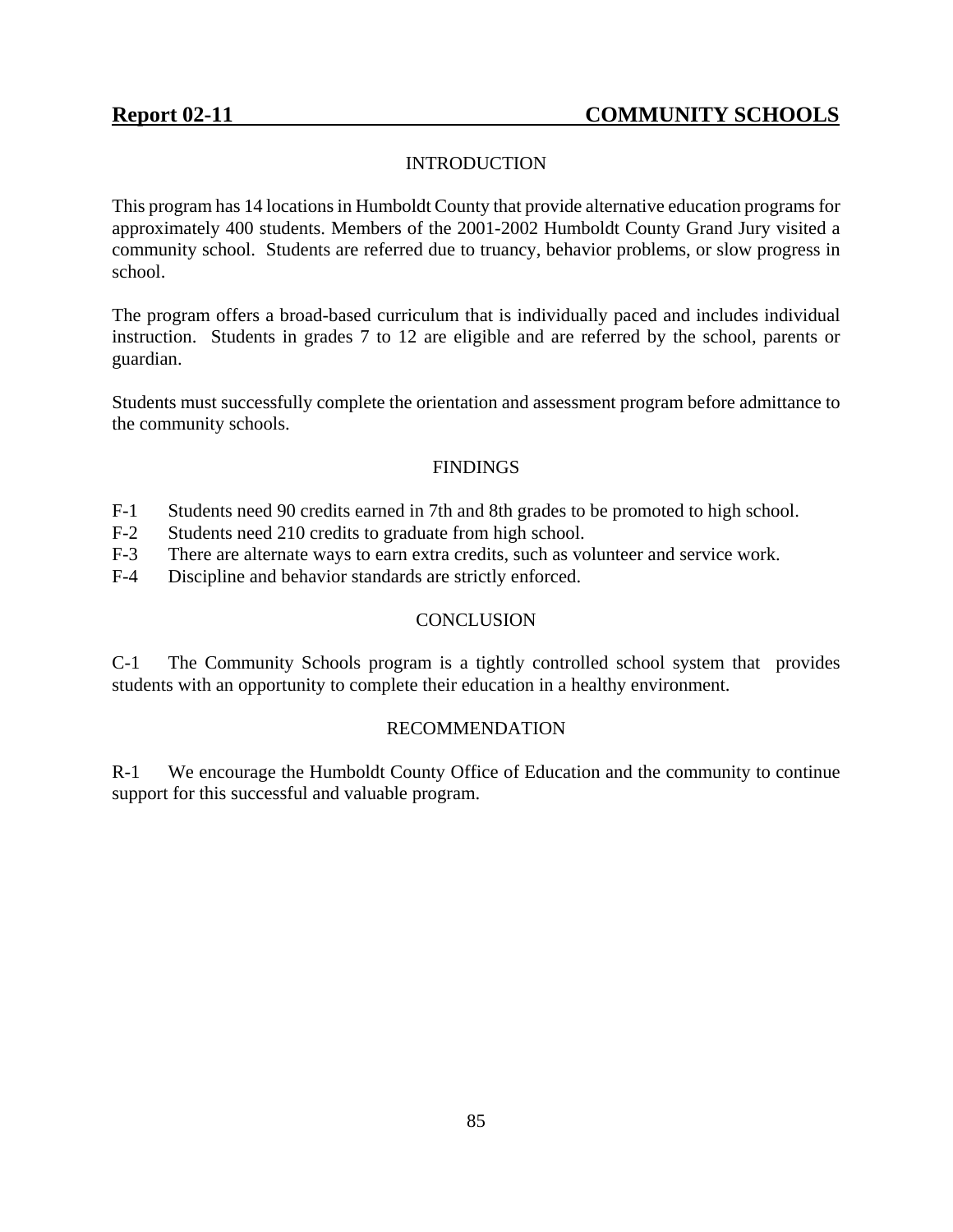## Report 02-11 COMMUNITY SCHOOLS

### INTRODUCTION

This program has 14 locations in Humboldt County that provide alternative education programs for approximately 400 students. Members of the 2001-2002 Humboldt County Grand Jury visited a community school. Students are referred due to truancy, behavior problems, or slow progress in school.

The program offers a broad-based curriculum that is individually paced and includes individual instruction. Students in grades 7 to 12 are eligible and are referred by the school, parents or guardian.

Students must successfully complete the orientation and assessment program before admittance to the community schools.

### FINDINGS

F-1 Students need 90 credits earned in 7th and 8th grades to be promoted to high school.

F-2 Students need 210 credits to graduate from high school.

F-3 There are alternate ways to earn extra credits, such as volunteer and service work.

F-4 Discipline and behavior standards are strictly enforced.

### CONCLUSION

C-1 The Community Schools program is a tightly controlled school system that provides students with an opportunity to complete their education in a healthy environment.

### RECOMMENDATION

R-1 We encourage the Humboldt County Office of Education and the community to continue support for this successful and valuable program.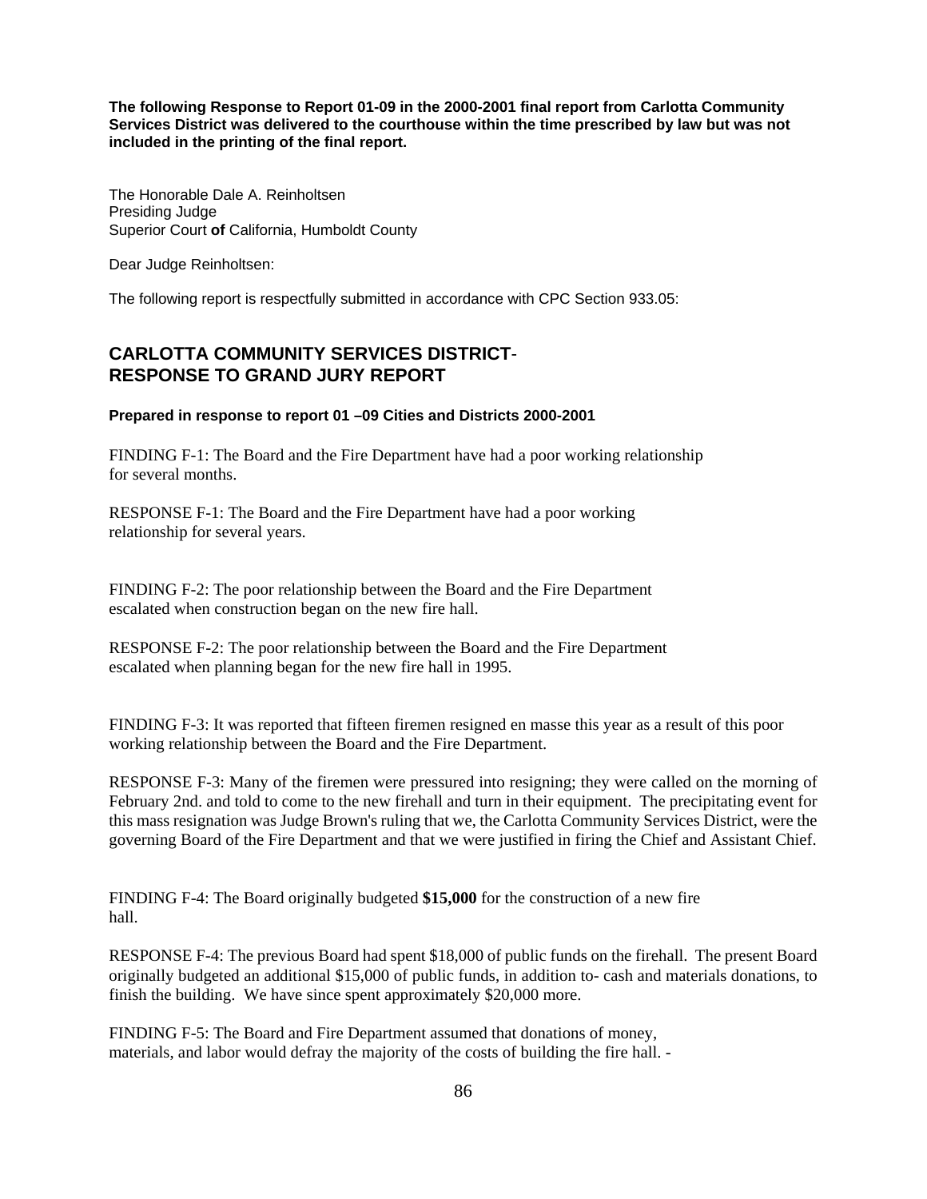**The following Response to Report 01-09 in the 2000-2001 final report from Carlotta Community Services District was delivered to the courthouse within the time prescribed by law but was not included in the printing of the final report.**

The Honorable Dale A. Reinholtsen
Presiding Judge
Superior Court **of** California, Humboldt County

Dear Judge Reinholtsen:

The following report is respectfully submitted in accordance with CPC Section 933.05:

## CARLOTTA COMMUNITY SERVICES DISTRICT- RESPONSE TO GRAND JURY REPORT

**Prepared in response to report 01 –09 Cities and Districts 2000-2001**

FINDING F-1: The Board and the Fire Department have had a poor working relationship for several months.

RESPONSE F-1: The Board and the Fire Department have had a poor working relationship for several years.

FINDING F-2: The poor relationship between the Board and the Fire Department escalated when construction began on the new fire hall.

RESPONSE F-2: The poor relationship between the Board and the Fire Department escalated when planning began for the new fire hall in 1995.

FINDING F-3: It was reported that fifteen firemen resigned en masse this year as a result of this poor working relationship between the Board and the Fire Department.

RESPONSE F-3: Many of the firemen were pressured into resigning; they were called on the morning of February 2nd. and told to come to the new firehall and turn in their equipment. The precipitating event for this mass resignation was Judge Brown's ruling that we, the Carlotta Community Services District, were the governing Board of the Fire Department and that we were justified in firing the Chief and Assistant Chief.

FINDING F-4: The Board originally budgeted **$15,000** for the construction of a new fire hall.

RESPONSE F-4: The previous Board had spent $18,000 of public funds on the firehall. The present Board originally budgeted an additional $15,000 of public funds, in addition to- cash and materials donations, to finish the building. We have since spent approximately $20,000 more.

FINDING F-5: The Board and Fire Department assumed that donations of money, materials, and labor would defray the majority of the costs of building the fire hall. -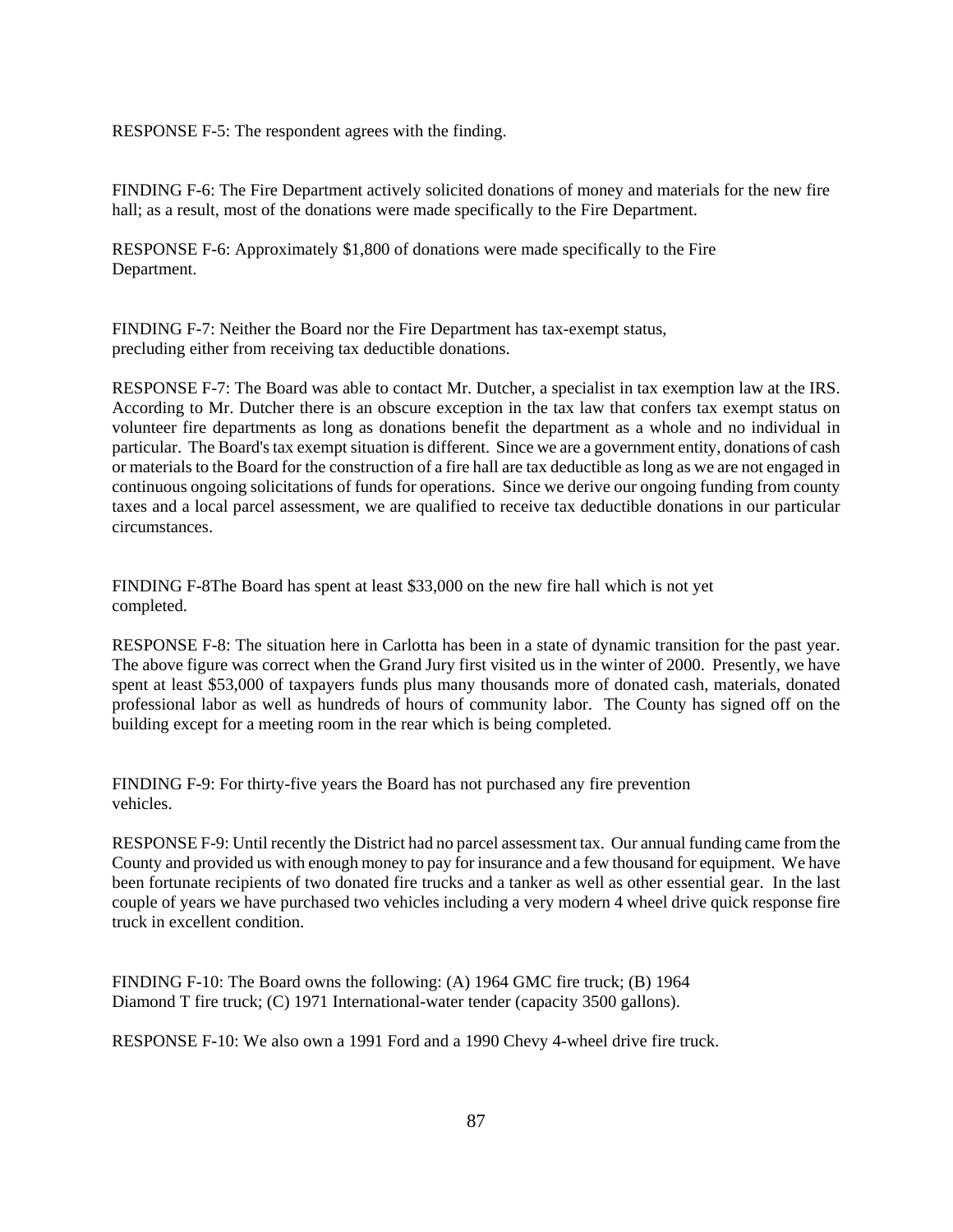RESPONSE F-5: The respondent agrees with the finding.

FINDING F-6: The Fire Department actively solicited donations of money and materials for the new fire hall; as a result, most of the donations were made specifically to the Fire Department.

RESPONSE F-6: Approximately $1,800 of donations were made specifically to the Fire Department.

FINDING F-7: Neither the Board nor the Fire Department has tax-exempt status, precluding either from receiving tax deductible donations.

RESPONSE F-7: The Board was able to contact Mr. Dutcher, a specialist in tax exemption law at the IRS. According to Mr. Dutcher there is an obscure exception in the tax law that confers tax exempt status on volunteer fire departments as long as donations benefit the department as a whole and no individual in particular. The Board's tax exempt situation is different. Since we are a government entity, donations of cash or materials to the Board for the construction of a fire hall are tax deductible as long as we are not engaged in continuous ongoing solicitations of funds for operations. Since we derive our ongoing funding from county taxes and a local parcel assessment, we are qualified to receive tax deductible donations in our particular circumstances.

FINDING F-8The Board has spent at least $33,000 on the new fire hall which is not yet completed.

RESPONSE F-8: The situation here in Carlotta has been in a state of dynamic transition for the past year. The above figure was correct when the Grand Jury first visited us in the winter of 2000. Presently, we have spent at least $53,000 of taxpayers funds plus many thousands more of donated cash, materials, donated professional labor as well as hundreds of hours of community labor. The County has signed off on the building except for a meeting room in the rear which is being completed.

FINDING F-9: For thirty-five years the Board has not purchased any fire prevention vehicles.

RESPONSE F-9: Until recently the District had no parcel assessment tax. Our annual funding came from the County and provided us with enough money to pay for insurance and a few thousand for equipment. We have been fortunate recipients of two donated fire trucks and a tanker as well as other essential gear. In the last couple of years we have purchased two vehicles including a very modern 4 wheel drive quick response fire truck in excellent condition.

FINDING F-10: The Board owns the following: (A) 1964 GMC fire truck; (B) 1964 Diamond T fire truck; (C) 1971 International-water tender (capacity 3500 gallons).

RESPONSE F-10: We also own a 1991 Ford and a 1990 Chevy 4-wheel drive fire truck.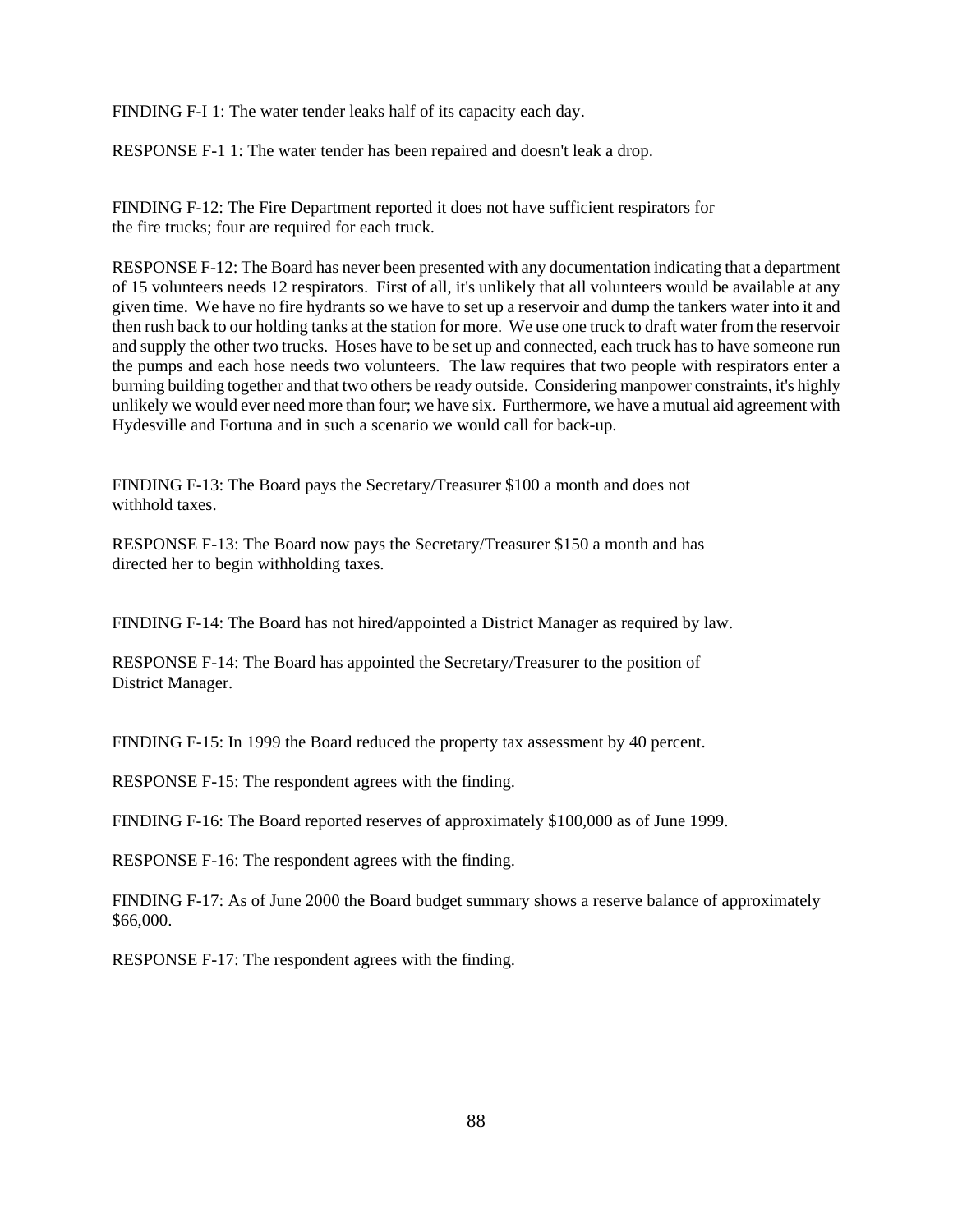FINDING F-I 1: The water tender leaks half of its capacity each day.

RESPONSE F-1 1: The water tender has been repaired and doesn't leak a drop.

FINDING F-12: The Fire Department reported it does not have sufficient respirators for the fire trucks; four are required for each truck.

RESPONSE F-12: The Board has never been presented with any documentation indicating that a department of 15 volunteers needs 12 respirators. First of all, it's unlikely that all volunteers would be available at any given time. We have no fire hydrants so we have to set up a reservoir and dump the tankers water into it and then rush back to our holding tanks at the station for more. We use one truck to draft water from the reservoir and supply the other two trucks. Hoses have to be set up and connected, each truck has to have someone run the pumps and each hose needs two volunteers. The law requires that two people with respirators enter a burning building together and that two others be ready outside. Considering manpower constraints, it's highly unlikely we would ever need more than four; we have six. Furthermore, we have a mutual aid agreement with Hydesville and Fortuna and in such a scenario we would call for back-up.

FINDING F-13: The Board pays the Secretary/Treasurer $100 a month and does not withhold taxes.

RESPONSE F-13: The Board now pays the Secretary/Treasurer $150 a month and has directed her to begin withholding taxes.

FINDING F-14: The Board has not hired/appointed a District Manager as required by law.

RESPONSE F-14: The Board has appointed the Secretary/Treasurer to the position of District Manager.

FINDING F-15: In 1999 the Board reduced the property tax assessment by 40 percent.

RESPONSE F-15: The respondent agrees with the finding.

FINDING F-16: The Board reported reserves of approximately $100,000 as of June 1999.

RESPONSE F-16: The respondent agrees with the finding.

FINDING F-17: As of June 2000 the Board budget summary shows a reserve balance of approximately $66,000.

RESPONSE F-17: The respondent agrees with the finding.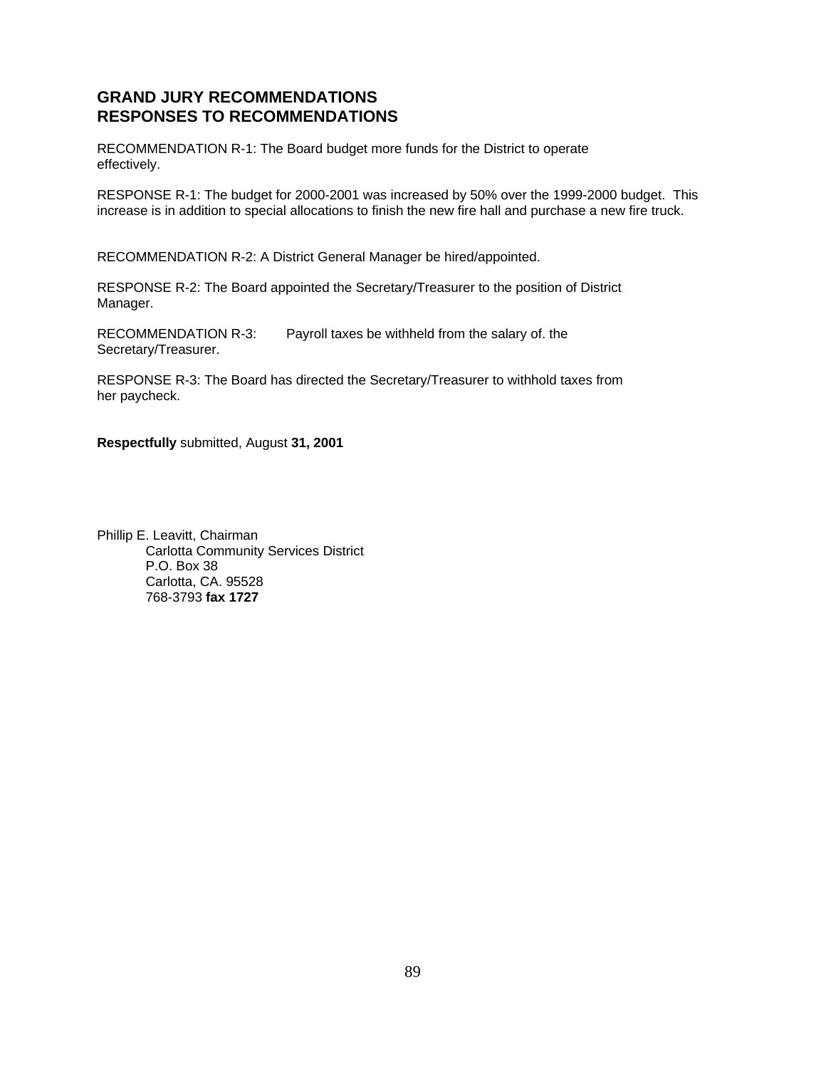## GRAND JURY RECOMMENDATIONS
## RESPONSES TO RECOMMENDATIONS

RECOMMENDATION R-1: The Board budget more funds for the District to operate effectively.

RESPONSE R-1: The budget for 2000-2001 was increased by 50% over the 1999-2000 budget. This increase is in addition to special allocations to finish the new fire hall and purchase a new fire truck.

RECOMMENDATION R-2: A District General Manager be hired/appointed.

RESPONSE R-2: The Board appointed the Secretary/Treasurer to the position of District Manager.

RECOMMENDATION R-3: Payroll taxes be withheld from the salary of. the Secretary/Treasurer.

RESPONSE R-3: The Board has directed the Secretary/Treasurer to withhold taxes from her paycheck.

**Respectfully** submitted, August **31, 2001**

Phillip E. Leavitt, Chairman
Carlotta Community Services District
P.O. Box 38
Carlotta, CA. 95528
768-3793 **fax 1727**